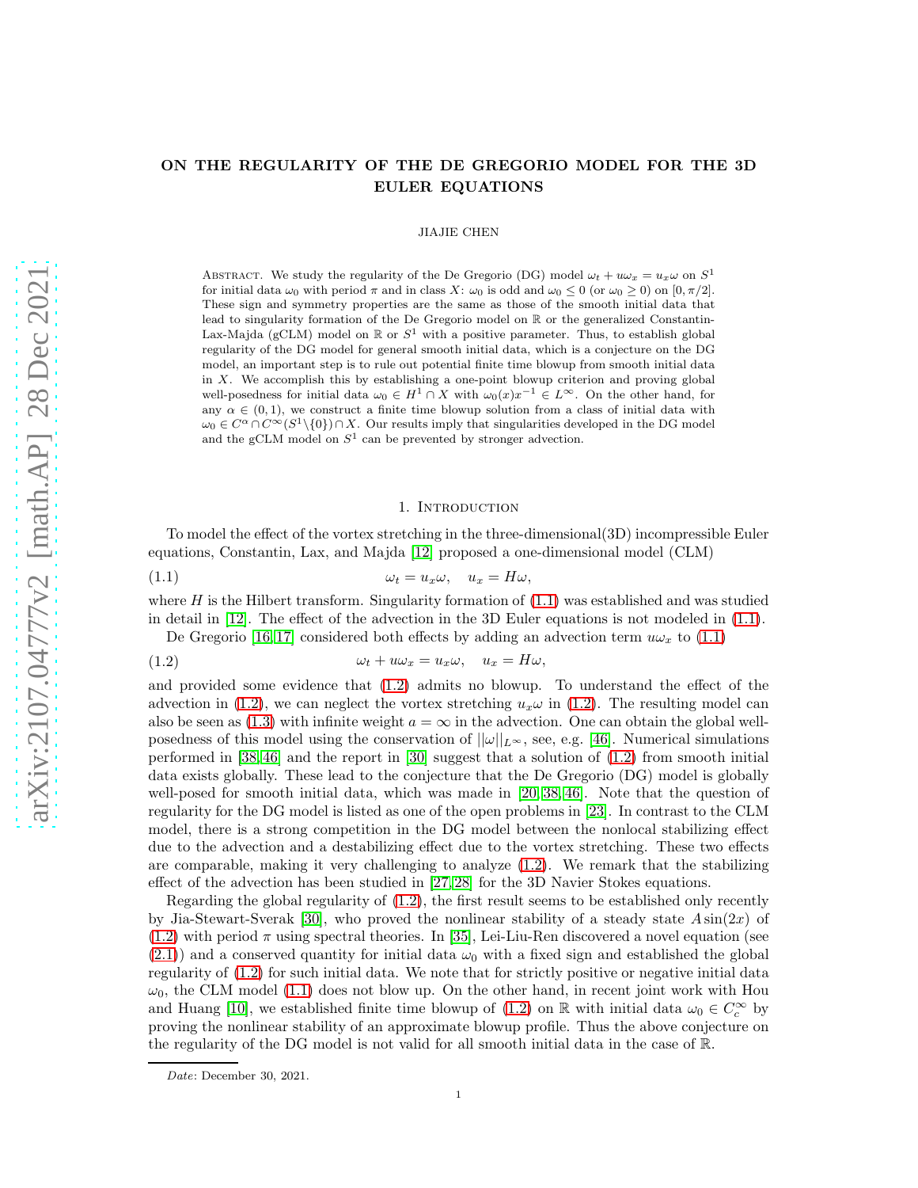# ON THE REGULARITY OF THE DE GREGORIO MODEL FOR THE 3D EULER EQUATIONS

JIAJIE CHEN

Abstract. We study the regularity of the De Gregorio (DG) model $\omega_t + u\omega_x = u_x\omega$ on $S^1$ for initial data $\omega_0$ with period $\pi$ and in class $X$: $\omega_0$ is odd and $\omega_0 \leq 0$ (or $\omega_0 \geq 0$) on $[0, \pi/2]$. These sign and symmetry properties are the same as those of the smooth initial data that lead to singularity formation of the De Gregorio model on $\mathbb{R}$ or the generalized Constantin-Lax-Majda (gCLM) model on $\mathbb{R}$ or $S^1$ with a positive parameter. Thus, to establish global regularity of the DG model for general smooth initial data, which is a conjecture on the DG model, an important step is to rule out potential finite time blowup from smooth initial data in $X$. We accomplish this by establishing a one-point blowup criterion and proving global well-posedness for initial data $\omega_0 \in H^1 \cap X$ with $\omega_0(x)x^{-1} \in L^\infty$. On the other hand, for any $\alpha \in (0, 1)$, we construct a finite time blowup solution from a class of initial data with $\omega_0 \in C^\alpha \cap C^\infty(S^1 \backslash \{0\}) \cap X$. Our results imply that singularities developed in the DG model and the gCLM model on $S^1$ can be prevented by stronger advection.

## 1. Introduction

To model the effect of the vortex stretching in the three-dimensional(3D) incompressible Euler equations, Constantin, Lax, and Majda [12] proposed a one-dimensional model (CLM)

$$\omega_t = u_x\omega, \quad u_x = H\omega, \tag{1.1}$$

where $H$ is the Hilbert transform. Singularity formation of (1.1) was established and was studied in detail in [12]. The effect of the advection in the 3D Euler equations is not modeled in (1.1).

De Gregorio [16,17] considered both effects by adding an advection term $u\omega_x$ to (1.1)

$$\omega_t + u\omega_x = u_x\omega, \quad u_x = H\omega, \tag{1.2}$$

and provided some evidence that (1.2) admits no blowup. To understand the effect of the advection in (1.2), we can neglect the vortex stretching $u_x\omega$ in (1.2). The resulting model can also be seen as (1.3) with infinite weight $a = \infty$ in the advection. One can obtain the global well-posedness of this model using the conservation of $||\omega||_{L^\infty}$, see, e.g. [46]. Numerical simulations performed in [38,46] and the report in [30] suggest that a solution of (1.2) from smooth initial data exists globally. These lead to the conjecture that the De Gregorio (DG) model is globally well-posed for smooth initial data, which was made in [20,38,46]. Note that the question of regularity for the DG model is listed as one of the open problems in [23]. In contrast to the CLM model, there is a strong competition in the DG model between the nonlocal stabilizing effect due to the advection and a destabilizing effect due to the vortex stretching. These two effects are comparable, making it very challenging to analyze (1.2). We remark that the stabilizing effect of the advection has been studied in [27,28] for the 3D Navier Stokes equations.

Regarding the global regularity of (1.2), the first result seems to be established only recently by Jia-Stewart-Sverak [30], who proved the nonlinear stability of a steady state $A\sin(2x)$ of (1.2) with period $\pi$ using spectral theories. In [35], Lei-Liu-Ren discovered a novel equation (see (2.1)) and a conserved quantity for initial data $\omega_0$ with a fixed sign and established the global regularity of (1.2) for such initial data. We note that for strictly positive or negative initial data $\omega_0$, the CLM model (1.1) does not blow up. On the other hand, in recent joint work with Hou and Huang [10], we established finite time blowup of (1.2) on $\mathbb{R}$ with initial data $\omega_0 \in C_c^\infty$ by proving the nonlinear stability of an approximate blowup profile. Thus the above conjecture on the regularity of the DG model is not valid for all smooth initial data in the case of $\mathbb{R}$.

*Date*: December 30, 2021.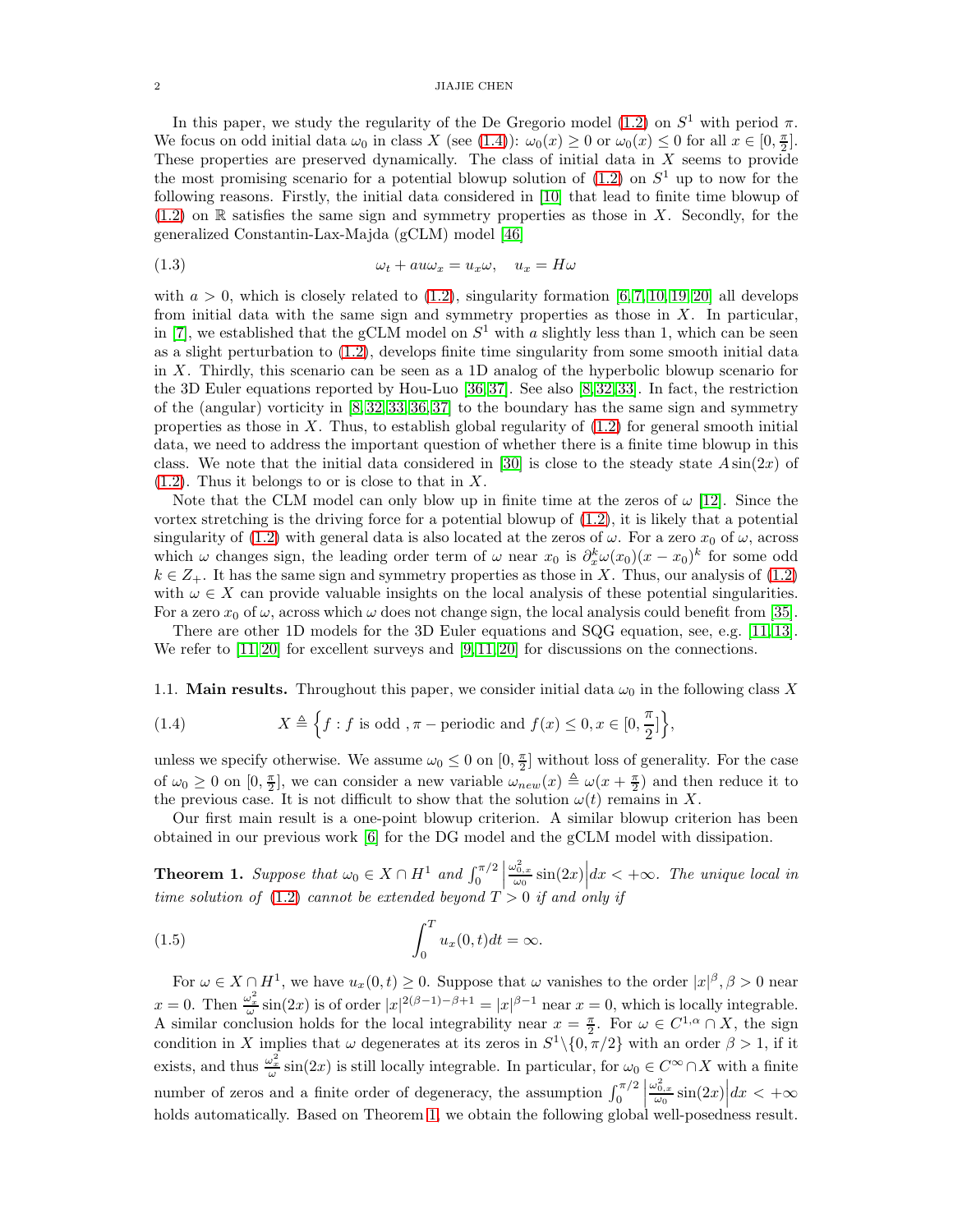In this paper, we study the regularity of the De Gregorio model (1.2) on $S^1$ with period $\pi$. We focus on odd initial data $\omega_0$ in class $X$ (see (1.4)): $\omega_0(x) \geq 0$ or $\omega_0(x) \leq 0$ for all $x \in [0, \frac{\pi}{2}]$. These properties are preserved dynamically. The class of initial data in $X$ seems to provide the most promising scenario for a potential blowup solution of (1.2) on $S^1$ up to now for the following reasons. Firstly, the initial data considered in [10] that lead to finite time blowup of (1.2) on $\mathbb{R}$ satisfies the same sign and symmetry properties as those in $X$. Secondly, for the generalized Constantin-Lax-Majda (gCLM) model [46]

$$
\omega_t + a u \omega_x = u_x \omega, \quad u_x = H\omega \tag{1.3}
$$

with $a > 0$, which is closely related to (1.2), singularity formation [6, 7, 10, 19, 20] all develops from initial data with the same sign and symmetry properties as those in $X$. In particular, in [7], we established that the gCLM model on $S^1$ with $a$ slightly less than 1, which can be seen as a slight perturbation to (1.2), develops finite time singularity from some smooth initial data in $X$. Thirdly, this scenario can be seen as a 1D analog of the hyperbolic blowup scenario for the 3D Euler equations reported by Hou-Luo [36, 37]. See also [8, 32, 33]. In fact, the restriction of the (angular) vorticity in [8, 32, 33, 36, 37] to the boundary has the same sign and symmetry properties as those in $X$. Thus, to establish global regularity of (1.2) for general smooth initial data, we need to address the important question of whether there is a finite time blowup in this class. We note that the initial data considered in [30] is close to the steady state $A\sin(2x)$ of (1.2). Thus it belongs to or is close to that in $X$.

Note that the CLM model can only blow up in finite time at the zeros of $\omega$ [12]. Since the vortex stretching is the driving force for a potential blowup of (1.2), it is likely that a potential singularity of (1.2) with general data is also located at the zeros of $\omega$. For a zero $x_0$ of $\omega$, across which $\omega$ changes sign, the leading order term of $\omega$ near $x_0$ is $\partial_x^k \omega(x_0)(x - x_0)^k$ for some odd $k \in Z_+$. It has the same sign and symmetry properties as those in $X$. Thus, our analysis of (1.2) with $\omega \in X$ can provide valuable insights on the local analysis of these potential singularities. For a zero $x_0$ of $\omega$, across which $\omega$ does not change sign, the local analysis could benefit from [35].

There are other 1D models for the 3D Euler equations and SQG equation, see, e.g. [11, 13]. We refer to [11, 20] for excellent surveys and [9, 11, 20] for discussions on the connections.

### 1.1. Main results.

Throughout this paper, we consider initial data $\omega_0$ in the following class $X$

$$
X \triangleq \Big\{ f : f \text{ is odd }, \pi-\text{periodic and } f(x) \leq 0, x \in [0, \frac{\pi}{2}] \Big\}, \tag{1.4}
$$

unless we specify otherwise. We assume $\omega_0 \leq 0$ on $[0, \frac{\pi}{2}]$ without loss of generality. For the case of $\omega_0 \geq 0$ on $[0, \frac{\pi}{2}]$, we can consider a new variable $\omega_{new}(x) \triangleq \omega(x + \frac{\pi}{2})$ and then reduce it to the previous case. It is not difficult to show that the solution $\omega(t)$ remains in $X$.

Our first main result is a one-point blowup criterion. A similar blowup criterion has been obtained in our previous work [6] for the DG model and the gCLM model with dissipation.

**Theorem 1.** *Suppose that $\omega_0 \in X \cap H^1$ and $\int_0^{\pi/2} \Big| \frac{\omega_{0,x}^2}{\omega_0} \sin(2x) \Big| dx < +\infty$. The unique local in time solution of (1.2) cannot be extended beyond $T > 0$ if and only if*

$$
\int_0^T u_x(0, t) dt = \infty. \tag{1.5}
$$

For $\omega \in X \cap H^1$, we have $u_x(0, t) \geq 0$. Suppose that $\omega$ vanishes to the order $|x|^\beta, \beta > 0$ near $x = 0$. Then $\frac{\omega_x^2}{\omega} \sin(2x)$ is of order $|x|^{2(\beta-1)-\beta+1} = |x|^{\beta-1}$ near $x = 0$, which is locally integrable. A similar conclusion holds for the local integrability near $x = \frac{\pi}{2}$. For $\omega \in C^{1,\alpha} \cap X$, the sign condition in $X$ implies that $\omega$ degenerates at its zeros in $S^1 \backslash \{0, \pi/2\}$ with an order $\beta > 1$, if it exists, and thus $\frac{\omega_x^2}{\omega} \sin(2x)$ is still locally integrable. In particular, for $\omega_0 \in C^\infty \cap X$ with a finite number of zeros and a finite order of degeneracy, the assumption $\int_0^{\pi/2} \Big| \frac{\omega_{0,x}^2}{\omega_0} \sin(2x) \Big| dx < +\infty$ holds automatically. Based on Theorem 1, we obtain the following global well-posedness result.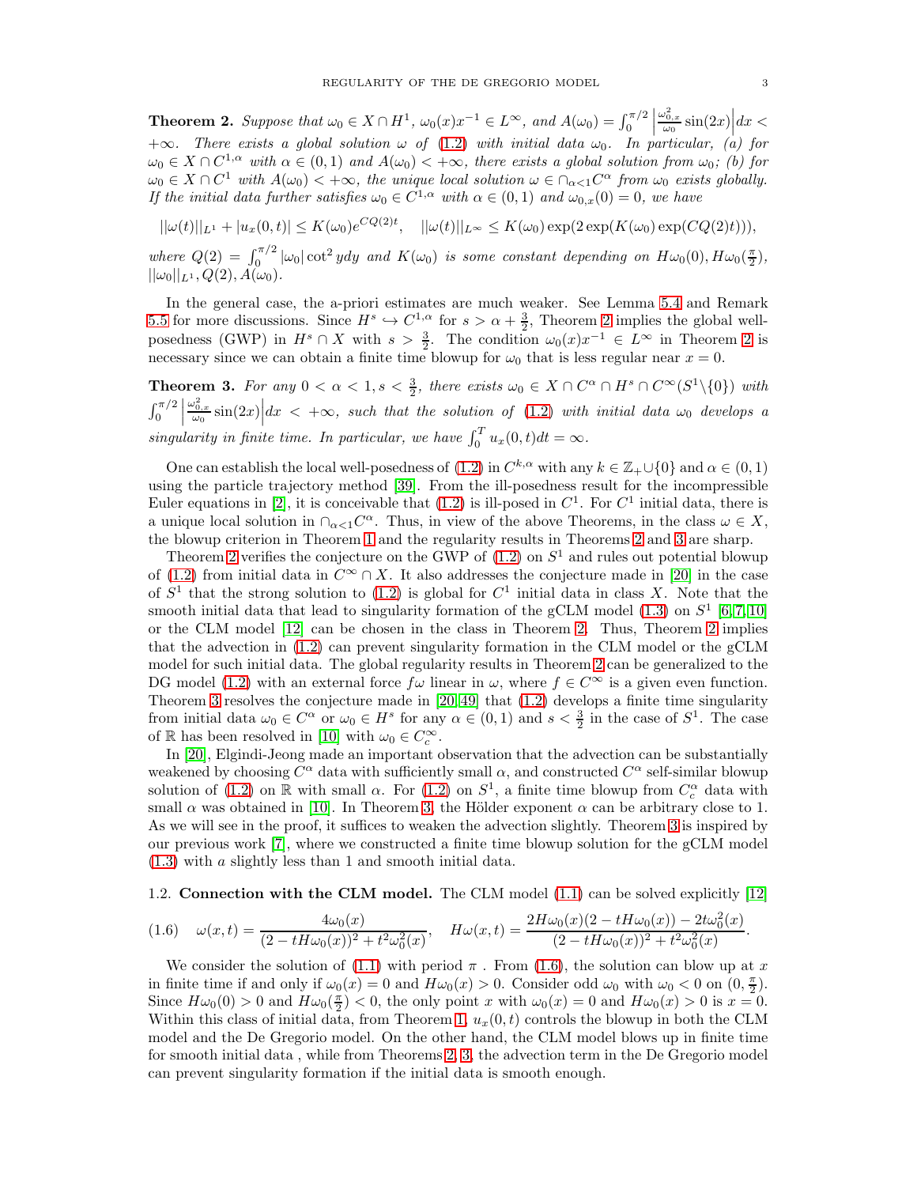**Theorem 2.** *Suppose that $\omega_0 \in X \cap H^1$, $\omega_0(x)x^{-1} \in L^\infty$, and $A(\omega_0) = \int_0^{\pi/2} \left| \frac{\omega_{0,x}^2}{\omega_0} \sin(2x) \right| dx < +\infty$. There exists a global solution $\omega$ of (1.2) with initial data $\omega_0$. In particular, (a) for $\omega_0 \in X \cap C^{1,\alpha}$ with $\alpha \in (0,1)$ and $A(\omega_0) < +\infty$, there exists a global solution from $\omega_0$; (b) for $\omega_0 \in X \cap C^1$ with $A(\omega_0) < +\infty$, the unique local solution $\omega \in \cap_{\alpha<1} C^\alpha$ from $\omega_0$ exists globally. If the initial data further satisfies $\omega_0 \in C^{1,\alpha}$ with $\alpha \in (0,1)$ and $\omega_{0,x}(0) = 0$, we have*

$$||\omega(t)||_{L^1} + |u_x(0,t)| \le K(\omega_0) e^{CQ(2)t}, \quad ||\omega(t)||_{L^\infty} \le K(\omega_0) \exp(2\exp(K(\omega_0)\exp(CQ(2)t))),$$

*where $Q(2) = \int_0^{\pi/2} |\omega_0| \cot^2 y dy$ and $K(\omega_0)$ is some constant depending on $H\omega_0(0), H\omega_0(\frac{\pi}{2})$, $||\omega_0||_{L^1}, Q(2), A(\omega_0)$.*

In the general case, the a-priori estimates are much weaker. See Lemma 5.4 and Remark 5.5 for more discussions. Since $H^s \hookrightarrow C^{1,\alpha}$ for $s > \alpha + \frac{3}{2}$, Theorem 2 implies the global well-posedness (GWP) in $H^s \cap X$ with $s > \frac{3}{2}$. The condition $\omega_0(x)x^{-1} \in L^\infty$ in Theorem 2 is necessary since we can obtain a finite time blowup for $\omega_0$ that is less regular near $x = 0$.

**Theorem 3.** *For any $0 < \alpha < 1, s < \frac{3}{2}$, there exists $\omega_0 \in X \cap C^\alpha \cap H^s \cap C^\infty(S^1 \backslash \{0\})$ with $\int_0^{\pi/2} \left| \frac{\omega_{0,x}^2}{\omega_0} \sin(2x) \right| dx < +\infty$, such that the solution of (1.2) with initial data $\omega_0$ develops a singularity in finite time. In particular, we have $\int_0^T u_x(0,t) dt = \infty$.*

One can establish the local well-posedness of (1.2) in $C^{k,\alpha}$ with any $k \in \mathbb{Z}_+ \cup \{0\}$ and $\alpha \in (0,1)$ using the particle trajectory method [39]. From the ill-posedness result for the incompressible Euler equations in [2], it is conceivable that (1.2) is ill-posed in $C^1$. For $C^1$ initial data, there is a unique local solution in $\cap_{\alpha<1} C^\alpha$. Thus, in view of the above Theorems, in the class $\omega \in X$, the blowup criterion in Theorem 1 and the regularity results in Theorems 2 and 3 are sharp.

Theorem 2 verifies the conjecture on the GWP of (1.2) on $S^1$ and rules out potential blowup of (1.2) from initial data in $C^\infty \cap X$. It also addresses the conjecture made in [20] in the case of $S^1$ that the strong solution to (1.2) is global for $C^1$ initial data in class $X$. Note that the smooth initial data that lead to singularity formation of the gCLM model (1.3) on $S^1$ [6, 7, 10] or the CLM model [12] can be chosen in the class in Theorem 2. Thus, Theorem 2 implies that the advection in (1.2) can prevent singularity formation in the CLM model or the gCLM model for such initial data. The global regularity results in Theorem 2 can be generalized to the DG model (1.2) with an external force $f\omega$ linear in $\omega$, where $f \in C^\infty$ is a given even function. Theorem 3 resolves the conjecture made in [20, 49] that (1.2) develops a finite time singularity from initial data $\omega_0 \in C^\alpha$ or $\omega_0 \in H^s$ for any $\alpha \in (0,1)$ and $s < \frac{3}{2}$ in the case of $S^1$. The case of $\mathbb{R}$ has been resolved in [10] with $\omega_0 \in C_c^\infty$.

In [20], Elgindi-Jeong made an important observation that the advection can be substantially weakened by choosing $C^\alpha$ data with sufficiently small $\alpha$, and constructed $C^\alpha$ self-similar blowup solution of (1.2) on $\mathbb{R}$ with small $\alpha$. For (1.2) on $S^1$, a finite time blowup from $C_c^\alpha$ data with small $\alpha$ was obtained in [10]. In Theorem 3, the Hölder exponent $\alpha$ can be arbitrary close to 1. As we will see in the proof, it suffices to weaken the advection slightly. Theorem 3 is inspired by our previous work [7], where we constructed a finite time blowup solution for the gCLM model (1.3) with $a$ slightly less than 1 and smooth initial data.

### 1.2. Connection with the CLM model.

The CLM model (1.1) can be solved explicitly [12]

$$\omega(x,t) = \frac{4\omega_0(x)}{(2 - tH\omega_0(x))^2 + t^2\omega_0^2(x)}, \quad H\omega(x,t) = \frac{2H\omega_0(x)(2 - tH\omega_0(x)) - 2t\omega_0^2(x)}{(2 - tH\omega_0(x))^2 + t^2\omega_0^2(x)}. \tag{1.6}$$

We consider the solution of (1.1) with period $\pi$. From (1.6), the solution can blow up at $x$ in finite time if and only if $\omega_0(x) = 0$ and $H\omega_0(x) > 0$. Consider odd $\omega_0$ with $\omega_0 < 0$ on $(0, \frac{\pi}{2})$. Since $H\omega_0(0) > 0$ and $H\omega_0(\frac{\pi}{2}) < 0$, the only point $x$ with $\omega_0(x) = 0$ and $H\omega_0(x) > 0$ is $x = 0$. Within this class of initial data, from Theorem 1, $u_x(0,t)$ controls the blowup in both the CLM model and the De Gregorio model. On the other hand, the CLM model blows up in finite time for smooth initial data , while from Theorems 2, 3, the advection term in the De Gregorio model can prevent singularity formation if the initial data is smooth enough.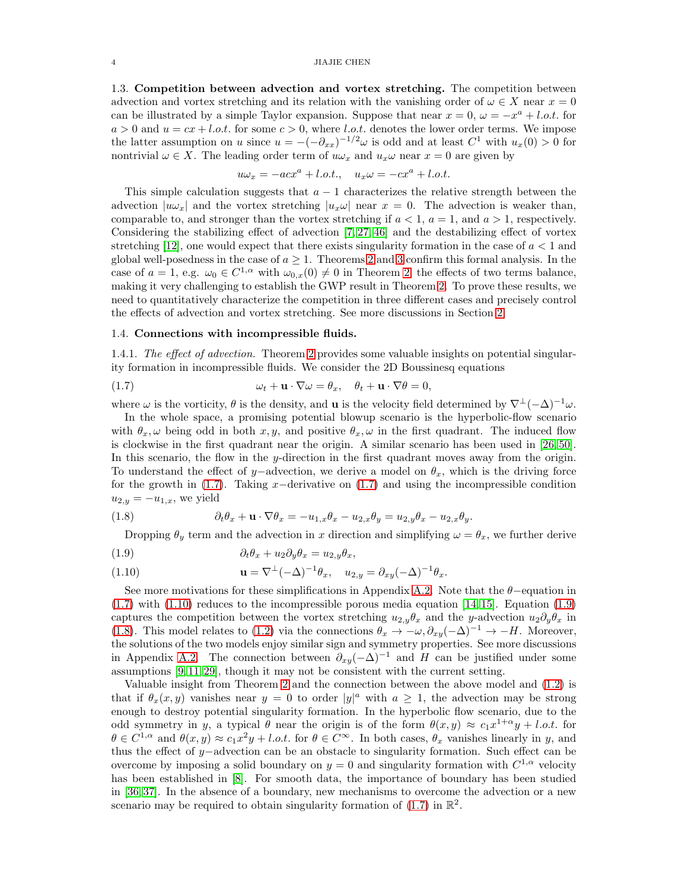### 1.3. Competition between advection and vortex stretching.

The competition between advection and vortex stretching and its relation with the vanishing order of $\omega \in X$ near $x = 0$ can be illustrated by a simple Taylor expansion. Suppose that near $x = 0$, $\omega = -x^a + l.o.t.$ for $a > 0$ and $u = cx + l.o.t.$ for some $c > 0$, where $l.o.t.$ denotes the lower order terms. We impose the latter assumption on $u$ since $u = -(-\partial_{xx})^{-1/2}\omega$ is odd and at least $C^1$ with $u_x(0) > 0$ for nontrivial $\omega \in X$. The leading order term of $u\omega_x$ and $u_x \omega$ near $x = 0$ are given by

$$u\omega_x = -acx^a + l.o.t., \quad u_x\omega = -cx^a + l.o.t.$$

This simple calculation suggests that $a - 1$ characterizes the relative strength between the advection $|u\omega_x|$ and the vortex stretching $|u_x \omega|$ near $x = 0$. The advection is weaker than, comparable to, and stronger than the vortex stretching if $a < 1$, $a = 1$, and $a > 1$, respectively. Considering the stabilizing effect of advection [7,27,46] and the destabilizing effect of vortex stretching [12], one would expect that there exists singularity formation in the case of $a < 1$ and global well-posedness in the case of $a \geq 1$. Theorems 2 and 3 confirm this formal analysis. In the case of $a = 1$, e.g. $\omega_0 \in C^{1,\alpha}$ with $\omega_{0,x}(0) \neq 0$ in Theorem 2, the effects of two terms balance, making it very challenging to establish the GWP result in Theorem 2. To prove these results, we need to quantitatively characterize the competition in three different cases and precisely control the effects of advection and vortex stretching. See more discussions in Section 2.

### 1.4. Connections with incompressible fluids.

#### 1.4.1. *The effect of advection.*

Theorem 2 provides some valuable insights on potential singularity formation in incompressible fluids. We consider the 2D Boussinesq equations

$$\omega_t + \mathbf{u} \cdot \nabla \omega = \theta_x, \quad \theta_t + \mathbf{u} \cdot \nabla \theta = 0, \tag{1.7}$$

where $\omega$ is the vorticity, $\theta$ is the density, and $\mathbf{u}$ is the velocity field determined by $\nabla^{\perp}(-\Delta)^{-1}\omega$.

In the whole space, a promising potential blowup scenario is the hyperbolic-flow scenario with $\theta_x, \omega$ being odd in both $x, y$, and positive $\theta_x, \omega$ in the first quadrant. The induced flow is clockwise in the first quadrant near the origin. A similar scenario has been used in [26,50]. In this scenario, the flow in the $y$-direction in the first quadrant moves away from the origin. To understand the effect of $y-$advection, we derive a model on $\theta_x$, which is the driving force for the growth in (1.7). Taking $x-$derivative on (1.7) and using the incompressible condition $u_{2,y} = -u_{1,x}$, we yield

$$\partial_t \theta_x + \mathbf{u} \cdot \nabla \theta_x = -u_{1,x}\theta_x - u_{2,x}\theta_y = u_{2,y}\theta_x - u_{2,x}\theta_y. \tag{1.8}$$

Dropping $\theta_y$ term and the advection in $x$ direction and simplifying $\omega = \theta_x$, we further derive

$$\partial_t \theta_x + u_2 \partial_y \theta_x = u_{2,y}\theta_x, \tag{1.9}$$

$$\mathbf{u} = \nabla^{\perp}(-\Delta)^{-1}\theta_x, \quad u_{2,y} = \partial_{xy}(-\Delta)^{-1}\theta_x. \tag{1.10}$$

See more motivations for these simplifications in Appendix A.2. Note that the $\theta-$equation in (1.7) with (1.10) reduces to the incompressible porous media equation [14,15]. Equation (1.9) captures the competition between the vortex stretching $u_{2,y}\theta_x$ and the $y$-advection $u_2\partial_y\theta_x$ in (1.8). This model relates to (1.2) via the connections $\theta_x \to -\omega, \partial_{xy}(-\Delta)^{-1} \to -H$. Moreover, the solutions of the two models enjoy similar sign and symmetry properties. See more discussions in Appendix A.2. The connection between $\partial_{xy}(-\Delta)^{-1}$ and $H$ can be justified under some assumptions [9,11,29], though it may not be consistent with the current setting.

Valuable insight from Theorem 2 and the connection between the above model and (1.2) is that if $\theta_x(x, y)$ vanishes near $y = 0$ to order $|y|^a$ with $a \geq 1$, the advection may be strong enough to destroy potential singularity formation. In the hyperbolic flow scenario, due to the odd symmetry in $y$, a typical $\theta$ near the origin is of the form $\theta(x, y) \approx c_1 x^{1+\alpha} y + l.o.t.$ for $\theta \in C^{1,\alpha}$ and $\theta(x, y) \approx c_1 x^2 y + l.o.t.$ for $\theta \in C^{\infty}$. In both cases, $\theta_x$ vanishes linearly in $y$, and thus the effect of $y-$advection can be an obstacle to singularity formation. Such effect can be overcome by imposing a solid boundary on $y = 0$ and singularity formation with $C^{1,\alpha}$ velocity has been established in [8]. For smooth data, the importance of boundary has been studied in [36,37]. In the absence of a boundary, new mechanisms to overcome the advection or a new scenario may be required to obtain singularity formation of (1.7) in $\mathbb{R}^2$.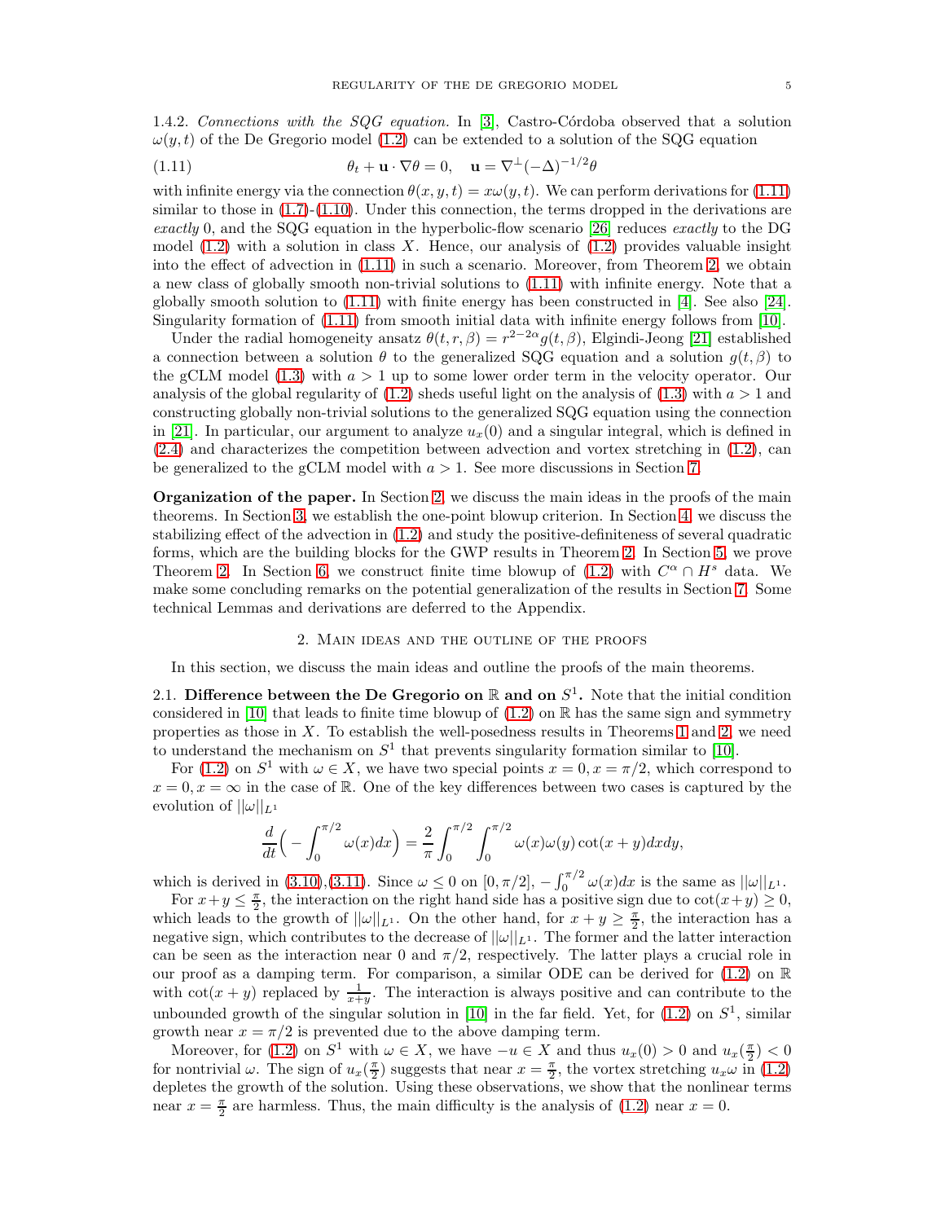1.4.2. *Connections with the SQG equation.* In [3], Castro-Córdoba observed that a solution $\omega(y,t)$ of the De Gregorio model (1.2) can be extended to a solution of the SQG equation

$$\theta_t + \mathbf{u}\cdot\nabla\theta = 0, \quad \mathbf{u} = \nabla^{\perp}(-\Delta)^{-1/2}\theta \tag{1.11}$$

with infinite energy via the connection $\theta(x,y,t) = x\omega(y,t)$. We can perform derivations for (1.11) similar to those in (1.7)-(1.10). Under this connection, the terms dropped in the derivations are *exactly* 0, and the SQG equation in the hyperbolic-flow scenario [26] reduces *exactly* to the DG model (1.2) with a solution in class $X$. Hence, our analysis of (1.2) provides valuable insight into the effect of advection in (1.11) in such a scenario. Moreover, from Theorem 2, we obtain a new class of globally smooth non-trivial solutions to (1.11) with infinite energy. Note that a globally smooth solution to (1.11) with finite energy has been constructed in [4]. See also [24]. Singularity formation of (1.11) from smooth initial data with infinite energy follows from [10].

Under the radial homogeneity ansatz $\theta(t,r,\beta) = r^{2-2\alpha}g(t,\beta)$, Elgindi-Jeong [21] established a connection between a solution $\theta$ to the generalized SQG equation and a solution $g(t,\beta)$ to the gCLM model (1.3) with $a>1$ up to some lower order term in the velocity operator. Our analysis of the global regularity of (1.2) sheds useful light on the analysis of (1.3) with $a>1$ and constructing globally non-trivial solutions to the generalized SQG equation using the connection in [21]. In particular, our argument to analyze $u_x(0)$ and a singular integral, which is defined in (2.4) and characterizes the competition between advection and vortex stretching in (1.2), can be generalized to the gCLM model with $a>1$. See more discussions in Section 7.

**Organization of the paper.** In Section 2, we discuss the main ideas in the proofs of the main theorems. In Section 3, we establish the one-point blowup criterion. In Section 4, we discuss the stabilizing effect of the advection in (1.2) and study the positive-definiteness of several quadratic forms, which are the building blocks for the GWP results in Theorem 2. In Section 5, we prove Theorem 2. In Section 6, we construct finite time blowup of (1.2) with $C^{\alpha}\cap H^s$ data. We make some concluding remarks on the potential generalization of the results in Section 7. Some technical Lemmas and derivations are deferred to the Appendix.

## 2. Main ideas and the outline of the proofs

In this section, we discuss the main ideas and outline the proofs of the main theorems.

2.1. **Difference between the De Gregorio on $\mathbb{R}$ and on $S^1$.** Note that the initial condition considered in [10] that leads to finite time blowup of (1.2) on $\mathbb{R}$ has the same sign and symmetry properties as those in $X$. To establish the well-posedness results in Theorems 1 and 2, we need to understand the mechanism on $S^1$ that prevents singularity formation similar to [10].

For (1.2) on $S^1$ with $\omega\in X$, we have two special points $x=0, x=\pi/2$, which correspond to $x=0, x=\infty$ in the case of $\mathbb{R}$. One of the key differences between two cases is captured by the evolution of $||\omega||_{L^1}$

$$\frac{d}{dt}\Big(-\int_0^{\pi/2}\omega(x)dx\Big) = \frac{2}{\pi}\int_0^{\pi/2}\int_0^{\pi/2}\omega(x)\omega(y)\cot(x+y)dxdy,$$

which is derived in (3.10),(3.11). Since $\omega\leq 0$ on $[0,\pi/2]$, $-\int_0^{\pi/2}\omega(x)dx$ is the same as $||\omega||_{L^1}$.

For $x+y\leq\frac{\pi}{2}$, the interaction on the right hand side has a positive sign due to $\cot(x+y)\geq 0$, which leads to the growth of $||\omega||_{L^1}$. On the other hand, for $x+y\geq\frac{\pi}{2}$, the interaction has a negative sign, which contributes to the decrease of $||\omega||_{L^1}$. The former and the latter interaction can be seen as the interaction near 0 and $\pi/2$, respectively. The latter plays a crucial role in our proof as a damping term. For comparison, a similar ODE can be derived for (1.2) on $\mathbb{R}$ with $\cot(x+y)$ replaced by $\frac{1}{x+y}$. The interaction is always positive and can contribute to the unbounded growth of the singular solution in [10] in the far field. Yet, for (1.2) on $S^1$, similar growth near $x=\pi/2$ is prevented due to the above damping term.

Moreover, for (1.2) on $S^1$ with $\omega\in X$, we have $-u\in X$ and thus $u_x(0)>0$ and $u_x(\frac{\pi}{2})<0$ for nontrivial $\omega$. The sign of $u_x(\frac{\pi}{2})$ suggests that near $x=\frac{\pi}{2}$, the vortex stretching $u_x\omega$ in (1.2) depletes the growth of the solution. Using these observations, we show that the nonlinear terms near $x=\frac{\pi}{2}$ are harmless. Thus, the main difficulty is the analysis of (1.2) near $x=0$.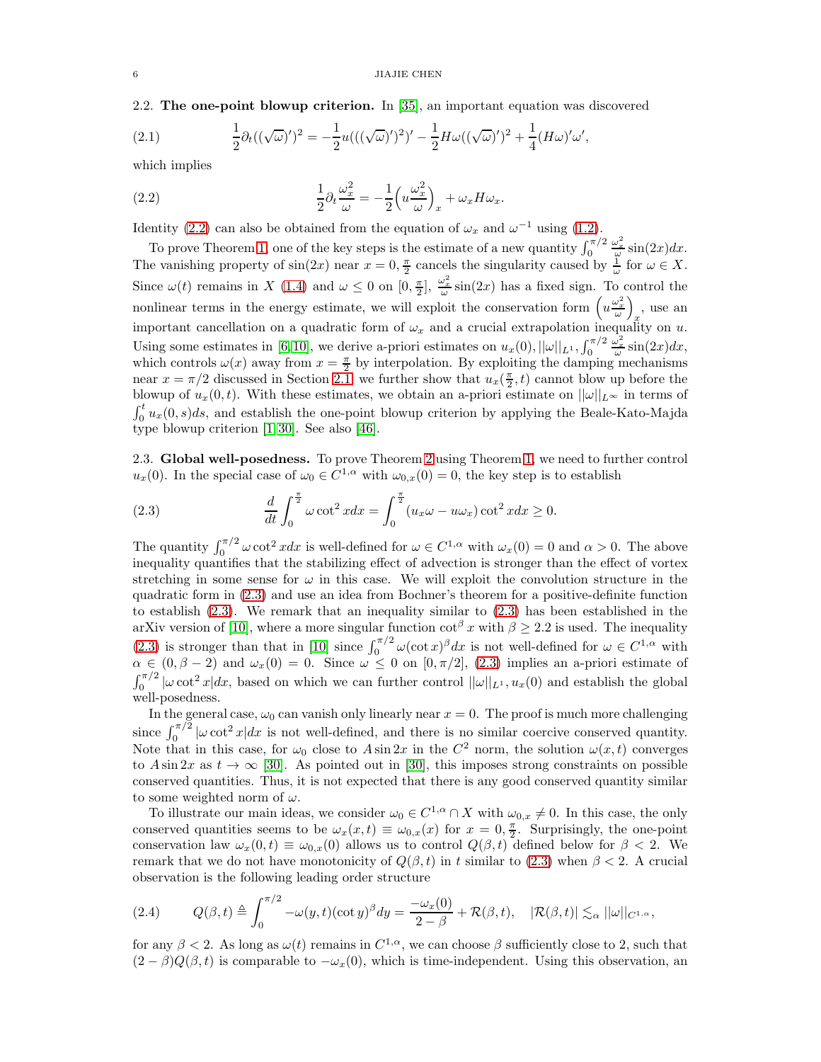## 2.2. The one-point blowup criterion.

In [35], an important equation was discovered

$$\frac{1}{2}\partial_t((\sqrt{\omega})')^2 = -\frac{1}{2}u(((\sqrt{\omega})')^2)' - \frac{1}{2}H\omega((\sqrt{\omega})')^2 + \frac{1}{4}(H\omega)'\omega', \tag{2.1}$$

which implies

$$\frac{1}{2}\partial_t \frac{\omega_x^2}{\omega} = -\frac{1}{2}\Big(u\frac{\omega_x^2}{\omega}\Big)_x + \omega_x H\omega_x. \tag{2.2}$$

Identity (2.2) can also be obtained from the equation of $\omega_x$ and $\omega^{-1}$ using (1.2).

To prove Theorem 1, one of the key steps is the estimate of a new quantity $\int_0^{\pi/2} \frac{\omega_x^2}{\omega}\sin(2x)dx$. The vanishing property of $\sin(2x)$ near $x = 0, \frac{\pi}{2}$ cancels the singularity caused by $\frac{1}{\omega}$ for $\omega \in X$. Since $\omega(t)$ remains in $X$ (1.4) and $\omega \le 0$ on $[0, \frac{\pi}{2}]$, $\frac{\omega_x^2}{\omega}\sin(2x)$ has a fixed sign. To control the nonlinear terms in the energy estimate, we will exploit the conservation form $\Big(u\frac{\omega_x^2}{\omega}\Big)_x$, use an important cancellation on a quadratic form of $\omega_x$ and a crucial extrapolation inequality on $u$. Using some estimates in [6,10], we derive a-priori estimates on $u_x(0), ||\omega||_{L^1}, \int_0^{\pi/2} \frac{\omega_x^2}{\omega}\sin(2x)dx$, which controls $\omega(x)$ away from $x = \frac{\pi}{2}$ by interpolation. By exploiting the damping mechanisms near $x = \pi/2$ discussed in Section 2.1, we further show that $u_x(\frac{\pi}{2}, t)$ cannot blow up before the blowup of $u_x(0,t)$. With these estimates, we obtain an a-priori estimate on $||\omega||_{L^\infty}$ in terms of $\int_0^t u_x(0,s)ds$, and establish the one-point blowup criterion by applying the Beale-Kato-Majda type blowup criterion [1,30]. See also [46].

## 2.3. Global well-posedness.

To prove Theorem 2 using Theorem 1, we need to further control $u_x(0)$. In the special case of $\omega_0 \in C^{1,\alpha}$ with $\omega_{0,x}(0) = 0$, the key step is to establish

$$\frac{d}{dt}\int_0^{\frac{\pi}{2}} \omega \cot^2 x dx = \int_0^{\frac{\pi}{2}} (u_x\omega - u\omega_x)\cot^2 x dx \ge 0. \tag{2.3}$$

The quantity $\int_0^{\pi/2} \omega \cot^2 x dx$ is well-defined for $\omega \in C^{1,\alpha}$ with $\omega_x(0) = 0$ and $\alpha > 0$. The above inequality quantifies that the stabilizing effect of advection is stronger than the effect of vortex stretching in some sense for $\omega$ in this case. We will exploit the convolution structure in the quadratic form in (2.3) and use an idea from Bochner's theorem for a positive-definite function to establish (2.3). We remark that an inequality similar to (2.3) has been established in the arXiv version of [10], where a more singular function $\cot^\beta x$ with $\beta \ge 2.2$ is used. The inequality (2.3) is stronger than that in [10] since $\int_0^{\pi/2} \omega(\cot x)^\beta dx$ is not well-defined for $\omega \in C^{1,\alpha}$ with $\alpha \in (0, \beta - 2)$ and $\omega_x(0) = 0$. Since $\omega \le 0$ on $[0, \pi/2]$, (2.3) implies an a-priori estimate of $\int_0^{\pi/2} |\omega \cot^2 x| dx$, based on which we can further control $||\omega||_{L^1}, u_x(0)$ and establish the global well-posedness.

In the general case, $\omega_0$ can vanish only linearly near $x = 0$. The proof is much more challenging since $\int_0^{\pi/2} |\omega \cot^2 x| dx$ is not well-defined, and there is no similar coercive conserved quantity. Note that in this case, for $\omega_0$ close to $A\sin 2x$ in the $C^2$ norm, the solution $\omega(x,t)$ converges to $A \sin 2x$ as $t \to \infty$ [30]. As pointed out in [30], this imposes strong constraints on possible conserved quantities. Thus, it is not expected that there is any good conserved quantity similar to some weighted norm of $\omega$.

To illustrate our main ideas, we consider $\omega_0 \in C^{1,\alpha} \cap X$ with $\omega_{0,x} \neq 0$. In this case, the only conserved quantities seems to be $\omega_x(x,t) \equiv \omega_{0,x}(x)$ for $x = 0, \frac{\pi}{2}$. Surprisingly, the one-point conservation law $\omega_x(0,t) \equiv \omega_{0,x}(0)$ allows us to control $Q(\beta, t)$ defined below for $\beta < 2$. We remark that we do not have monotonicity of $Q(\beta, t)$ in $t$ similar to (2.3) when $\beta < 2$. A crucial observation is the following leading order structure

$$Q(\beta, t) \triangleq \int_0^{\pi/2} -\omega(y,t)(\cot y)^\beta dy = \frac{-\omega_x(0)}{2-\beta} + \mathcal{R}(\beta, t), \quad |\mathcal{R}(\beta, t)| \lesssim_\alpha ||\omega||_{C^{1,\alpha}}, \tag{2.4}$$

for any $\beta < 2$. As long as $\omega(t)$ remains in $C^{1,\alpha}$, we can choose $\beta$ sufficiently close to 2, such that $(2-\beta)Q(\beta,t)$ is comparable to $-\omega_x(0)$, which is time-independent. Using this observation, an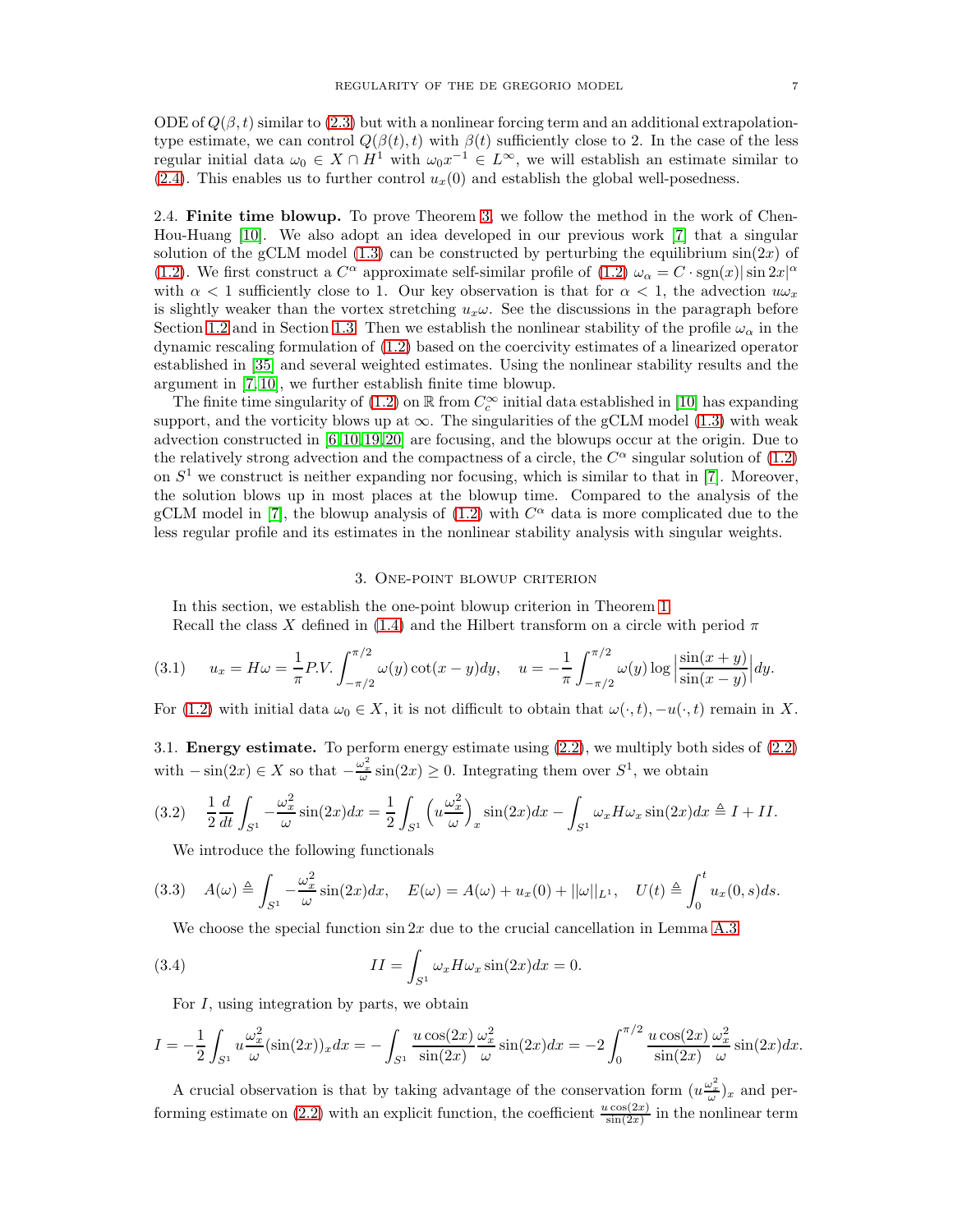ODE of $Q(\beta, t)$ similar to (2.3) but with a nonlinear forcing term and an additional extrapolation-type estimate, we can control $Q(\beta(t), t)$ with $\beta(t)$ sufficiently close to 2. In the case of the less regular initial data $\omega_0 \in X \cap H^1$ with $\omega_0 x^{-1} \in L^\infty$, we will establish an estimate similar to (2.4). This enables us to further control $u_x(0)$ and establish the global well-posedness.

**2.4. Finite time blowup.** To prove Theorem 3, we follow the method in the work of Chen-Hou-Huang [10]. We also adopt an idea developed in our previous work [7] that a singular solution of the gCLM model (1.3) can be constructed by perturbing the equilibrium $\sin(2x)$ of (1.2). We first construct a $C^\alpha$ approximate self-similar profile of (1.2) $\omega_\alpha = C \cdot \mathrm{sgn}(x) |\sin 2x|^\alpha$ with $\alpha < 1$ sufficiently close to 1. Our key observation is that for $\alpha < 1$, the advection $u\omega_x$ is slightly weaker than the vortex stretching $u_x \omega$. See the discussions in the paragraph before Section 1.2 and in Section 1.3. Then we establish the nonlinear stability of the profile $\omega_\alpha$ in the dynamic rescaling formulation of (1.2) based on the coercivity estimates of a linearized operator established in [35] and several weighted estimates. Using the nonlinear stability results and the argument in [7, 10], we further establish finite time blowup.

The finite time singularity of (1.2) on $\mathbb{R}$ from $C_c^\infty$ initial data established in [10] has expanding support, and the vorticity blows up at $\infty$. The singularities of the gCLM model (1.3) with weak advection constructed in [6, 10, 19, 20] are focusing, and the blowups occur at the origin. Due to the relatively strong advection and the compactness of a circle, the $C^\alpha$ singular solution of (1.2) on $S^1$ we construct is neither expanding nor focusing, which is similar to that in [7]. Moreover, the solution blows up in most places at the blowup time. Compared to the analysis of the gCLM model in [7], the blowup analysis of (1.2) with $C^\alpha$ data is more complicated due to the less regular profile and its estimates in the nonlinear stability analysis with singular weights.

## 3. One-point blowup criterion

In this section, we establish the one-point blowup criterion in Theorem 1.

Recall the class $X$ defined in (1.4) and the Hilbert transform on a circle with period $\pi$

$$u_x = H\omega = \frac{1}{\pi} P.V. \int_{-\pi/2}^{\pi/2} \omega(y) \cot(x-y) dy, \quad u = -\frac{1}{\pi} \int_{-\pi/2}^{\pi/2} \omega(y) \log \Big| \frac{\sin(x+y)}{\sin(x-y)} \Big| dy. \tag{3.1}$$

For (1.2) with initial data $\omega_0 \in X$, it is not difficult to obtain that $\omega(\cdot, t), -u(\cdot, t)$ remain in $X$.

**3.1. Energy estimate.** To perform energy estimate using (2.2), we multiply both sides of (2.2) with $-\sin(2x) \in X$ so that $-\frac{\omega_x^2}{\omega} \sin(2x) \geq 0$. Integrating them over $S^1$, we obtain

$$\frac{1}{2} \frac{d}{dt} \int_{S^1} -\frac{\omega_x^2}{\omega} \sin(2x) dx = \frac{1}{2} \int_{S^1} \Big( u \frac{\omega_x^2}{\omega} \Big)_x \sin(2x) dx - \int_{S^1} \omega_x H\omega_x \sin(2x) dx \triangleq I + II. \tag{3.2}$$

We introduce the following functionals

$$A(\omega) \triangleq \int_{S^1} -\frac{\omega_x^2}{\omega} \sin(2x) dx, \quad E(\omega) = A(\omega) + u_x(0) + ||\omega||_{L^1}, \quad U(t) \triangleq \int_0^t u_x(0, s) ds. \tag{3.3}$$

We choose the special function $\sin 2x$ due to the crucial cancellation in Lemma A.3

$$II = \int_{S^1} \omega_x H\omega_x \sin(2x) dx = 0. \tag{3.4}$$

For $I$, using integration by parts, we obtain

$$I = -\frac{1}{2} \int_{S^1} u \frac{\omega_x^2}{\omega} (\sin(2x))_x dx = -\int_{S^1} \frac{u \cos(2x)}{\sin(2x)} \frac{\omega_x^2}{\omega} \sin(2x) dx = -2 \int_0^{\pi/2} \frac{u \cos(2x)}{\sin(2x)} \frac{\omega_x^2}{\omega} \sin(2x) dx.$$

A crucial observation is that by taking advantage of the conservation form $(u \frac{\omega_x^2}{\omega})_x$ and performing estimate on (2.2) with an explicit function, the coefficient $\frac{u \cos(2x)}{\sin(2x)}$ in the nonlinear term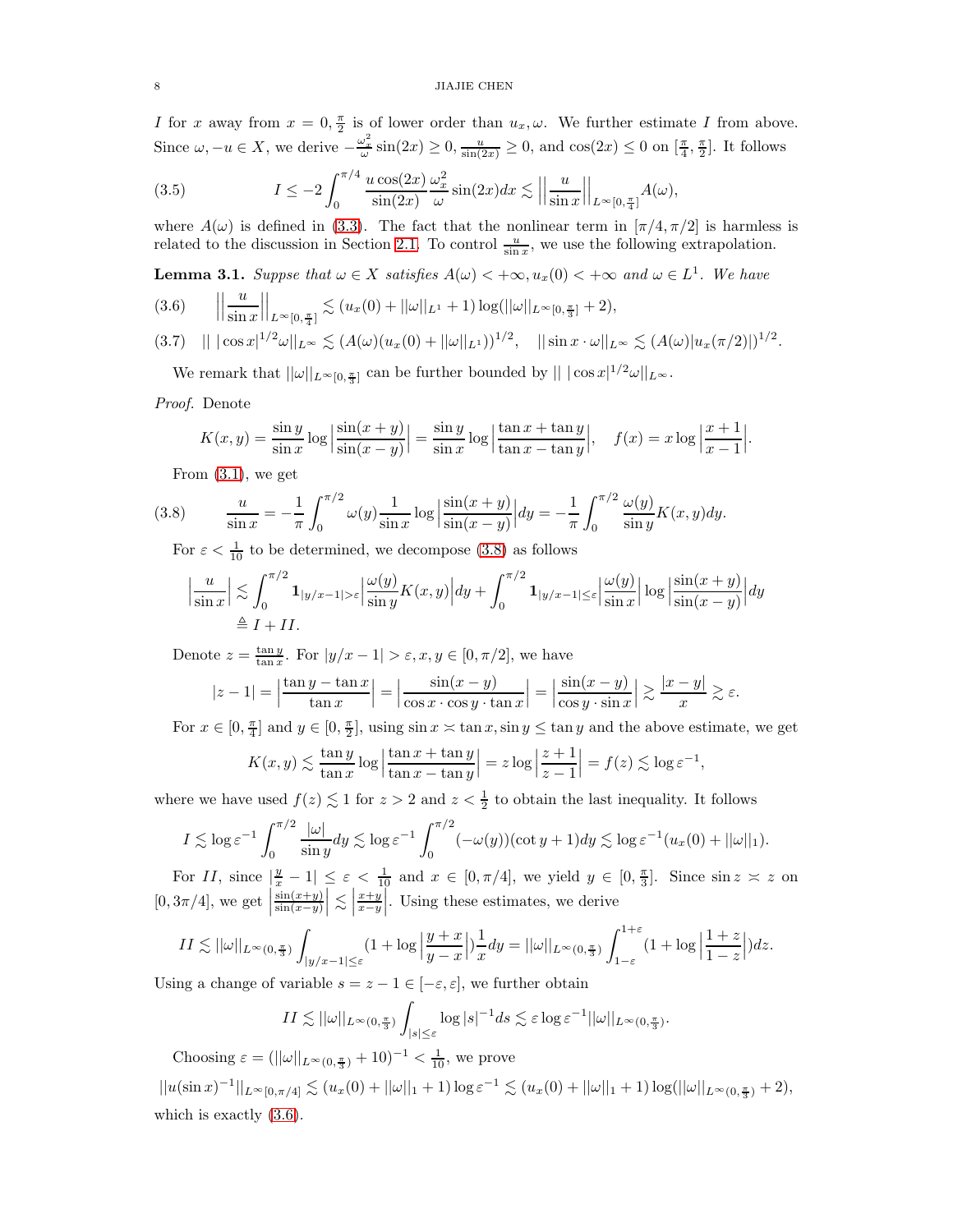$I$ for $x$ away from $x = 0, \frac{\pi}{2}$ is of lower order than $u_x, \omega$. We further estimate $I$ from above. Since $\omega, -u \in X$, we derive $-\frac{\omega_x^2}{\omega}\sin(2x) \geq 0$, $\frac{u}{\sin(2x)} \geq 0$, and $\cos(2x) \leq 0$ on $[\frac{\pi}{4}, \frac{\pi}{2}]$. It follows

$$I \leq -2\int_0^{\pi/4} \frac{u\cos(2x)}{\sin(2x)} \frac{\omega_x^2}{\omega}\sin(2x)dx \lesssim \Big|\Big|\frac{u}{\sin x}\Big|\Big|_{L^\infty[0,\frac{\pi}{4}]} A(\omega), \tag{3.5}$$

where $A(\omega)$ is defined in (3.3). The fact that the nonlinear term in $[\pi/4, \pi/2]$ is harmless is related to the discussion in Section 2.1. To control $\frac{u}{\sin x}$, we use the following extrapolation.

**Lemma 3.1.** *Suppse that $\omega \in X$ satisfies $A(\omega) < +\infty, u_x(0) < +\infty$ and $\omega \in L^1$. We have*

$$\Big|\Big|\frac{u}{\sin x}\Big|\Big|_{L^\infty[0,\frac{\pi}{4}]} \lesssim (u_x(0) + ||\omega||_{L^1} + 1)\log(||\omega||_{L^\infty[0,\frac{\pi}{3}]} + 2), \tag{3.6}$$

$$|| \, |\cos x|^{1/2}\omega||_{L^\infty} \lesssim (A(\omega)(u_x(0) + ||\omega||_{L^1}))^{1/2}, \quad ||\sin x \cdot \omega||_{L^\infty} \lesssim (A(\omega)|u_x(\pi/2)|)^{1/2}. \tag{3.7}$$

We remark that $||\omega||_{L^\infty[0,\frac{\pi}{3}]}$ can be further bounded by $|| \, |\cos x|^{1/2}\omega||_{L^\infty}$.

*Proof.* Denote

$$K(x,y) = \frac{\sin y}{\sin x}\log\Big|\frac{\sin(x+y)}{\sin(x-y)}\Big| = \frac{\sin y}{\sin x}\log\Big|\frac{\tan x + \tan y}{\tan x - \tan y}\Big|, \quad f(x) = x\log\Big|\frac{x+1}{x-1}\Big|.$$

From (3.1), we get

$$\frac{u}{\sin x} = -\frac{1}{\pi}\int_0^{\pi/2} \omega(y)\frac{1}{\sin x}\log\Big|\frac{\sin(x+y)}{\sin(x-y)}\Big|dy = -\frac{1}{\pi}\int_0^{\pi/2}\frac{\omega(y)}{\sin y}K(x,y)dy. \tag{3.8}$$

For $\varepsilon < \frac{1}{10}$ to be determined, we decompose (3.8) as follows

$$\begin{aligned}\Big|\frac{u}{\sin x}\Big| &\lesssim \int_0^{\pi/2}\mathbf{1}_{|y/x-1|>\varepsilon}\Big|\frac{\omega(y)}{\sin y}K(x,y)\Big|dy + \int_0^{\pi/2}\mathbf{1}_{|y/x-1|\leq\varepsilon}\Big|\frac{\omega(y)}{\sin x}\Big|\log\Big|\frac{\sin(x+y)}{\sin(x-y)}\Big|dy \\ &\triangleq I + II.\end{aligned}$$

Denote $z = \frac{\tan y}{\tan x}$. For $|y/x - 1| > \varepsilon, x, y \in [0, \pi/2]$, we have

$$|z-1| = \Big|\frac{\tan y - \tan x}{\tan x}\Big| = \Big|\frac{\sin(x-y)}{\cos x \cdot \cos y \cdot \tan x}\Big| = \Big|\frac{\sin(x-y)}{\cos y \cdot \sin x}\Big| \gtrsim \frac{|x-y|}{x} \gtrsim \varepsilon.$$

For $x \in [0, \frac{\pi}{4}]$ and $y \in [0, \frac{\pi}{2}]$, using $\sin x \asymp \tan x, \sin y \leq \tan y$ and the above estimate, we get

$$K(x,y) \lesssim \frac{\tan y}{\tan x}\log\Big|\frac{\tan x + \tan y}{\tan x - \tan y}\Big| = z\log\Big|\frac{z+1}{z-1}\Big| = f(z) \lesssim \log\varepsilon^{-1},$$

where we have used $f(z) \lesssim 1$ for $z > 2$ and $z < \frac{1}{2}$ to obtain the last inequality. It follows

$$I \lesssim \log\varepsilon^{-1}\int_0^{\pi/2}\frac{|\omega|}{\sin y}dy \lesssim \log\varepsilon^{-1}\int_0^{\pi/2}(-\omega(y))(\cot y + 1)dy \lesssim \log\varepsilon^{-1}(u_x(0) + ||\omega||_1).$$

For $II$, since $|\frac{y}{x} - 1| \leq \varepsilon < \frac{1}{10}$ and $x \in [0, \pi/4]$, we yield $y \in [0, \frac{\pi}{3}]$. Since $\sin z \asymp z$ on $[0, 3\pi/4]$, we get $\Big|\frac{\sin(x+y)}{\sin(x-y)}\Big| \lesssim \Big|\frac{x+y}{x-y}\Big|$. Using these estimates, we derive

$$II \lesssim ||\omega||_{L^\infty(0,\frac{\pi}{3})}\int_{|y/x-1|\leq\varepsilon}(1 + \log\Big|\frac{y+x}{y-x}\Big|)\frac{1}{x}dy = ||\omega||_{L^\infty(0,\frac{\pi}{3})}\int_{1-\varepsilon}^{1+\varepsilon}(1 + \log\Big|\frac{1+z}{1-z}\Big|)dz.$$

Using a change of variable $s = z - 1 \in [-\varepsilon, \varepsilon]$, we further obtain

$$II \lesssim ||\omega||_{L^\infty(0,\frac{\pi}{3})}\int_{|s|\leq\varepsilon}\log|s|^{-1}ds \lesssim \varepsilon\log\varepsilon^{-1}||\omega||_{L^\infty(0,\frac{\pi}{3})}.$$

Choosing $\varepsilon = (||\omega||_{L^\infty(0,\frac{\pi}{3})} + 10)^{-1} < \frac{1}{10}$, we prove

$$||u(\sin x)^{-1}||_{L^\infty[0,\pi/4]} \lesssim (u_x(0) + ||\omega||_1 + 1)\log\varepsilon^{-1} \lesssim (u_x(0) + ||\omega||_1 + 1)\log(||\omega||_{L^\infty(0,\frac{\pi}{3})} + 2),$$

which is exactly (3.6).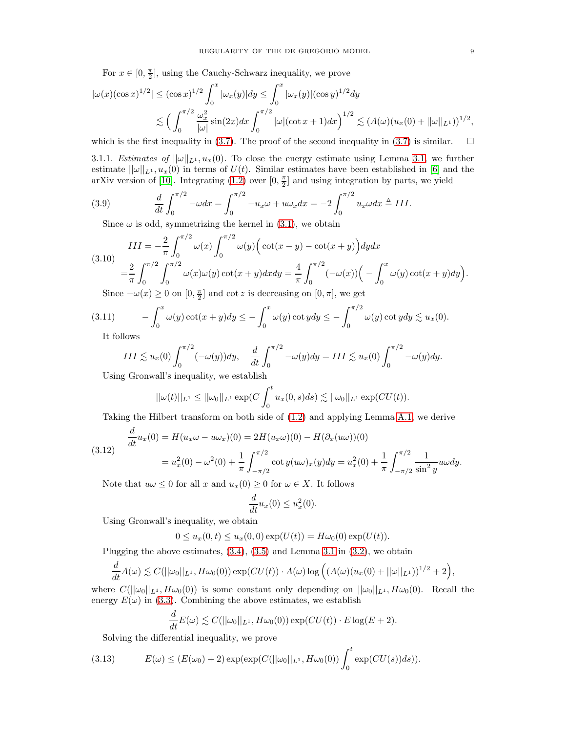For $x \in [0, \frac{\pi}{2}]$, using the Cauchy-Schwarz inequality, we prove

$$
\begin{aligned}
|\omega(x)(\cos x)^{1/2}| &\le (\cos x)^{1/2} \int_0^x |\omega_x(y)| dy \le \int_0^x |\omega_x(y)| (\cos y)^{1/2} dy \\
&\lesssim \Big( \int_0^{\pi/2} \frac{\omega_x^2}{|\omega|} \sin(2x) dx \int_0^{\pi/2} |\omega| (\cot x + 1) dx \Big)^{1/2} \lesssim (A(\omega)(u_x(0) + ||\omega||_{L^1}))^{1/2},
\end{aligned}
$$

which is the first inequality in (3.7). The proof of the second inequality in (3.7) is similar. $\square$

3.1.1. *Estimates of* $||\omega||_{L^1}, u_x(0)$. To close the energy estimate using Lemma 3.1, we further estimate $||\omega||_{L^1}, u_x(0)$ in terms of $U(t)$. Similar estimates have been established in [6] and the arXiv version of [10]. Integrating (1.2) over $[0, \frac{\pi}{2}]$ and using integration by parts, we yield

$$
\frac{d}{dt} \int_0^{\pi/2} -\omega dx = \int_0^{\pi/2} -u_x \omega + u \omega_x dx = -2 \int_0^{\pi/2} u_x \omega dx \triangleq III. \tag{3.9}
$$

Since $\omega$ is odd, symmetrizing the kernel in (3.1), we obtain

$$
\begin{aligned}
III &= -\frac{2}{\pi} \int_0^{\pi/2} \omega(x) \int_0^{\pi/2} \omega(y) \Big( \cot(x-y) - \cot(x+y) \Big) dy dx \\
&= \frac{2}{\pi} \int_0^{\pi/2} \int_0^{\pi/2} \omega(x)\omega(y) \cot(x+y) dx dy = \frac{4}{\pi} \int_0^{\pi/2} (-\omega(x)) \Big( - \int_0^x \omega(y) \cot(x+y) dy \Big).
\end{aligned} \tag{3.10}
$$

Since $-\omega(x) \ge 0$ on $[0, \frac{\pi}{2}]$ and $\cot z$ is decreasing on $[0, \pi]$, we get

$$
- \int_0^x \omega(y) \cot(x+y) dy \le - \int_0^x \omega(y) \cot y dy \le - \int_0^{\pi/2} \omega(y) \cot y dy \lesssim u_x(0). \tag{3.11}
$$

It follows

$$
III \lesssim u_x(0) \int_0^{\pi/2} (-\omega(y)) dy, \quad \frac{d}{dt} \int_0^{\pi/2} -\omega(y) dy = III \lesssim u_x(0) \int_0^{\pi/2} -\omega(y) dy.
$$

Using Gronwall's inequality, we establish

$$
||\omega(t)||_{L^1} \le ||\omega_0||_{L^1} \exp(C \int_0^t u_x(0,s) ds) \lesssim ||\omega_0||_{L^1} \exp(CU(t)).
$$

Taking the Hilbert transform on both side of (1.2) and applying Lemma A.1, we derive

$$
\begin{aligned}
\frac{d}{dt} u_x(0) &= H(u_x \omega - u \omega_x)(0) = 2H(u_x \omega)(0) - H(\partial_x(u\omega))(0) \\
&= u_x^2(0) - \omega^2(0) + \frac{1}{\pi} \int_{-\pi/2}^{\pi/2} \cot y (u\omega)_x(y) dy = u_x^2(0) + \frac{1}{\pi} \int_{-\pi/2}^{\pi/2} \frac{1}{\sin^2 y} u \omega dy.
\end{aligned} \tag{3.12}
$$

Note that $u\omega \le 0$ for all $x$ and $u_x(0) \ge 0$ for $\omega \in X$. It follows

$$
\frac{d}{dt} u_x(0) \le u_x^2(0).
$$

Using Gronwall's inequality, we obtain

$$
0 \le u_x(0,t) \le u_x(0,0) \exp(U(t)) = H\omega_0(0) \exp(U(t)).
$$

Plugging the above estimates, (3.4), (3.5) and Lemma 3.1 in (3.2), we obtain

$$
\frac{d}{dt} A(\omega) \lesssim C(||\omega_0||_{L^1}, H\omega_0(0)) \exp(CU(t)) \cdot A(\omega) \log \Big( (A(\omega)(u_x(0) + ||\omega||_{L^1}))^{1/2} + 2 \Big),
$$

where $C(||\omega_0||_{L^1}, H\omega_0(0))$ is some constant only depending on $||\omega_0||_{L^1}, H\omega_0(0)$. Recall the energy $E(\omega)$ in (3.3). Combining the above estimates, we establish

$$
\frac{d}{dt} E(\omega) \lesssim C(||\omega_0||_{L^1}, H\omega_0(0)) \exp(CU(t)) \cdot E \log(E+2).
$$

Solving the differential inequality, we prove

$$
E(\omega) \le (E(\omega_0) + 2) \exp(\exp(C(||\omega_0||_{L^1}, H\omega_0(0)) \int_0^t \exp(CU(s)) ds)). \tag{3.13}
$$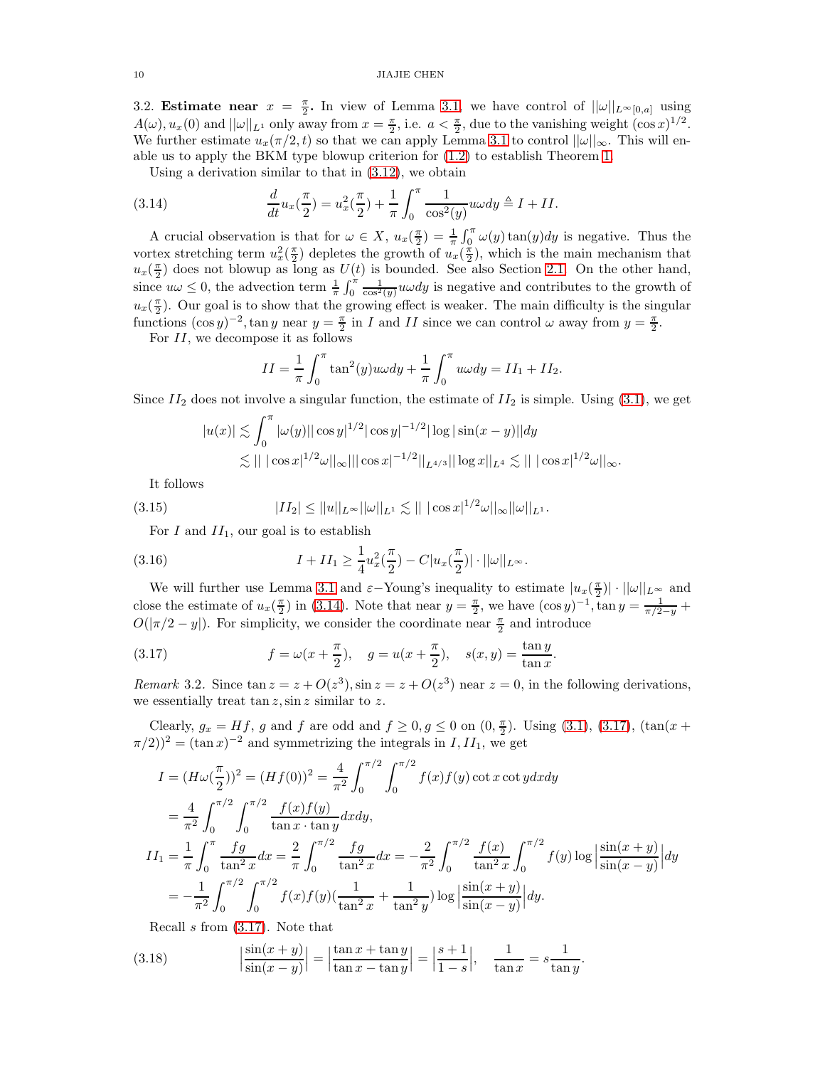3.2. **Estimate near $x = \frac{\pi}{2}$.** In view of Lemma 3.1, we have control of $||\omega||_{L^\infty[0,a]}$ using $A(\omega), u_x(0)$ and $||\omega||_{L^1}$ only away from $x = \frac{\pi}{2}$, i.e. $a < \frac{\pi}{2}$, due to the vanishing weight $(\cos x)^{1/2}$. We further estimate $u_x(\pi/2, t)$ so that we can apply Lemma 3.1 to control $||\omega||_\infty$. This will enable us to apply the BKM type blowup criterion for (1.2) to establish Theorem 1.

Using a derivation similar to that in (3.12), we obtain

$$
\frac{d}{dt} u_x(\frac{\pi}{2}) = u_x^2(\frac{\pi}{2}) + \frac{1}{\pi}\int_0^\pi \frac{1}{\cos^2(y)} u\omega dy \triangleq I + II. \tag{3.14}
$$

A crucial observation is that for $\omega \in X$, $u_x(\frac{\pi}{2}) = \frac{1}{\pi}\int_0^\pi \omega(y)\tan(y)dy$ is negative. Thus the vortex stretching term $u_x^2(\frac{\pi}{2})$ depletes the growth of $u_x(\frac{\pi}{2})$, which is the main mechanism that $u_x(\frac{\pi}{2})$ does not blowup as long as $U(t)$ is bounded. See also Section 2.1. On the other hand, since $u\omega \leq 0$, the advection term $\frac{1}{\pi}\int_0^\pi \frac{1}{\cos^2(y)} u\omega dy$ is negative and contributes to the growth of $u_x(\frac{\pi}{2})$. Our goal is to show that the growing effect is weaker. The main difficulty is the singular functions $(\cos y)^{-2}, \tan y$ near $y = \frac{\pi}{2}$ in $I$ and $II$ since we can control $\omega$ away from $y = \frac{\pi}{2}$.

For $II$, we decompose it as follows

$$
II = \frac{1}{\pi}\int_0^\pi \tan^2(y) u\omega dy + \frac{1}{\pi}\int_0^\pi u\omega dy = II_1 + II_2.
$$

Since $II_2$ does not involve a singular function, the estimate of $II_2$ is simple. Using (3.1), we get

$$
\begin{aligned}
|u(x)| &\lesssim \int_0^\pi |\omega(y)||\cos y|^{1/2}|\cos y|^{-1/2}|\log|\sin(x-y)||dy \\
&\lesssim ||\,|\cos x|^{1/2}\omega||_\infty |||\cos x|^{-1/2}||_{L^{4/3}}||\log x||_{L^4} \lesssim ||\,|\cos x|^{1/2}\omega||_\infty .
\end{aligned}
$$

It follows

$$
|II_2| \leq ||u||_{L^\infty}||\omega||_{L^1} \lesssim ||\,|\cos x|^{1/2}\omega||_\infty ||\omega||_{L^1}. \tag{3.15}
$$

For $I$ and $II_1$, our goal is to establish

$$
I + II_1 \geq \frac{1}{4}u_x^2(\frac{\pi}{2}) - C|u_x(\frac{\pi}{2})| \cdot ||\omega||_{L^\infty}. \tag{3.16}
$$

We will further use Lemma 3.1 and $\varepsilon-$Young's inequality to estimate $|u_x(\frac{\pi}{2})| \cdot ||\omega||_{L^\infty}$ and close the estimate of $u_x(\frac{\pi}{2})$ in (3.14). Note that near $y = \frac{\pi}{2}$, we have $(\cos y)^{-1}, \tan y = \frac{1}{\pi/2 - y} + O(|\pi/2 - y|)$. For simplicity, we consider the coordinate near $\frac{\pi}{2}$ and introduce

$$
f = \omega(x + \frac{\pi}{2}), \quad g = u(x + \frac{\pi}{2}), \quad s(x,y) = \frac{\tan y}{\tan x}. \tag{3.17}
$$

*Remark* 3.2. Since $\tan z = z + O(z^3), \sin z = z + O(z^3)$ near $z = 0$, in the following derivations, we essentially treat $\tan z, \sin z$ similar to $z$.

Clearly, $g_x = Hf$, $g$ and $f$ are odd and $f \geq 0, g \leq 0$ on $(0, \frac{\pi}{2})$. Using (3.1), (3.17), $(\tan(x + \pi/2))^2 = (\tan x)^{-2}$ and symmetrizing the integrals in $I, II_1$, we get

$$
\begin{aligned}
I &= (H\omega(\frac{\pi}{2}))^2 = (Hf(0))^2 = \frac{4}{\pi^2}\int_0^{\pi/2}\int_0^{\pi/2} f(x)f(y)\cot x \cot y dx dy \\
&= \frac{4}{\pi^2}\int_0^{\pi/2}\int_0^{\pi/2} \frac{f(x)f(y)}{\tan x \cdot \tan y} dx dy, \\
II_1 &= \frac{1}{\pi}\int_0^\pi \frac{fg}{\tan^2 x}dx = \frac{2}{\pi}\int_0^{\pi/2}\frac{fg}{\tan^2 x}dx = -\frac{2}{\pi^2}\int_0^{\pi/2}\frac{f(x)}{\tan^2 x}\int_0^{\pi/2} f(y)\log\Big|\frac{\sin(x+y)}{\sin(x-y)}\Big|dy \\
&= -\frac{1}{\pi^2}\int_0^{\pi/2}\int_0^{\pi/2} f(x)f(y)(\frac{1}{\tan^2 x} + \frac{1}{\tan^2 y})\log\Big|\frac{\sin(x+y)}{\sin(x-y)}\Big|dy.
\end{aligned}
$$

Recall $s$ from (3.17). Note that

$$
\Big|\frac{\sin(x+y)}{\sin(x-y)}\Big| = \Big|\frac{\tan x + \tan y}{\tan x - \tan y}\Big| = \Big|\frac{s+1}{1-s}\Big|, \quad \frac{1}{\tan x} = s\frac{1}{\tan y}. \tag{3.18}
$$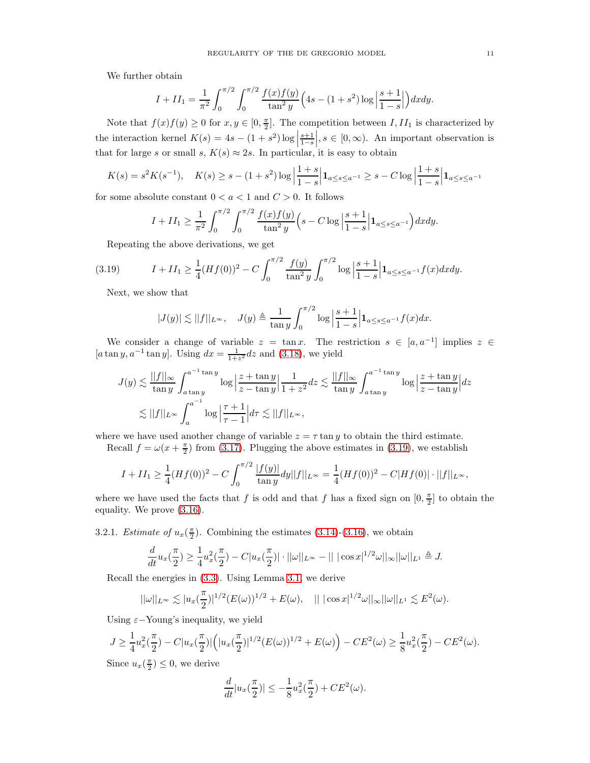We further obtain

$$I + II_1 = \frac{1}{\pi^2} \int_0^{\pi/2} \int_0^{\pi/2} \frac{f(x) f(y)}{\tan^2 y} \Big( 4s - (1+s^2) \log \Big| \frac{s+1}{1-s} \Big| \Big) dx dy.$$

Note that $f(x)f(y) \geq 0$ for $x, y \in [0, \frac{\pi}{2}]$. The competition between $I, II_1$ is characterized by the interaction kernel $K(s) = 4s - (1+s^2) \log \left| \frac{s+1}{1-s} \right|$, $s \in [0, \infty)$. An important observation is that for large $s$ or small $s$, $K(s) \approx 2s$. In particular, it is easy to obtain

$$K(s) = s^2 K(s^{-1}), \quad K(s) \geq s - (1+s^2) \log \Big| \frac{1+s}{1-s} \Big| \mathbf{1}_{a \leq s \leq a^{-1}} \geq s - C \log \Big| \frac{1+s}{1-s} \Big| \mathbf{1}_{a \leq s \leq a^{-1}}$$

for some absolute constant $0 < a < 1$ and $C > 0$. It follows

$$I + II_1 \geq \frac{1}{\pi^2} \int_0^{\pi/2} \int_0^{\pi/2} \frac{f(x) f(y)}{\tan^2 y} \Big( s - C \log \Big| \frac{s+1}{1-s} \Big| \mathbf{1}_{a \leq s \leq a^{-1}} \Big) dx dy.$$

Repeating the above derivations, we get

$$I + II_1 \geq \frac{1}{4} (Hf(0))^2 - C \int_0^{\pi/2} \frac{f(y)}{\tan^2 y} \int_0^{\pi/2} \log \Big| \frac{s+1}{1-s} \Big| \mathbf{1}_{a \leq s \leq a^{-1}} f(x) dx dy. \tag{3.19}$$

Next, we show that

$$|J(y)| \lesssim ||f||_{L^\infty}, \quad J(y) \triangleq \frac{1}{\tan y} \int_0^{\pi/2} \log \Big| \frac{s+1}{1-s} \Big| \mathbf{1}_{a \leq s \leq a^{-1}} f(x) dx.$$

We consider a change of variable $z = \tan x$. The restriction $s \in [a, a^{-1}]$ implies $z \in [a \tan y, a^{-1} \tan y]$. Using $dx = \frac{1}{1+z^2} dz$ and (3.18), we yield

$$\begin{aligned} J(y) &\lesssim \frac{||f||_\infty}{\tan y} \int_{a \tan y}^{a^{-1} \tan y} \log \Big| \frac{z + \tan y}{z - \tan y} \Big| \frac{1}{1+z^2} dz \lesssim \frac{||f||_\infty}{\tan y} \int_{a \tan y}^{a^{-1} \tan y} \log \Big| \frac{z + \tan y}{z - \tan y} \Big| dz \\ &\lesssim ||f||_{L^\infty} \int_a^{a^{-1}} \log \Big| \frac{\tau + 1}{\tau - 1} \Big| d\tau \lesssim ||f||_{L^\infty}, \end{aligned}$$

where we have used another change of variable $z = \tau \tan y$ to obtain the third estimate.

Recall $f = \omega(x + \frac{\pi}{2})$ from (3.17). Plugging the above estimates in (3.19), we establish

$$I + II_1 \geq \frac{1}{4} (Hf(0))^2 - C \int_0^{\pi/2} \frac{|f(y)|}{\tan y} dy ||f||_{L^\infty} = \frac{1}{4} (Hf(0))^2 - C |Hf(0)| \cdot ||f||_{L^\infty},$$

where we have used the facts that $f$ is odd and that $f$ has a fixed sign on $[0, \frac{\pi}{2}]$ to obtain the equality. We prove (3.16).

3.2.1. *Estimate of $u_x(\frac{\pi}{2})$.* Combining the estimates (3.14)-(3.16), we obtain

$$\frac{d}{dt} u_x(\frac{\pi}{2}) \geq \frac{1}{4} u_x^2(\frac{\pi}{2}) - C |u_x(\frac{\pi}{2})| \cdot ||\omega||_{L^\infty} - || \, |\cos x|^{1/2} \omega ||_\infty ||\omega||_{L^1} \triangleq J.$$

Recall the energies in (3.3). Using Lemma 3.1, we derive

$$||\omega||_{L^\infty} \lesssim |u_x(\frac{\pi}{2})|^{1/2} (E(\omega))^{1/2} + E(\omega), \quad || \, |\cos x|^{1/2} \omega ||_\infty ||\omega||_{L^1} \lesssim E^2(\omega).$$

Using $\varepsilon-$Young's inequality, we yield

$$J \geq \frac{1}{4} u_x^2(\frac{\pi}{2}) - C |u_x(\frac{\pi}{2})| \Big( |u_x(\frac{\pi}{2})|^{1/2} (E(\omega))^{1/2} + E(\omega) \Big) - C E^2(\omega) \geq \frac{1}{8} u_x^2(\frac{\pi}{2}) - C E^2(\omega).$$

Since $u_x(\frac{\pi}{2}) \leq 0$, we derive

$$\frac{d}{dt} |u_x(\frac{\pi}{2})| \leq -\frac{1}{8} u_x^2(\frac{\pi}{2}) + C E^2(\omega).$$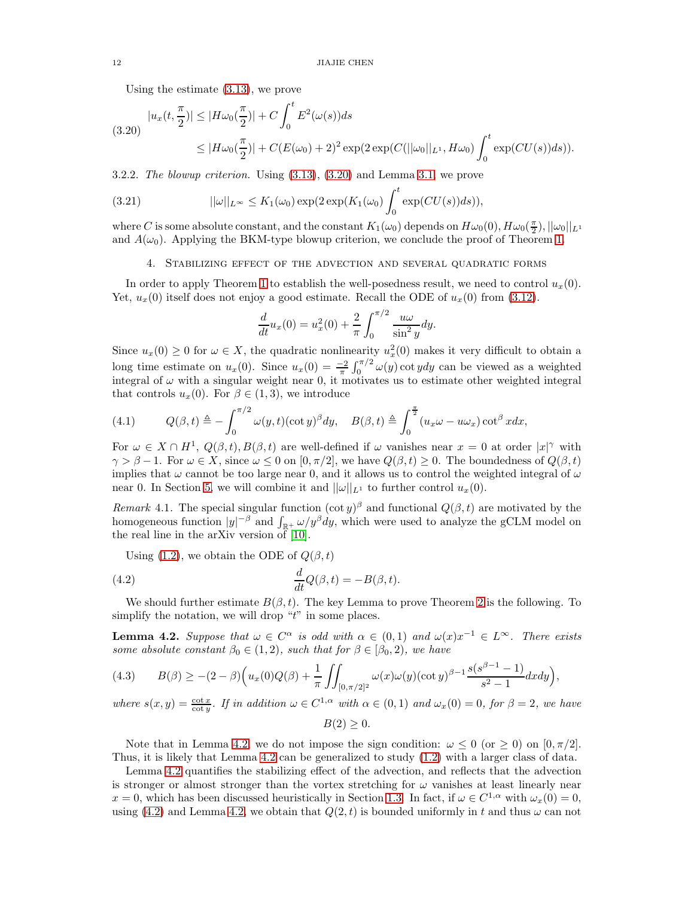Using the estimate (3.13), we prove

$$
\begin{aligned}
|u_x(t,\frac{\pi}{2})| &\leq |H\omega_0(\frac{\pi}{2})| + C\int_0^t E^2(\omega(s))ds \\
&\leq |H\omega_0(\frac{\pi}{2})| + C(E(\omega_0)+2)^2 \exp(2\exp(C(||\omega_0||_{L^1}, H\omega_0)\int_0^t \exp(CU(s))ds)).
\end{aligned}
\tag{3.20}
$$

3.2.2. *The blowup criterion.* Using (3.13), (3.20) and Lemma 3.1, we prove

$$
||\omega||_{L^\infty} \leq K_1(\omega_0)\exp(2\exp(K_1(\omega_0)\int_0^t \exp(CU(s))ds)), \tag{3.21}
$$

where $C$ is some absolute constant, and the constant $K_1(\omega_0)$ depends on $H\omega_0(0), H\omega_0(\frac{\pi}{2}), ||\omega_0||_{L^1}$ and $A(\omega_0)$. Applying the BKM-type blowup criterion, we conclude the proof of Theorem 1.

## 4. Stabilizing effect of the advection and several quadratic forms

In order to apply Theorem 1 to establish the well-posedness result, we need to control $u_x(0)$. Yet, $u_x(0)$ itself does not enjoy a good estimate. Recall the ODE of $u_x(0)$ from (3.12).

$$
\frac{d}{dt}u_x(0) = u_x^2(0) + \frac{2}{\pi}\int_0^{\pi/2} \frac{u\omega}{\sin^2 y}dy.
$$

Since $u_x(0) \geq 0$ for $\omega \in X$, the quadratic nonlinearity $u_x^2(0)$ makes it very difficult to obtain a long time estimate on $u_x(0)$. Since $u_x(0) = \frac{-2}{\pi}\int_0^{\pi/2}\omega(y)\cot y dy$ can be viewed as a weighted integral of $\omega$ with a singular weight near 0, it motivates us to estimate other weighted integral that controls $u_x(0)$. For $\beta \in (1,3)$, we introduce

$$
Q(\beta,t) \triangleq -\int_0^{\pi/2}\omega(y,t)(\cot y)^\beta dy, \quad B(\beta,t) \triangleq \int_0^{\frac{\pi}{2}}(u_x\omega - u\omega_x)\cot^\beta x dx, \tag{4.1}
$$

For $\omega \in X \cap H^1$, $Q(\beta,t), B(\beta,t)$ are well-defined if $\omega$ vanishes near $x=0$ at order $|x|^\gamma$ with $\gamma > \beta - 1$. For $\omega \in X$, since $\omega \leq 0$ on $[0,\pi/2]$, we have $Q(\beta,t) \geq 0$. The boundedness of $Q(\beta,t)$ implies that $\omega$ cannot be too large near 0, and it allows us to control the weighted integral of $\omega$ near 0. In Section 5, we will combine it and $||\omega||_{L^1}$ to further control $u_x(0)$.

*Remark* 4.1. The special singular function $(\cot y)^\beta$ and functional $Q(\beta,t)$ are motivated by the homogeneous function $|y|^{-\beta}$ and $\int_{\mathbb{R}^+}\omega/y^\beta dy$, which were used to analyze the gCLM model on the real line in the arXiv version of [10].

Using (1.2), we obtain the ODE of $Q(\beta,t)$

$$
\frac{d}{dt}Q(\beta,t) = -B(\beta,t). \tag{4.2}
$$

We should further estimate $B(\beta,t)$. The key Lemma to prove Theorem 2 is the following. To simplify the notation, we will drop "$t$" in some places.

**Lemma 4.2.** *Suppose that $\omega \in C^\alpha$ is odd with $\alpha \in (0,1)$ and $\omega(x)x^{-1} \in L^\infty$. There exists some absolute constant $\beta_0 \in (1,2)$, such that for $\beta \in [\beta_0, 2)$, we have*

$$
B(\beta) \geq -(2-\beta)\Big(u_x(0)Q(\beta) + \frac{1}{\pi}\iint_{[0,\pi/2]^2}\omega(x)\omega(y)(\cot y)^{\beta-1}\frac{s(s^{\beta-1}-1)}{s^2-1}dxdy\Big), \tag{4.3}
$$

*where $s(x,y) = \frac{\cot x}{\cot y}$. If in addition $\omega \in C^{1,\alpha}$ with $\alpha \in (0,1)$ and $\omega_x(0) = 0$, for $\beta = 2$, we have*

$$
B(2) \geq 0.
$$

Note that in Lemma 4.2, we do not impose the sign condition: $\omega \leq 0$ (or $\geq 0$) on $[0,\pi/2]$. Thus, it is likely that Lemma 4.2 can be generalized to study (1.2) with a larger class of data.

Lemma 4.2 quantifies the stabilizing effect of the advection, and reflects that the advection is stronger or almost stronger than the vortex stretching for $\omega$ vanishes at least linearly near $x=0$, which has been discussed heuristically in Section 1.3. In fact, if $\omega \in C^{1,\alpha}$ with $\omega_x(0)=0$, using (4.2) and Lemma 4.2, we obtain that $Q(2,t)$ is bounded uniformly in $t$ and thus $\omega$ can not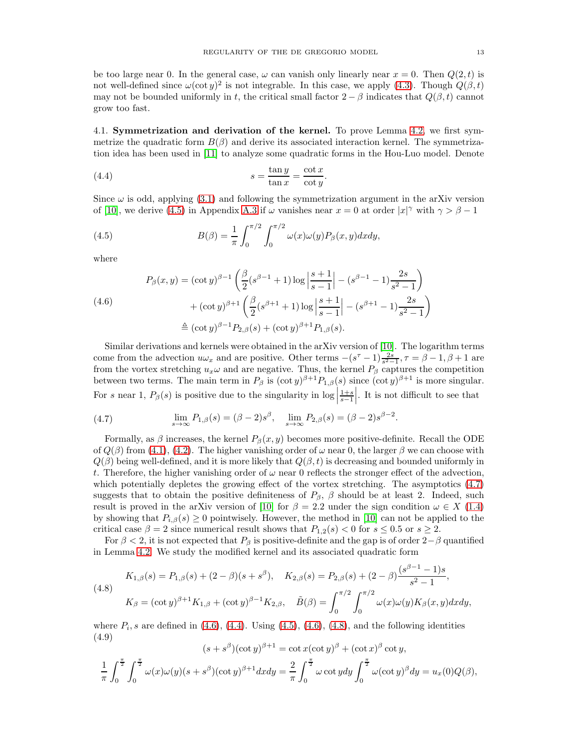be too large near 0. In the general case, $\omega$ can vanish only linearly near $x = 0$. Then $Q(2,t)$ is not well-defined since $\omega(\cot y)^2$ is not integrable. In this case, we apply (4.3). Though $Q(\beta,t)$ may not be bounded uniformly in $t$, the critical small factor $2-\beta$ indicates that $Q(\beta,t)$ cannot grow too fast.

### 4.1. Symmetrization and derivation of the kernel.

To prove Lemma 4.2, we first symmetrize the quadratic form $B(\beta)$ and derive its associated interaction kernel. The symmetrization idea has been used in [11] to analyze some quadratic forms in the Hou-Luo model. Denote

$$
s = \frac{\tan y}{\tan x} = \frac{\cot x}{\cot y}. \tag{4.4}
$$

Since $\omega$ is odd, applying (3.1) and following the symmetrization argument in the arXiv version of [10], we derive (4.5) in Appendix A.3 if $\omega$ vanishes near $x = 0$ at order $|x|^\gamma$ with $\gamma > \beta - 1$

$$
B(\beta) = \frac{1}{\pi}\int_0^{\pi/2}\int_0^{\pi/2} \omega(x)\omega(y) P_\beta(x,y)\, dx dy, \tag{4.5}
$$

where

$$
\begin{aligned}
P_\beta(x,y) &= (\cot y)^{\beta-1}\left(\frac{\beta}{2}(s^{\beta-1}+1)\log\Big|\frac{s+1}{s-1}\Big| - (s^{\beta-1}-1)\frac{2s}{s^2-1}\right) \\
&\quad + (\cot y)^{\beta+1}\left(\frac{\beta}{2}(s^{\beta+1}+1)\log\Big|\frac{s+1}{s-1}\Big| - (s^{\beta+1}-1)\frac{2s}{s^2-1}\right) \\
&\triangleq (\cot y)^{\beta-1}P_{2,\beta}(s) + (\cot y)^{\beta+1}P_{1,\beta}(s).
\end{aligned} \tag{4.6}
$$

Similar derivations and kernels were obtained in the arXiv version of [10]. The logarithm terms come from the advection $u\omega_x$ and are positive. Other terms $-(s^\tau - 1)\frac{2s}{s^2-1}, \tau = \beta-1, \beta+1$ are from the vortex stretching $u_x\omega$ and are negative. Thus, the kernel $P_\beta$ captures the competition between two terms. The main term in $P_\beta$ is $(\cot y)^{\beta+1}P_{1,\beta}(s)$ since $(\cot y)^{\beta+1}$ is more singular. For $s$ near 1, $P_\beta(s)$ is positive due to the singularity in $\log\left|\frac{1+s}{s-1}\right|$. It is not difficult to see that

$$
\lim_{s\to\infty} P_{1,\beta}(s) = (\beta-2)s^\beta, \quad \lim_{s\to\infty} P_{2,\beta}(s) = (\beta-2)s^{\beta-2}. \tag{4.7}
$$

Formally, as $\beta$ increases, the kernel $P_\beta(x,y)$ becomes more positive-definite. Recall the ODE of $Q(\beta)$ from (4.1), (4.2). The higher vanishing order of $\omega$ near 0, the larger $\beta$ we can choose with $Q(\beta)$ being well-defined, and it is more likely that $Q(\beta,t)$ is decreasing and bounded uniformly in $t$. Therefore, the higher vanishing order of $\omega$ near 0 reflects the stronger effect of the advection, which potentially depletes the growing effect of the vortex stretching. The asymptotics (4.7) suggests that to obtain the positive definiteness of $P_\beta$, $\beta$ should be at least 2. Indeed, such result is proved in the arXiv version of [10] for $\beta = 2.2$ under the sign condition $\omega \in X$ (1.4) by showing that $P_{i,\beta}(s) \geq 0$ pointwisely. However, the method in [10] can not be applied to the critical case $\beta = 2$ since numerical result shows that $P_{1,2}(s) < 0$ for $s \leq 0.5$ or $s \geq 2$.

For $\beta < 2$, it is not expected that $P_\beta$ is positive-definite and the gap is of order $2-\beta$ quantified in Lemma 4.2. We study the modified kernel and its associated quadratic form

$$
\begin{aligned}
&K_{1,\beta}(s) = P_{1,\beta}(s) + (2-\beta)(s+s^\beta), \quad K_{2,\beta}(s) = P_{2,\beta}(s) + (2-\beta)\frac{(s^{\beta-1}-1)s}{s^2-1}, \\
&K_\beta = (\cot y)^{\beta+1}K_{1,\beta} + (\cot y)^{\beta-1}K_{2,\beta}, \quad \tilde{B}(\beta) = \int_0^{\pi/2}\int_0^{\pi/2}\omega(x)\omega(y)K_\beta(x,y)\,dxdy,
\end{aligned} \tag{4.8}
$$

where $P_i, s$ are defined in (4.6), (4.4). Using (4.5), (4.6), (4.8), and the following identities (4.9)

$$
(s+s^\beta)(\cot y)^{\beta+1} = \cot x(\cot y)^\beta + (\cot x)^\beta \cot y,
$$

$$
\frac{1}{\pi}\int_0^{\frac{\pi}{2}}\int_0^{\frac{\pi}{2}}\omega(x)\omega(y)(s+s^\beta)(\cot y)^{\beta+1}dxdy = \frac{2}{\pi}\int_0^{\frac{\pi}{2}}\omega\cot y dy\int_0^{\frac{\pi}{2}}\omega(\cot y)^\beta dy = u_x(0)Q(\beta),
$$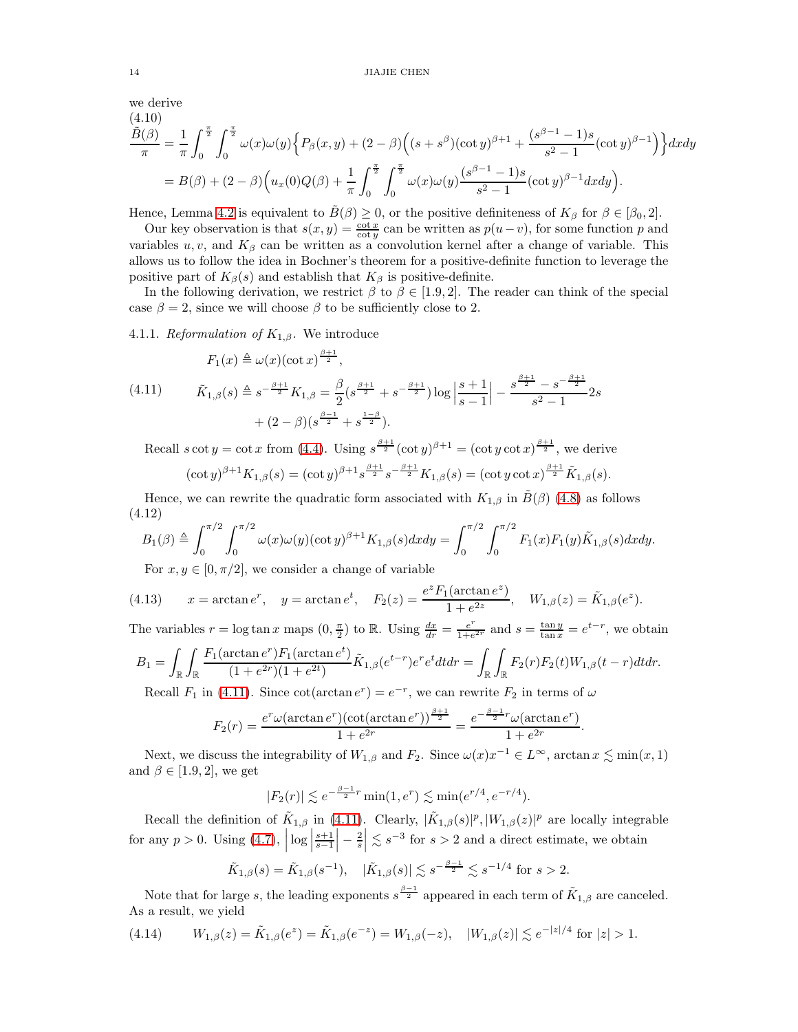we derive

$$
\begin{aligned}
\frac{\tilde{B}(\beta)}{\pi} &= \frac{1}{\pi}\int_0^{\frac{\pi}{2}}\int_0^{\frac{\pi}{2}} \omega(x)\omega(y)\Big\{P_\beta(x,y) + (2-\beta)\Big((s+s^\beta)(\cot y)^{\beta+1} + \frac{(s^{\beta-1}-1)s}{s^2-1}(\cot y)^{\beta-1}\Big)\Big\}dxdy \\
&= B(\beta) + (2-\beta)\Big(u_x(0)Q(\beta) + \frac{1}{\pi}\int_0^{\frac{\pi}{2}}\int_0^{\frac{\pi}{2}} \omega(x)\omega(y)\frac{(s^{\beta-1}-1)s}{s^2-1}(\cot y)^{\beta-1}dxdy\Big).
\end{aligned} \tag{4.10}
$$

Hence, Lemma 4.2 is equivalent to $\tilde{B}(\beta) \geq 0$, or the positive definiteness of $K_\beta$ for $\beta \in [\beta_0, 2]$.

Our key observation is that $s(x,y) = \frac{\cot x}{\cot y}$ can be written as $p(u-v)$, for some function $p$ and variables $u, v$, and $K_\beta$ can be written as a convolution kernel after a change of variable. This allows us to follow the idea in Bochner's theorem for a positive-definite function to leverage the positive part of $K_\beta(s)$ and establish that $K_\beta$ is positive-definite.

In the following derivation, we restrict $\beta$ to $\beta \in [1.9, 2]$. The reader can think of the special case $\beta = 2$, since we will choose $\beta$ to be sufficiently close to 2.

4.1.1. *Reformulation of $K_{1,\beta}$.* We introduce

$$
\begin{aligned}
&F_1(x) \triangleq \omega(x)(\cot x)^{\frac{\beta+1}{2}}, \\
&\tilde{K}_{1,\beta}(s) \triangleq s^{-\frac{\beta+1}{2}}K_{1,\beta} = \frac{\beta}{2}(s^{\frac{\beta+1}{2}} + s^{-\frac{\beta+1}{2}})\log\Big|\frac{s+1}{s-1}\Big| - \frac{s^{\frac{\beta+1}{2}} - s^{-\frac{\beta+1}{2}}}{s^2-1}2s \\
&\qquad + (2-\beta)(s^{\frac{\beta-1}{2}} + s^{\frac{1-\beta}{2}}).
\end{aligned} \tag{4.11}
$$

Recall $s\cot y = \cot x$ from (4.4). Using $s^{\frac{\beta+1}{2}}(\cot y)^{\beta+1} = (\cot y \cot x)^{\frac{\beta+1}{2}}$, we derive

$$
(\cot y)^{\beta+1}K_{1,\beta}(s) = (\cot y)^{\beta+1}s^{\frac{\beta+1}{2}}s^{-\frac{\beta+1}{2}}K_{1,\beta}(s) = (\cot y\cot x)^{\frac{\beta+1}{2}}\tilde{K}_{1,\beta}(s).
$$

Hence, we can rewrite the quadratic form associated with $K_{1,\beta}$ in $\tilde{B}(\beta)$ (4.8) as follows

$$
B_1(\beta) \triangleq \int_0^{\pi/2}\int_0^{\pi/2} \omega(x)\omega(y)(\cot y)^{\beta+1}K_{1,\beta}(s)dxdy = \int_0^{\pi/2}\int_0^{\pi/2} F_1(x)F_1(y)\tilde{K}_{1,\beta}(s)dxdy. \tag{4.12}
$$

For $x, y \in [0, \pi/2]$, we consider a change of variable

$$
x = \arctan e^r, \quad y = \arctan e^t, \quad F_2(z) = \frac{e^z F_1(\arctan e^z)}{1+e^{2z}}, \quad W_{1,\beta}(z) = \tilde{K}_{1,\beta}(e^z). \tag{4.13}
$$

The variables $r = \log\tan x$ maps $(0, \frac{\pi}{2})$ to $\mathbb{R}$. Using $\frac{dx}{dr} = \frac{e^r}{1+e^{2r}}$ and $s = \frac{\tan y}{\tan x} = e^{t-r}$, we obtain

$$
B_1 = \int_{\mathbb{R}}\int_{\mathbb{R}} \frac{F_1(\arctan e^r)F_1(\arctan e^t)}{(1+e^{2r})(1+e^{2t})}\tilde{K}_{1,\beta}(e^{t-r})e^r e^t dtdr = \int_{\mathbb{R}}\int_{\mathbb{R}} F_2(r)F_2(t)W_{1,\beta}(t-r)dtdr.
$$

Recall $F_1$ in (4.11). Since $\cot(\arctan e^r) = e^{-r}$, we can rewrite $F_2$ in terms of $\omega$

$$
F_2(r) = \frac{e^r\omega(\arctan e^r)(\cot(\arctan e^r))^{\frac{\beta+1}{2}}}{1+e^{2r}} = \frac{e^{-\frac{\beta-1}{2}r}\omega(\arctan e^r)}{1+e^{2r}}.
$$

Next, we discuss the integrability of $W_{1,\beta}$ and $F_2$. Since $\omega(x)x^{-1} \in L^\infty$, $\arctan x \lesssim \min(x, 1)$ and $\beta \in [1.9, 2]$, we get

$$
|F_2(r)| \lesssim e^{-\frac{\beta-1}{2}r}\min(1, e^r) \lesssim \min(e^{r/4}, e^{-r/4}).
$$

Recall the definition of $\tilde{K}_{1,\beta}$ in (4.11). Clearly, $|\tilde{K}_{1,\beta}(s)|^p, |W_{1,\beta}(z)|^p$ are locally integrable for any $p > 0$. Using (4.7), $\Big|\log\Big|\frac{s+1}{s-1}\Big| - \frac{2}{s}\Big| \lesssim s^{-3}$ for $s > 2$ and a direct estimate, we obtain

$$
\tilde{K}_{1,\beta}(s) = \tilde{K}_{1,\beta}(s^{-1}), \quad |\tilde{K}_{1,\beta}(s)| \lesssim s^{-\frac{\beta-1}{2}} \lesssim s^{-1/4} \text{ for } s > 2.
$$

Note that for large $s$, the leading exponents $s^{\frac{\beta-1}{2}}$ appeared in each term of $\tilde{K}_{1,\beta}$ are canceled. As a result, we yield

$$
W_{1,\beta}(z) = \tilde{K}_{1,\beta}(e^z) = \tilde{K}_{1,\beta}(e^{-z}) = W_{1,\beta}(-z), \quad |W_{1,\beta}(z)| \lesssim e^{-|z|/4} \text{ for } |z| > 1. \tag{4.14}
$$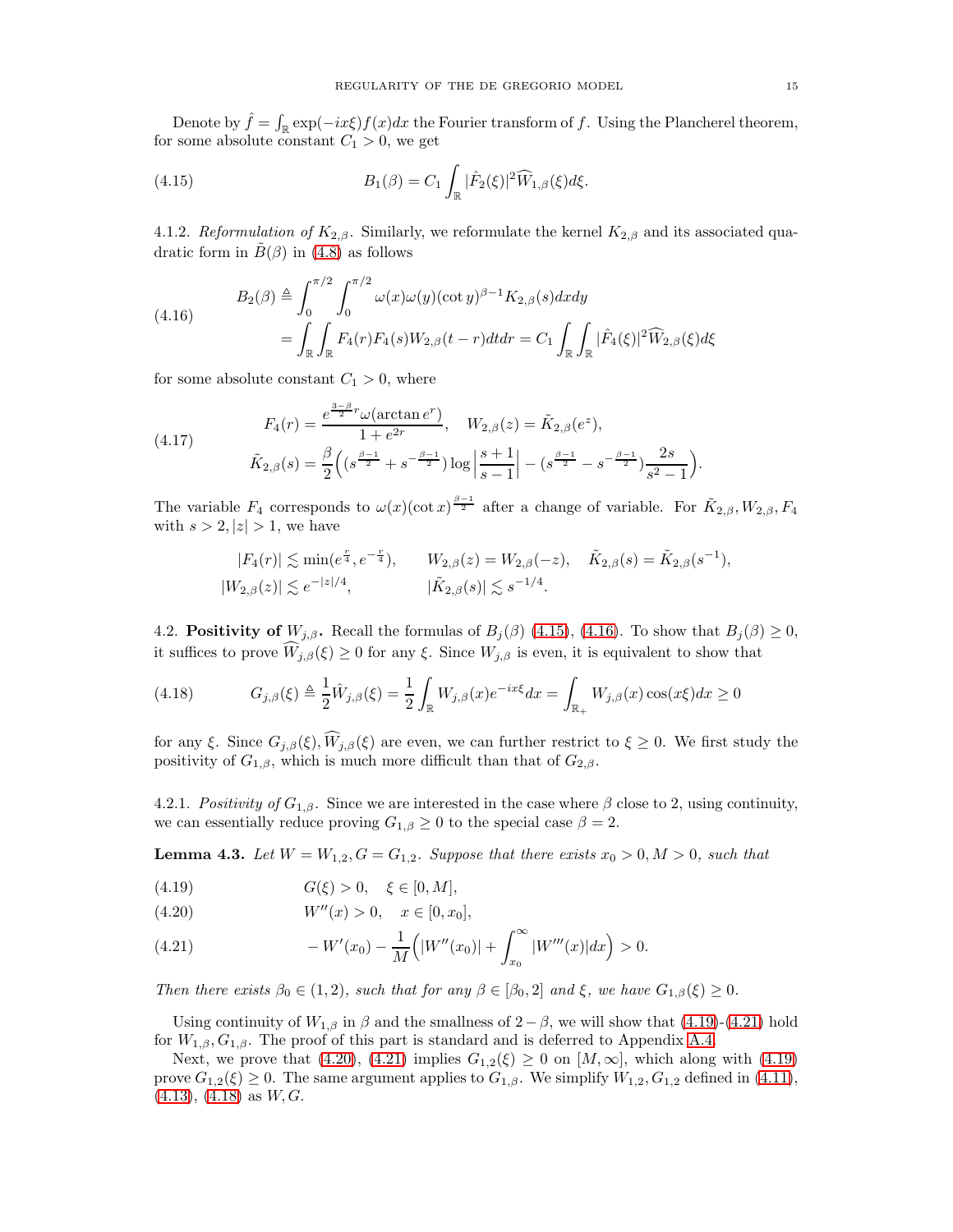Denote by $\hat{f} = \int_{\mathbb{R}} \exp(-ix\xi) f(x) dx$ the Fourier transform of $f$. Using the Plancherel theorem, for some absolute constant $C_1 > 0$, we get

$$B_1(\beta) = C_1 \int_{\mathbb{R}} |\hat{F}_2(\xi)|^2 \widehat{W}_{1,\beta}(\xi) d\xi. \tag{4.15}$$

4.1.2. *Reformulation of $K_{2,\beta}$.* Similarly, we reformulate the kernel $K_{2,\beta}$ and its associated quadratic form in $\tilde{B}(\beta)$ in (4.8) as follows

$$\begin{aligned} B_2(\beta) &\triangleq \int_0^{\pi/2} \int_0^{\pi/2} \omega(x)\omega(y)(\cot y)^{\beta-1} K_{2,\beta}(s) dx dy \\ &= \int_{\mathbb{R}} \int_{\mathbb{R}} F_4(r) F_4(s) W_{2,\beta}(t-r) dt dr = C_1 \int_{\mathbb{R}} \int_{\mathbb{R}} |\hat{F}_4(\xi)|^2 \widehat{W}_{2,\beta}(\xi) d\xi \end{aligned} \tag{4.16}$$

for some absolute constant $C_1 > 0$, where

$$\begin{aligned} F_4(r) &= \frac{e^{\frac{3-\beta}{2} r} \omega(\arctan e^r)}{1 + e^{2r}}, \quad W_{2,\beta}(z) = \tilde{K}_{2,\beta}(e^z), \\ \tilde{K}_{2,\beta}(s) &= \frac{\beta}{2} \Big( (s^{\frac{\beta-1}{2}} + s^{-\frac{\beta-1}{2}}) \log \Big| \frac{s+1}{s-1} \Big| - (s^{\frac{\beta-1}{2}} - s^{-\frac{\beta-1}{2}}) \frac{2s}{s^2-1} \Big). \end{aligned} \tag{4.17}$$

The variable $F_4$ corresponds to $\omega(x)(\cot x)^{\frac{\beta-1}{2}}$ after a change of variable. For $\tilde{K}_{2,\beta}, W_{2,\beta}, F_4$ with $s > 2, |z| > 1$, we have

$$\begin{aligned} &|F_4(r)| \lesssim \min(e^{\frac{r}{4}}, e^{-\frac{r}{4}}), \qquad W_{2,\beta}(z) = W_{2,\beta}(-z), \quad \tilde{K}_{2,\beta}(s) = \tilde{K}_{2,\beta}(s^{-1}), \\ &|W_{2,\beta}(z)| \lesssim e^{-|z|/4}, \qquad\qquad |\tilde{K}_{2,\beta}(s)| \lesssim s^{-1/4}. \end{aligned}$$

4.2. **Positivity of $W_{j,\beta}$.** Recall the formulas of $B_j(\beta)$ (4.15), (4.16). To show that $B_j(\beta) \geq 0$, it suffices to prove $\widehat{W}_{j,\beta}(\xi) \geq 0$ for any $\xi$. Since $W_{j,\beta}$ is even, it is equivalent to show that

$$G_{j,\beta}(\xi) \triangleq \frac{1}{2} \hat{W}_{j,\beta}(\xi) = \frac{1}{2} \int_{\mathbb{R}} W_{j,\beta}(x) e^{-ix\xi} dx = \int_{\mathbb{R}_+} W_{j,\beta}(x) \cos(x\xi) dx \geq 0 \tag{4.18}$$

for any $\xi$. Since $G_{j,\beta}(\xi), \widehat{W}_{j,\beta}(\xi)$ are even, we can further restrict to $\xi \geq 0$. We first study the positivity of $G_{1,\beta}$, which is much more difficult than that of $G_{2,\beta}$.

4.2.1. *Positivity of $G_{1,\beta}$.* Since we are interested in the case where $\beta$ close to 2, using continuity, we can essentially reduce proving $G_{1,\beta} \geq 0$ to the special case $\beta = 2$.

**Lemma 4.3.** *Let $W = W_{1,2}, G = G_{1,2}$. Suppose that there exists $x_0 > 0, M > 0$, such that*

$$G(\xi) > 0, \quad \xi \in [0, M], \tag{4.19}$$

$$W''(x) > 0, \quad x \in [0, x_0], \tag{4.20}$$

$$-W'(x_0) - \frac{1}{M} \Big( |W''(x_0)| + \int_{x_0}^{\infty} |W'''(x)| dx \Big) > 0. \tag{4.21}$$

*Then there exists $\beta_0 \in (1, 2)$, such that for any $\beta \in [\beta_0, 2]$ and $\xi$, we have $G_{1,\beta}(\xi) \geq 0$.*

Using continuity of $W_{1,\beta}$ in $\beta$ and the smallness of $2 - \beta$, we will show that (4.19)-(4.21) hold for $W_{1,\beta}, G_{1,\beta}$. The proof of this part is standard and is deferred to Appendix A.4.

Next, we prove that (4.20), (4.21) implies $G_{1,2}(\xi) \geq 0$ on $[M, \infty]$, which along with (4.19) prove $G_{1,2}(\xi) \geq 0$. The same argument applies to $G_{1,\beta}$. We simplify $W_{1,2}, G_{1,2}$ defined in (4.11), (4.13), (4.18) as $W, G$.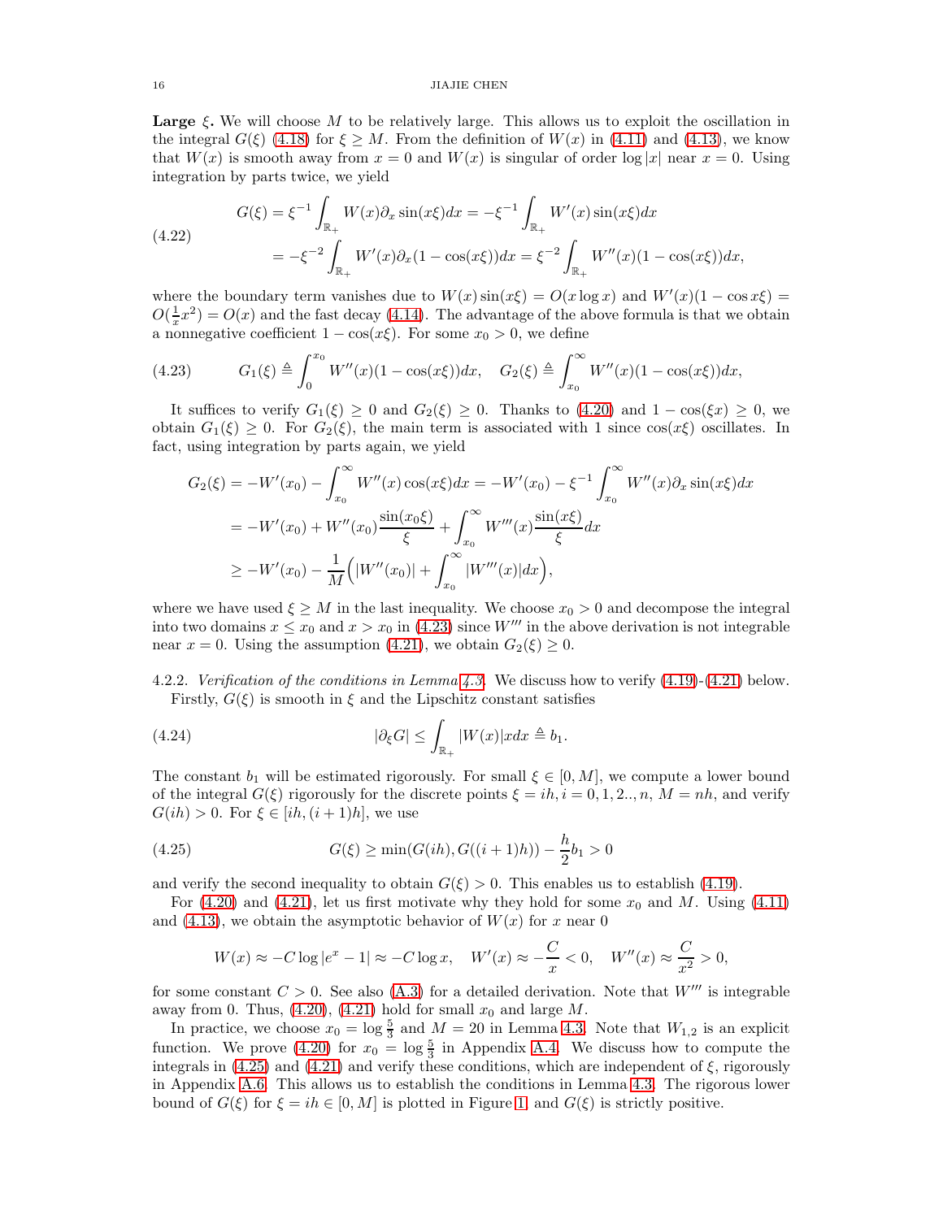**Large $\xi$.** We will choose $M$ to be relatively large. This allows us to exploit the oscillation in the integral $G(\xi)$ (4.18) for $\xi \geq M$. From the definition of $W(x)$ in (4.11) and (4.13), we know that $W(x)$ is smooth away from $x = 0$ and $W(x)$ is singular of order $\log|x|$ near $x = 0$. Using integration by parts twice, we yield

$$
\begin{aligned}
G(\xi) &= \xi^{-1} \int_{\mathbb{R}_+} W(x) \partial_x \sin(x\xi) dx = -\xi^{-1} \int_{\mathbb{R}_+} W'(x) \sin(x\xi) dx \\
&= -\xi^{-2} \int_{\mathbb{R}_+} W'(x) \partial_x (1 - \cos(x\xi)) dx = \xi^{-2} \int_{\mathbb{R}_+} W''(x)(1 - \cos(x\xi)) dx,
\end{aligned} \tag{4.22}
$$

where the boundary term vanishes due to $W(x)\sin(x\xi) = O(x \log x)$ and $W'(x)(1 - \cos x\xi) = O(\frac{1}{x} x^2) = O(x)$ and the fast decay (4.14). The advantage of the above formula is that we obtain a nonnegative coefficient $1 - \cos(x\xi)$. For some $x_0 > 0$, we define

$$
G_1(\xi) \triangleq \int_0^{x_0} W''(x)(1 - \cos(x\xi)) dx, \quad G_2(\xi) \triangleq \int_{x_0}^{\infty} W''(x)(1 - \cos(x\xi)) dx, \tag{4.23}
$$

It suffices to verify $G_1(\xi) \geq 0$ and $G_2(\xi) \geq 0$. Thanks to (4.20) and $1 - \cos(\xi x) \geq 0$, we obtain $G_1(\xi) \geq 0$. For $G_2(\xi)$, the main term is associated with 1 since $\cos(x\xi)$ oscillates. In fact, using integration by parts again, we yield

$$
\begin{aligned}
G_2(\xi) &= -W'(x_0) - \int_{x_0}^{\infty} W''(x) \cos(x\xi) dx = -W'(x_0) - \xi^{-1} \int_{x_0}^{\infty} W''(x) \partial_x \sin(x\xi) dx \\
&= -W'(x_0) + W''(x_0) \frac{\sin(x_0 \xi)}{\xi} + \int_{x_0}^{\infty} W'''(x) \frac{\sin(x\xi)}{\xi} dx \\
&\geq -W'(x_0) - \frac{1}{M} \Big( |W''(x_0)| + \int_{x_0}^{\infty} |W'''(x)| dx \Big),
\end{aligned}
$$

where we have used $\xi \geq M$ in the last inequality. We choose $x_0 > 0$ and decompose the integral into two domains $x \leq x_0$ and $x > x_0$ in (4.23) since $W'''$ in the above derivation is not integrable near $x = 0$. Using the assumption (4.21), we obtain $G_2(\xi) \geq 0$.

4.2.2. *Verification of the conditions in Lemma 4.3.* We discuss how to verify (4.19)-(4.21) below.

Firstly, $G(\xi)$ is smooth in $\xi$ and the Lipschitz constant satisfies

$$
|\partial_\xi G| \leq \int_{\mathbb{R}_+} |W(x)| x dx \triangleq b_1. \tag{4.24}
$$

The constant $b_1$ will be estimated rigorously. For small $\xi \in [0, M]$, we compute a lower bound of the integral $G(\xi)$ rigorously for the discrete points $\xi = ih, i = 0, 1, 2.., n$, $M = nh$, and verify $G(ih) > 0$. For $\xi \in [ih, (i+1)h]$, we use

$$
G(\xi) \geq \min(G(ih), G((i+1)h)) - \frac{h}{2} b_1 > 0 \tag{4.25}
$$

and verify the second inequality to obtain $G(\xi) > 0$. This enables us to establish (4.19).

For (4.20) and (4.21), let us first motivate why they hold for some $x_0$ and $M$. Using (4.11) and (4.13), we obtain the asymptotic behavior of $W(x)$ for $x$ near 0

$$
W(x) \approx -C \log|e^x - 1| \approx -C \log x, \quad W'(x) \approx -\frac{C}{x} < 0, \quad W''(x) \approx \frac{C}{x^2} > 0,
$$

for some constant $C > 0$. See also (A.3) for a detailed derivation. Note that $W'''$ is integrable away from 0. Thus, (4.20), (4.21) hold for small $x_0$ and large $M$.

In practice, we choose $x_0 = \log \frac{5}{3}$ and $M = 20$ in Lemma 4.3. Note that $W_{1,2}$ is an explicit function. We prove (4.20) for $x_0 = \log \frac{5}{3}$ in Appendix A.4. We discuss how to compute the integrals in (4.25) and (4.21) and verify these conditions, which are independent of $\xi$, rigorously in Appendix A.6. This allows us to establish the conditions in Lemma 4.3. The rigorous lower bound of $G(\xi)$ for $\xi = ih \in [0, M]$ is plotted in Figure 1, and $G(\xi)$ is strictly positive.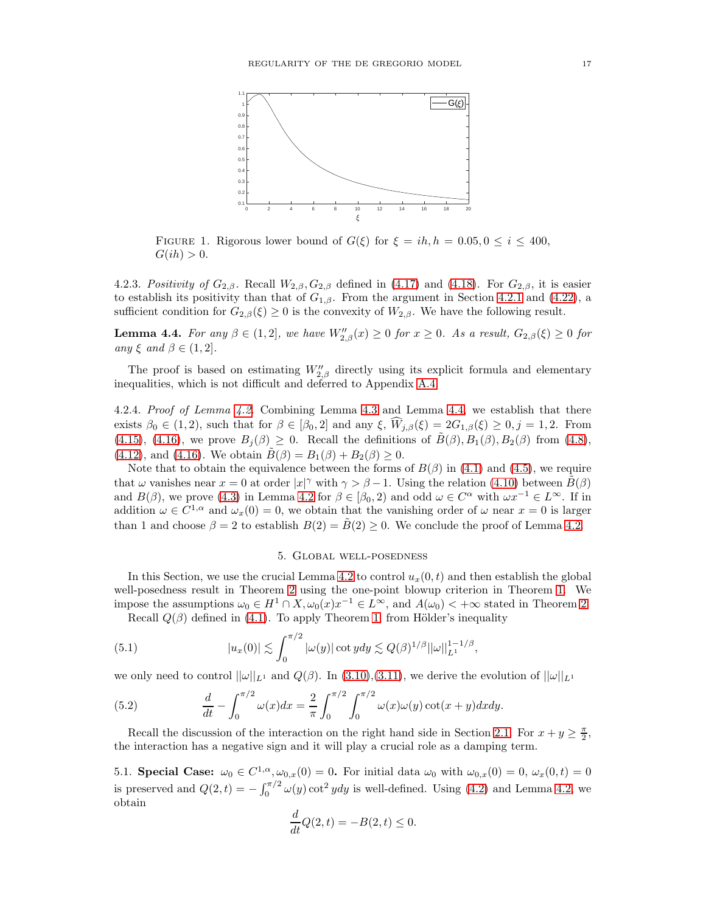FIGURE 1. Rigorous lower bound of $G(\xi)$ for $\xi = ih, h = 0.05, 0 \leq i \leq 400$, $G(ih) > 0$.

4.2.3. *Positivity of $G_{2,\beta}$.* Recall $W_{2,\beta}, G_{2,\beta}$ defined in (4.17) and (4.18). For $G_{2,\beta}$, it is easier to establish its positivity than that of $G_{1,\beta}$. From the argument in Section 4.2.1 and (4.22), a sufficient condition for $G_{2,\beta}(\xi) \geq 0$ is the convexity of $W_{2,\beta}$. We have the following result.

**Lemma 4.4.** *For any $\beta \in (1, 2]$, we have $W''_{2,\beta}(x) \geq 0$ for $x \geq 0$. As a result, $G_{2,\beta}(\xi) \geq 0$ for any $\xi$ and $\beta \in (1, 2]$.*

The proof is based on estimating $W''_{2,\beta}$ directly using its explicit formula and elementary inequalities, which is not difficult and deferred to Appendix A.4.

4.2.4. *Proof of Lemma 4.2.* Combining Lemma 4.3 and Lemma 4.4, we establish that there exists $\beta_0 \in (1, 2)$, such that for $\beta \in [\beta_0, 2]$ and any $\xi$, $\widehat{W}_{j,\beta}(\xi) = 2G_{1,\beta}(\xi) \geq 0, j = 1, 2$. From (4.15), (4.16), we prove $B_j(\beta) \geq 0$. Recall the definitions of $\tilde{B}(\beta), B_1(\beta), B_2(\beta)$ from (4.8), (4.12), and (4.16). We obtain $\tilde{B}(\beta) = B_1(\beta) + B_2(\beta) \geq 0$.

Note that to obtain the equivalence between the forms of $B(\beta)$ in (4.1) and (4.5), we require that $\omega$ vanishes near $x = 0$ at order $|x|^\gamma$ with $\gamma > \beta - 1$. Using the relation (4.10) between $\tilde{B}(\beta)$ and $B(\beta)$, we prove (4.3) in Lemma 4.2 for $\beta \in [\beta_0, 2)$ and odd $\omega \in C^\alpha$ with $\omega x^{-1} \in L^\infty$. If in addition $\omega \in C^{1,\alpha}$ and $\omega_x(0) = 0$, we obtain that the vanishing order of $\omega$ near $x = 0$ is larger than 1 and choose $\beta = 2$ to establish $B(2) = \tilde{B}(2) \geq 0$. We conclude the proof of Lemma 4.2.

## 5. Global well-posedness

In this Section, we use the crucial Lemma 4.2 to control $u_x(0, t)$ and then establish the global well-posedness result in Theorem 2 using the one-point blowup criterion in Theorem 1. We impose the assumptions $\omega_0 \in H^1 \cap X, \omega_0(x)x^{-1} \in L^\infty$, and $A(\omega_0) < +\infty$ stated in Theorem 2.

Recall $Q(\beta)$ defined in (4.1). To apply Theorem 1, from Hölder's inequality

$$|u_x(0)| \lesssim \int_0^{\pi/2} |\omega(y)| \cot y dy \lesssim Q(\beta)^{1/\beta} ||\omega||_{L^1}^{1-1/\beta}, \tag{5.1}$$

we only need to control $||\omega||_{L^1}$ and $Q(\beta)$. In (3.10),(3.11), we derive the evolution of $||\omega||_{L^1}$

$$\frac{d}{dt} - \int_0^{\pi/2} \omega(x) dx = \frac{2}{\pi} \int_0^{\pi/2} \int_0^{\pi/2} \omega(x)\omega(y) \cot(x + y) dx dy. \tag{5.2}$$

Recall the discussion of the interaction on the right hand side in Section 2.1. For $x + y \geq \frac{\pi}{2}$, the interaction has a negative sign and it will play a crucial role as a damping term.

5.1. **Special Case: $\omega_0 \in C^{1,\alpha}, \omega_{0,x}(0) = 0$.** For initial data $\omega_0$ with $\omega_{0,x}(0) = 0$, $\omega_x(0, t) = 0$ is preserved and $Q(2, t) = -\int_0^{\pi/2} \omega(y) \cot^2 y dy$ is well-defined. Using (4.2) and Lemma 4.2, we obtain

$$\frac{d}{dt} Q(2, t) = -B(2, t) \leq 0.$$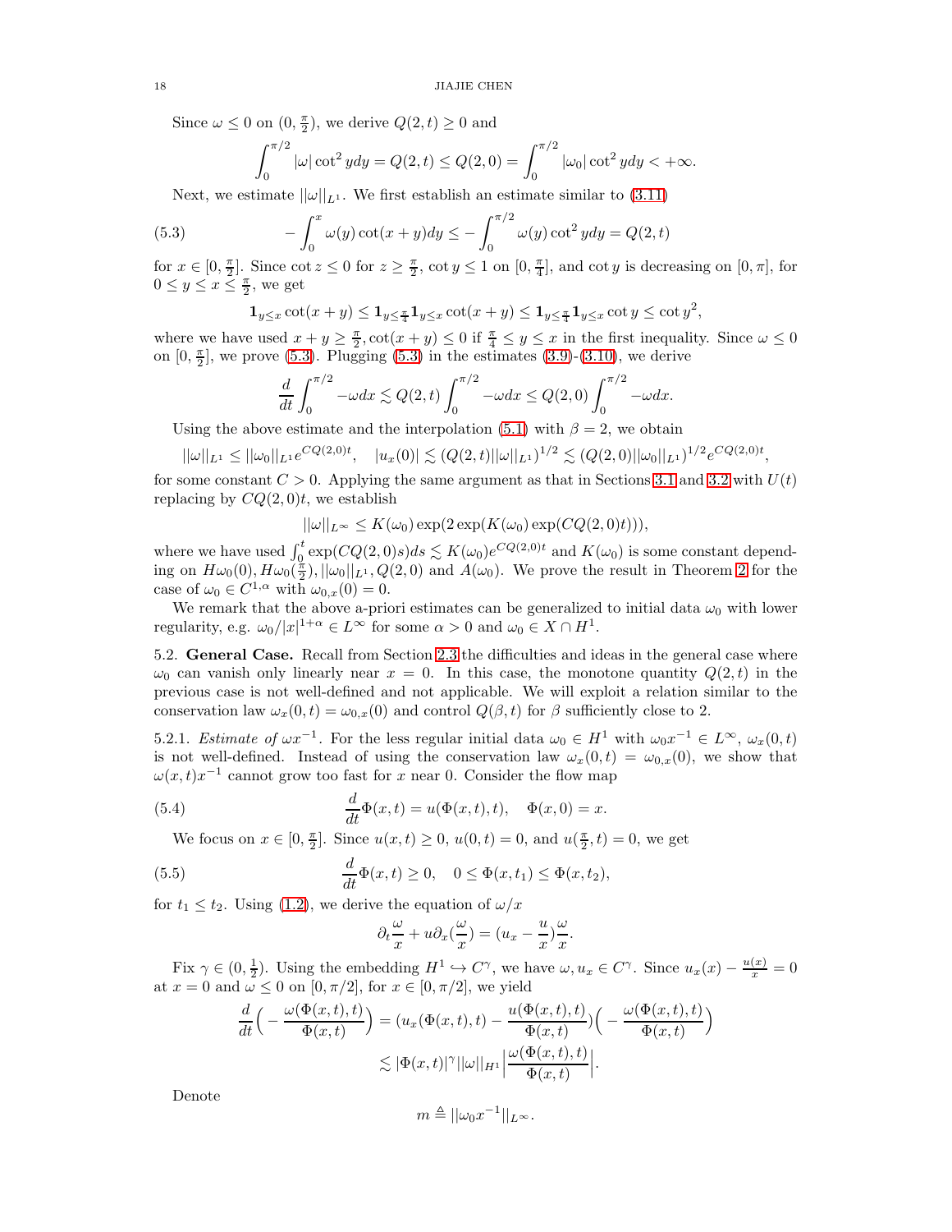Since $\omega \le 0$ on $(0, \frac{\pi}{2})$, we derive $Q(2,t) \ge 0$ and

$$\int_0^{\pi/2} |\omega| \cot^2 y dy = Q(2,t) \le Q(2,0) = \int_0^{\pi/2} |\omega_0| \cot^2 y dy < +\infty.$$

Next, we estimate $||\omega||_{L^1}$. We first establish an estimate similar to (3.11)

$$-\int_0^x \omega(y) \cot(x+y) dy \le -\int_0^{\pi/2} \omega(y) \cot^2 y dy = Q(2,t) \tag{5.3}$$

for $x \in [0, \frac{\pi}{2}]$. Since $\cot z \le 0$ for $z \ge \frac{\pi}{2}$, $\cot y \le 1$ on $[0, \frac{\pi}{4}]$, and $\cot y$ is decreasing on $[0, \pi]$, for $0 \le y \le x \le \frac{\pi}{2}$, we get

$$\mathbf{1}_{y \le x} \cot(x+y) \le \mathbf{1}_{y \le \frac{\pi}{4}} \mathbf{1}_{y \le x} \cot(x+y) \le \mathbf{1}_{y \le \frac{\pi}{4}} \mathbf{1}_{y \le x} \cot y \le \cot y^2,$$

where we have used $x + y \ge \frac{\pi}{2}, \cot(x+y) \le 0$ if $\frac{\pi}{4} \le y \le x$ in the first inequality. Since $\omega \le 0$ on $[0, \frac{\pi}{2}]$, we prove (5.3). Plugging (5.3) in the estimates (3.9)-(3.10), we derive

$$\frac{d}{dt} \int_0^{\pi/2} -\omega dx \lesssim Q(2,t) \int_0^{\pi/2} -\omega dx \le Q(2,0) \int_0^{\pi/2} -\omega dx.$$

Using the above estimate and the interpolation (5.1) with $\beta = 2$, we obtain

$$||\omega||_{L^1} \le ||\omega_0||_{L^1} e^{CQ(2,0)t}, \quad |u_x(0)| \lesssim (Q(2,t)||\omega||_{L^1})^{1/2} \lesssim (Q(2,0)||\omega_0||_{L^1})^{1/2} e^{CQ(2,0)t},$$

for some constant $C > 0$. Applying the same argument as that in Sections 3.1 and 3.2 with $U(t)$ replacing by $CQ(2,0)t$, we establish

$$||\omega||_{L^\infty} \le K(\omega_0) \exp(2\exp(K(\omega_0)\exp(CQ(2,0)t))),$$

where we have used $\int_0^t \exp(CQ(2,0)s) ds \lesssim K(\omega_0) e^{CQ(2,0)t}$ and $K(\omega_0)$ is some constant depending on $H\omega_0(0), H\omega_0(\frac{\pi}{2}), ||\omega_0||_{L^1}, Q(2,0)$ and $A(\omega_0)$. We prove the result in Theorem 2 for the case of $\omega_0 \in C^{1,\alpha}$ with $\omega_{0,x}(0) = 0$.

We remark that the above a-priori estimates can be generalized to initial data $\omega_0$ with lower regularity, e.g. $\omega_0/|x|^{1+\alpha} \in L^\infty$ for some $\alpha > 0$ and $\omega_0 \in X \cap H^1$.

5.2. **General Case.** Recall from Section 2.3 the difficulties and ideas in the general case where $\omega_0$ can vanish only linearly near $x = 0$. In this case, the monotone quantity $Q(2,t)$ in the previous case is not well-defined and not applicable. We will exploit a relation similar to the conservation law $\omega_x(0,t) = \omega_{0,x}(0)$ and control $Q(\beta, t)$ for $\beta$ sufficiently close to 2.

5.2.1. *Estimate of* $\omega x^{-1}$. For the less regular initial data $\omega_0 \in H^1$ with $\omega_0 x^{-1} \in L^\infty$, $\omega_x(0,t)$ is not well-defined. Instead of using the conservation law $\omega_x(0,t) = \omega_{0,x}(0)$, we show that $\omega(x,t)x^{-1}$ cannot grow too fast for $x$ near 0. Consider the flow map

$$\frac{d}{dt}\Phi(x,t) = u(\Phi(x,t),t), \quad \Phi(x,0) = x. \tag{5.4}$$

We focus on $x \in [0, \frac{\pi}{2}]$. Since $u(x,t) \ge 0$, $u(0,t) = 0$, and $u(\frac{\pi}{2}, t) = 0$, we get

$$\frac{d}{dt}\Phi(x,t) \ge 0, \quad 0 \le \Phi(x,t_1) \le \Phi(x,t_2), \tag{5.5}$$

for $t_1 \le t_2$. Using (1.2), we derive the equation of $\omega/x$

$$\partial_t \frac{\omega}{x} + u\partial_x(\frac{\omega}{x}) = (u_x - \frac{u}{x})\frac{\omega}{x}.$$

Fix $\gamma \in (0, \frac{1}{2})$. Using the embedding $H^1 \hookrightarrow C^\gamma$, we have $\omega, u_x \in C^\gamma$. Since $u_x(x) - \frac{u(x)}{x} = 0$ at $x = 0$ and $\omega \le 0$ on $[0, \pi/2]$, for $x \in [0, \pi/2]$, we yield

$$\begin{aligned}
\frac{d}{dt}\Big( -\frac{\omega(\Phi(x,t),t)}{\Phi(x,t)} \Big) &= (u_x(\Phi(x,t),t) - \frac{u(\Phi(x,t),t)}{\Phi(x,t)})\Big( -\frac{\omega(\Phi(x,t),t)}{\Phi(x,t)} \Big) \\
&\lesssim |\Phi(x,t)|^\gamma ||\omega||_{H^1} \Big| \frac{\omega(\Phi(x,t),t)}{\Phi(x,t)} \Big|.
\end{aligned}$$

Denote

$$m \triangleq ||\omega_0 x^{-1}||_{L^\infty}.$$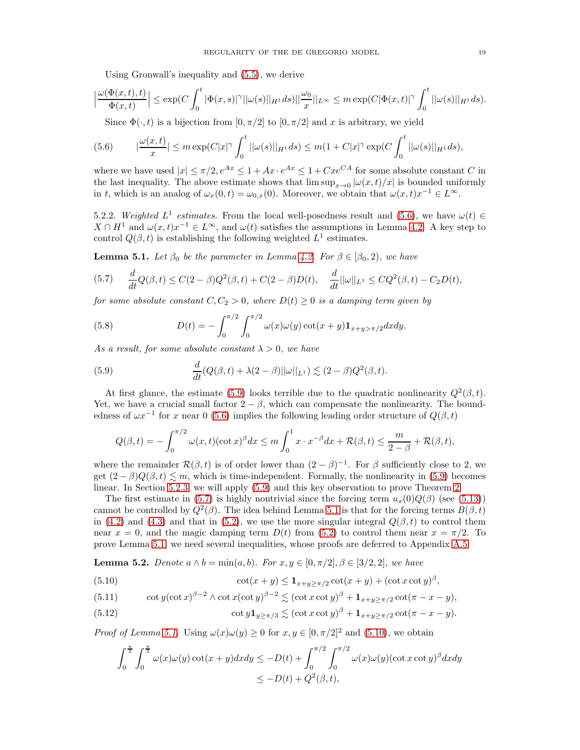Using Gronwall's inequality and (5.5), we derive

$$\Big|\frac{\omega(\Phi(x,t),t)}{\Phi(x,t)}\Big| \leq \exp(C\int_0^t |\Phi(x,s)|^\gamma ||\omega(s)||_{H^1} ds) ||\frac{\omega_0}{x}||_{L^\infty} \leq m \exp(C|\Phi(x,t)|^\gamma \int_0^t ||\omega(s)||_{H^1} ds).$$

Since $\Phi(\cdot,t)$ is a bijection from $[0,\pi/2]$ to $[0,\pi/2]$ and $x$ is arbitrary, we yield

$$|\frac{\omega(x,t)}{x}| \leq m\exp(C|x|^\gamma \int_0^t ||\omega(s)||_{H^1} ds) \leq m(1 + C|x|^\gamma \exp(C\int_0^t ||\omega(s)||_{H^1} ds), \tag{5.6}$$

where we have used $|x| \leq \pi/2, e^{Ax} \leq 1 + Ax \cdot e^{Ax} \leq 1 + Cxe^{CA}$ for some absolute constant $C$ in the last inequality. The above estimate shows that $\limsup_{x\to 0} |\omega(x,t)/x|$ is bounded uniformly in $t$, which is an analog of $\omega_x(0,t) = \omega_{0,x}(0)$. Moreover, we obtain that $\omega(x,t)x^{-1} \in L^\infty$.

5.2.2. *Weighted $L^1$ estimates.* From the local well-posedness result and (5.6), we have $\omega(t) \in X \cap H^1$ and $\omega(x,t)x^{-1} \in L^\infty$, and $\omega(t)$ satisfies the assumptions in Lemma 4.2. A key step to control $Q(\beta,t)$ is establishing the following weighted $L^1$ estimates.

**Lemma 5.1.** *Let $\beta_0$ be the parameter in Lemma 4.2. For $\beta \in [\beta_0, 2)$, we have*

$$\frac{d}{dt}Q(\beta,t) \leq C(2-\beta)Q^2(\beta,t) + C(2-\beta)D(t), \quad \frac{d}{dt}||\omega||_{L^1} \leq CQ^2(\beta,t) - C_2 D(t), \tag{5.7}$$

*for some absolute constant $C, C_2 > 0$, where $D(t) \geq 0$ is a damping term given by*

$$D(t) = -\int_0^{\pi/2}\int_0^{\pi/2} \omega(x)\omega(y)\cot(x+y)\mathbf{1}_{x+y>\pi/2} dxdy. \tag{5.8}$$

*As a result, for some absolute constant $\lambda > 0$, we have*

$$\frac{d}{dt}(Q(\beta,t) + \lambda(2-\beta)||\omega||_{L^1}) \lesssim (2-\beta)Q^2(\beta,t). \tag{5.9}$$

At first glance, the estimate (5.9) looks terrible due to the quadratic nonlinearity $Q^2(\beta,t)$. Yet, we have a crucial small factor $2-\beta$, which can compensate the nonlinearity. The boundedness of $\omega x^{-1}$ for $x$ near 0 (5.6) implies the following leading order structure of $Q(\beta,t)$

$$Q(\beta,t) = -\int_0^{\pi/2} \omega(x,t)(\cot x)^\beta dx \leq m\int_0^1 x\cdot x^{-\beta}dx + \mathcal{R}(\beta,t) \leq \frac{m}{2-\beta} + \mathcal{R}(\beta,t),$$

where the remainder $\mathcal{R}(\beta,t)$ is of order lower than $(2-\beta)^{-1}$. For $\beta$ sufficiently close to 2, we get $(2-\beta)Q(\beta,t) \lesssim m$, which is time-independent. Formally, the nonlinearity in (5.9) becomes linear. In Section 5.2.3, we will apply (5.9) and this key observation to prove Theorem 2.

The first estimate in (5.7) is highly nontrivial since the forcing term $u_x(0)Q(\beta)$ (see (5.13)) cannot be controlled by $Q^2(\beta)$. The idea behind Lemma 5.1 is that for the forcing terms $B(\beta,t)$ in (4.2) and (4.3) and that in (5.2), we use the more singular integral $Q(\beta,t)$ to control them near $x = 0$, and the magic damping term $D(t)$ from (5.2) to control them near $x = \pi/2$. To prove Lemma 5.1, we need several inequalities, whose proofs are deferred to Appendix A.5.

**Lemma 5.2.** *Denote $a \wedge b = \min(a,b)$. For $x,y \in [0,\pi/2], \beta \in [3/2,2]$, we have*

$$\cot(x+y) \leq \mathbf{1}_{x+y\geq\pi/2}\cot(x+y) + (\cot x\cot y)^\beta, \tag{5.10}$$

$$\cot y(\cot x)^{\beta-2} \wedge \cot x(\cot y)^{\beta-2} \lesssim (\cot x\cot y)^\beta + \mathbf{1}_{x+y\geq\pi/2}\cot(\pi-x-y), \tag{5.11}$$

$$\cot y\mathbf{1}_{y\geq\pi/3} \lesssim (\cot x\cot y)^\beta + \mathbf{1}_{x+y\geq\pi/2}\cot(\pi-x-y). \tag{5.12}$$

*Proof of Lemma 5.1.* Using $\omega(x)\omega(y) \geq 0$ for $x,y \in [0,\pi/2]^2$ and (5.10), we obtain

$$\begin{aligned}\int_0^{\frac{\pi}{2}}\int_0^{\frac{\pi}{2}} \omega(x)\omega(y)\cot(x+y)dxdy &\leq -D(t) + \int_0^{\pi/2}\int_0^{\pi/2}\omega(x)\omega(y)(\cot x\cot y)^\beta dxdy \\ &\leq -D(t) + Q^2(\beta,t),\end{aligned}$$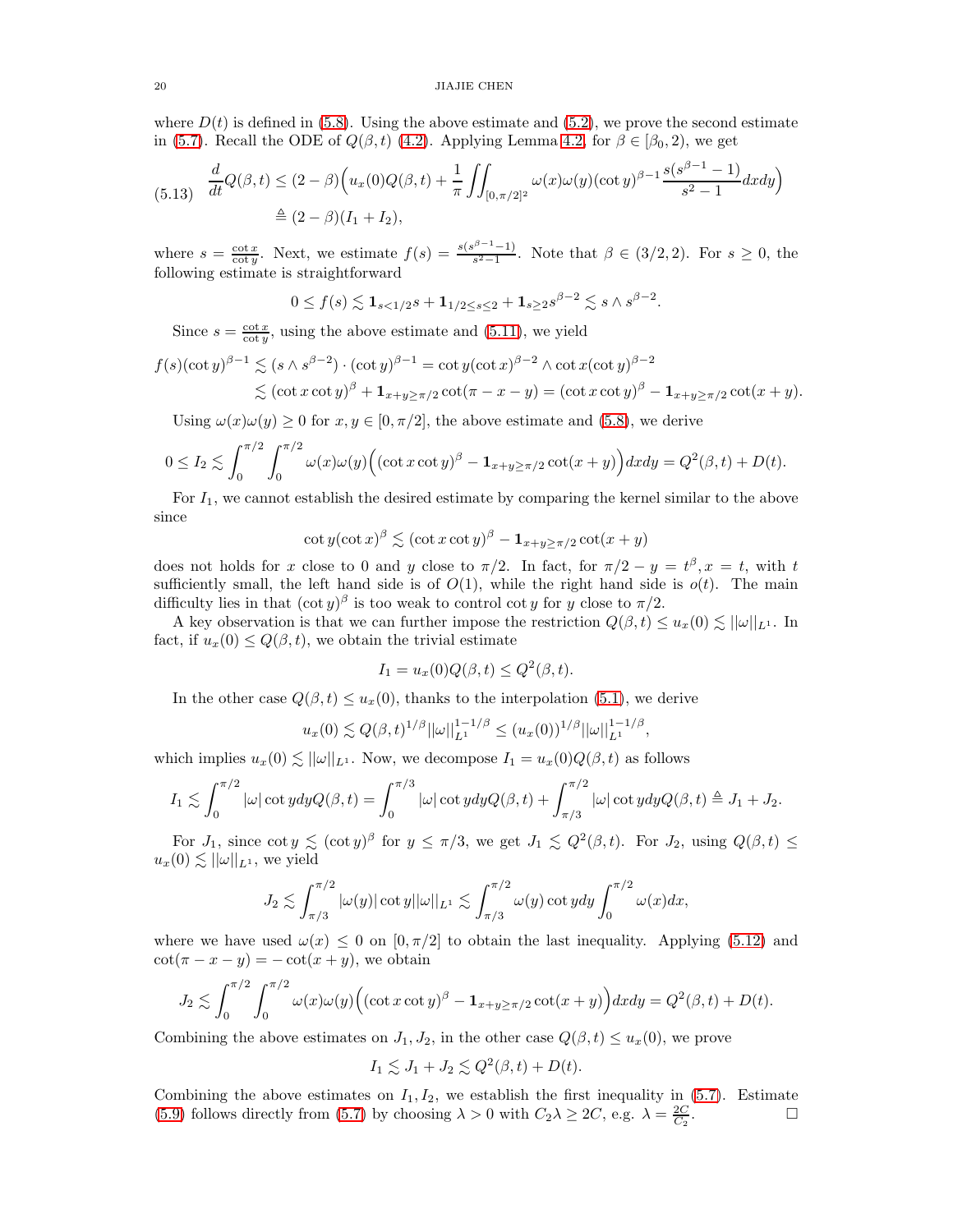where $D(t)$ is defined in (5.8). Using the above estimate and (5.2), we prove the second estimate in (5.7). Recall the ODE of $Q(\beta, t)$ (4.2). Applying Lemma 4.2, for $\beta \in [\beta_0, 2)$, we get

$$
\begin{aligned}
\frac{d}{dt} Q(\beta, t) &\leq (2-\beta)\Big( u_x(0) Q(\beta, t) + \frac{1}{\pi} \iint_{[0,\pi/2]^2} \omega(x)\omega(y) (\cot y)^{\beta - 1} \frac{s(s^{\beta-1} - 1)}{s^2 - 1} dx dy \Big) \\
&\triangleq (2-\beta)(I_1 + I_2),
\end{aligned} \tag{5.13}
$$

where $s = \frac{\cot x}{\cot y}$. Next, we estimate $f(s) = \frac{s(s^{\beta-1}-1)}{s^2-1}$. Note that $\beta \in (3/2, 2)$. For $s \geq 0$, the following estimate is straightforward

$$
0 \leq f(s) \lesssim \mathbf{1}_{s < 1/2} s + \mathbf{1}_{1/2 \leq s \leq 2} + \mathbf{1}_{s \geq 2} s^{\beta - 2} \lesssim s \wedge s^{\beta - 2}.
$$

Since $s = \frac{\cot x}{\cot y}$, using the above estimate and (5.11), we yield

$$
\begin{aligned}
f(s)(\cot y)^{\beta - 1} &\lesssim (s \wedge s^{\beta-2}) \cdot (\cot y)^{\beta - 1} = \cot y (\cot x)^{\beta - 2} \wedge \cot x (\cot y)^{\beta - 2} \\
&\lesssim (\cot x \cot y)^{\beta} + \mathbf{1}_{x+y \geq \pi/2} \cot(\pi - x - y) = (\cot x \cot y)^{\beta} - \mathbf{1}_{x+y \geq \pi/2} \cot(x+y).
\end{aligned}
$$

Using $\omega(x)\omega(y) \geq 0$ for $x, y \in [0, \pi/2]$, the above estimate and (5.8), we derive

$$
0 \leq I_2 \lesssim \int_0^{\pi/2} \int_0^{\pi/2} \omega(x)\omega(y) \Big( (\cot x \cot y)^{\beta} - \mathbf{1}_{x+y \geq \pi/2} \cot(x+y) \Big) dx dy = Q^2(\beta, t) + D(t).
$$

For $I_1$, we cannot establish the desired estimate by comparing the kernel similar to the above since

$$
\cot y (\cot x)^{\beta} \lesssim (\cot x \cot y)^{\beta} - \mathbf{1}_{x+y \geq \pi/2} \cot(x+y)
$$

does not holds for $x$ close to 0 and $y$ close to $\pi/2$. In fact, for $\pi/2 - y = t^{\beta}, x = t$, with $t$ sufficiently small, the left hand side is of $O(1)$, while the right hand side is $o(t)$. The main difficulty lies in that $(\cot y)^{\beta}$ is too weak to control $\cot y$ for $y$ close to $\pi/2$.

A key observation is that we can further impose the restriction $Q(\beta, t) \leq u_x(0) \lesssim ||\omega||_{L^1}$. In fact, if $u_x(0) \leq Q(\beta, t)$, we obtain the trivial estimate

$$
I_1 = u_x(0) Q(\beta, t) \leq Q^2(\beta, t).
$$

In the other case $Q(\beta, t) \leq u_x(0)$, thanks to the interpolation (5.1), we derive

$$
u_x(0) \lesssim Q(\beta, t)^{1/\beta} ||\omega||_{L^1}^{1 - 1/\beta} \leq (u_x(0))^{1/\beta} ||\omega||_{L^1}^{1-1/\beta},
$$

which implies $u_x(0) \lesssim ||\omega||_{L^1}$. Now, we decompose $I_1 = u_x(0) Q(\beta, t)$ as follows

$$
I_1 \lesssim \int_0^{\pi/2} |\omega| \cot y dy Q(\beta, t) = \int_0^{\pi/3} |\omega| \cot y dy Q(\beta, t) + \int_{\pi/3}^{\pi/2} |\omega| \cot y dy Q(\beta, t) \triangleq J_1 + J_2.
$$

For $J_1$, since $\cot y \lesssim (\cot y)^{\beta}$ for $y \leq \pi/3$, we get $J_1 \lesssim Q^2(\beta, t)$. For $J_2$, using $Q(\beta, t) \leq u_x(0) \lesssim ||\omega||_{L^1}$, we yield

$$
J_2 \lesssim \int_{\pi/3}^{\pi/2} |\omega(y)| \cot y ||\omega||_{L^1} \lesssim \int_{\pi/3}^{\pi/2} \omega(y) \cot y dy \int_0^{\pi/2} \omega(x) dx,
$$

where we have used $\omega(x) \leq 0$ on $[0, \pi/2]$ to obtain the last inequality. Applying (5.12) and $\cot(\pi - x - y) = -\cot(x + y)$, we obtain

$$
J_2 \lesssim \int_0^{\pi/2} \int_0^{\pi/2} \omega(x)\omega(y) \Big( (\cot x \cot y)^{\beta} - \mathbf{1}_{x+y \geq \pi/2} \cot(x+y) \Big) dx dy = Q^2(\beta, t) + D(t).
$$

Combining the above estimates on $J_1, J_2$, in the other case $Q(\beta, t) \leq u_x(0)$, we prove

$$
I_1 \lesssim J_1 + J_2 \lesssim Q^2(\beta, t) + D(t).
$$

Combining the above estimates on $I_1, I_2$, we establish the first inequality in (5.7). Estimate (5.9) follows directly from (5.7) by choosing $\lambda > 0$ with $C_2 \lambda \geq 2C$, e.g. $\lambda = \frac{2C}{C_2}$. $\square$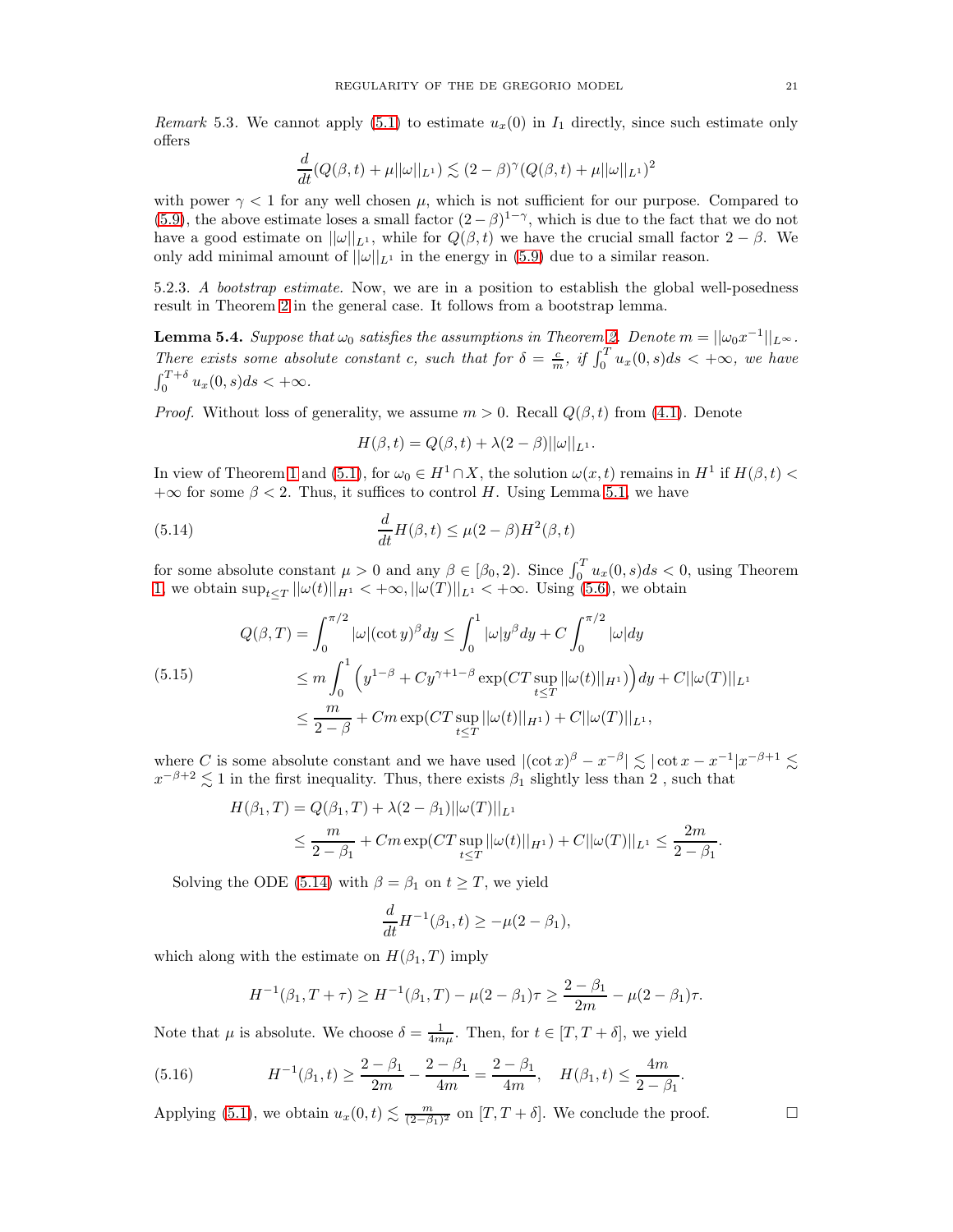*Remark* 5.3. We cannot apply (5.1) to estimate $u_x(0)$ in $I_1$ directly, since such estimate only offers

$$\frac{d}{dt}(Q(\beta,t)+\mu||\omega||_{L^1}) \lesssim (2-\beta)^{\gamma}(Q(\beta,t)+\mu||\omega||_{L^1})^2$$

with power $\gamma<1$ for any well chosen $\mu$, which is not sufficient for our purpose. Compared to (5.9), the above estimate loses a small factor $(2-\beta)^{1-\gamma}$, which is due to the fact that we do not have a good estimate on $||\omega||_{L^1}$, while for $Q(\beta,t)$ we have the crucial small factor $2-\beta$. We only add minimal amount of $||\omega||_{L^1}$ in the energy in (5.9) due to a similar reason.

5.2.3. *A bootstrap estimate.* Now, we are in a position to establish the global well-posedness result in Theorem 2 in the general case. It follows from a bootstrap lemma.

**Lemma 5.4.** *Suppose that $\omega_0$ satisfies the assumptions in Theorem 2. Denote $m=||\omega_0 x^{-1}||_{L^\infty}$. There exists some absolute constant $c$, such that for $\delta=\frac{c}{m}$, if $\int_0^T u_x(0,s)ds<+\infty$, we have $\int_0^{T+\delta} u_x(0,s)ds<+\infty$.*

*Proof.* Without loss of generality, we assume $m>0$. Recall $Q(\beta,t)$ from (4.1). Denote

$$H(\beta,t)=Q(\beta,t)+\lambda(2-\beta)||\omega||_{L^1}.$$

In view of Theorem 1 and (5.1), for $\omega_0\in H^1\cap X$, the solution $\omega(x,t)$ remains in $H^1$ if $H(\beta,t)<+\infty$ for some $\beta<2$. Thus, it suffices to control $H$. Using Lemma 5.1, we have

$$\frac{d}{dt}H(\beta,t)\le \mu(2-\beta)H^2(\beta,t) \tag{5.14}$$

for some absolute constant $\mu>0$ and any $\beta\in[\beta_0,2)$. Since $\int_0^T u_x(0,s)ds<0$, using Theorem 1, we obtain $\sup_{t\le T}||\omega(t)||_{H^1}<+\infty, ||\omega(T)||_{L^1}<+\infty$. Using (5.6), we obtain

$$\begin{aligned}
Q(\beta,T) &= \int_0^{\pi/2}|\omega|(\cot y)^\beta dy \le \int_0^1 |\omega| y^\beta dy + C\int_0^{\pi/2}|\omega|dy \\
&\le m\int_0^1\Big(y^{1-\beta}+Cy^{\gamma+1-\beta}\exp(CT\sup_{t\le T}||\omega(t)||_{H^1})\Big)dy + C||\omega(T)||_{L^1} \\
&\le \frac{m}{2-\beta}+Cm\exp(CT\sup_{t\le T}||\omega(t)||_{H^1})+C||\omega(T)||_{L^1},
\end{aligned} \tag{5.15}$$

where $C$ is some absolute constant and we have used $|(\cot x)^\beta - x^{-\beta}|\lesssim|\cot x - x^{-1}|x^{-\beta+1}\lesssim x^{-\beta+2}\lesssim 1$ in the first inequality. Thus, there exists $\beta_1$ slightly less than 2 , such that

$$\begin{aligned}
H(\beta_1,T) &= Q(\beta_1,T)+\lambda(2-\beta_1)||\omega(T)||_{L^1} \\
&\le \frac{m}{2-\beta_1}+Cm\exp(CT\sup_{t\le T}||\omega(t)||_{H^1})+C||\omega(T)||_{L^1}\le \frac{2m}{2-\beta_1}.
\end{aligned}$$

Solving the ODE (5.14) with $\beta=\beta_1$ on $t\ge T$, we yield

$$\frac{d}{dt}H^{-1}(\beta_1,t)\ge -\mu(2-\beta_1),$$

which along with the estimate on $H(\beta_1,T)$ imply

$$H^{-1}(\beta_1,T+\tau)\ge H^{-1}(\beta_1,T)-\mu(2-\beta_1)\tau \ge \frac{2-\beta_1}{2m}-\mu(2-\beta_1)\tau.$$

Note that $\mu$ is absolute. We choose $\delta=\frac{1}{4m\mu}$. Then, for $t\in[T,T+\delta]$, we yield

$$H^{-1}(\beta_1,t)\ge\frac{2-\beta_1}{2m}-\frac{2-\beta_1}{4m}=\frac{2-\beta_1}{4m},\quad H(\beta_1,t)\le\frac{4m}{2-\beta_1}. \tag{5.16}$$

Applying (5.1), we obtain $u_x(0,t)\lesssim\frac{m}{(2-\beta_1)^2}$ on $[T,T+\delta]$. We conclude the proof. $\square$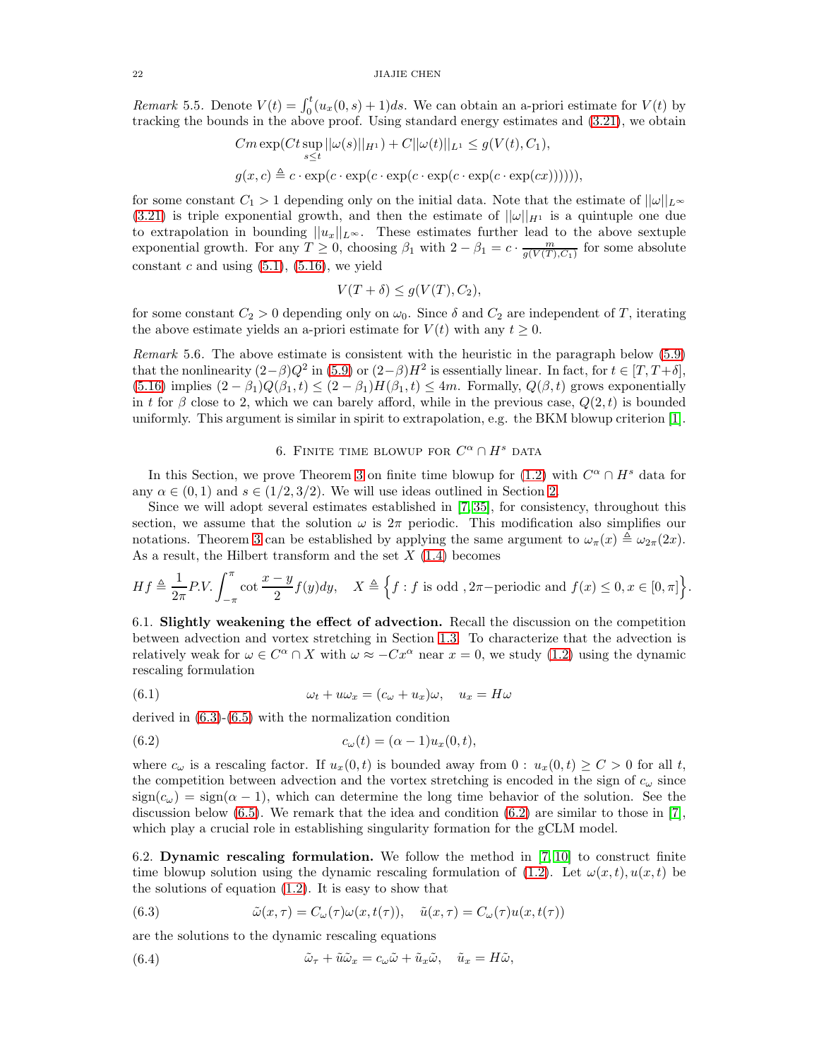*Remark* 5.5. Denote $V(t) = \int_0^t (u_x(0,s)+1)ds$. We can obtain an a-priori estimate for $V(t)$ by tracking the bounds in the above proof. Using standard energy estimates and (3.21), we obtain

$$
Cm \exp(Ct \sup_{s\leq t} ||\omega(s)||_{H^1}) + C||\omega(t)||_{L^1} \leq g(V(t), C_1),
$$

$$
g(x,c) \triangleq c \cdot \exp(c \cdot \exp(c \cdot \exp(c \cdot \exp(c \cdot \exp(c \cdot \exp(cx)))))),
$$

for some constant $C_1 > 1$ depending only on the initial data. Note that the estimate of $||\omega||_{L^\infty}$ (3.21) is triple exponential growth, and then the estimate of $||\omega||_{H^1}$ is a quintuple one due to extrapolation in bounding $||u_x||_{L^\infty}$. These estimates further lead to the above sextuple exponential growth. For any $T \geq 0$, choosing $\beta_1$ with $2 - \beta_1 = c \cdot \frac{m}{g(V(T), C_1)}$ for some absolute constant $c$ and using (5.1), (5.16), we yield

$$
V(T+\delta) \leq g(V(T), C_2),
$$

for some constant $C_2 > 0$ depending only on $\omega_0$. Since $\delta$ and $C_2$ are independent of $T$, iterating the above estimate yields an a-priori estimate for $V(t)$ with any $t \geq 0$.

*Remark* 5.6. The above estimate is consistent with the heuristic in the paragraph below (5.9) that the nonlinearity $(2-\beta)Q^2$ in (5.9) or $(2-\beta)H^2$ is essentially linear. In fact, for $t \in [T, T+\delta]$, (5.16) implies $(2-\beta_1)Q(\beta_1, t) \leq (2-\beta_1)H(\beta_1, t) \leq 4m$. Formally, $Q(\beta, t)$ grows exponentially in $t$ for $\beta$ close to 2, which we can barely afford, while in the previous case, $Q(2, t)$ is bounded uniformly. This argument is similar in spirit to extrapolation, e.g. the BKM blowup criterion [1].

## 6. Finite time blowup for $C^\alpha \cap H^s$ data

In this Section, we prove Theorem 3 on finite time blowup for (1.2) with $C^\alpha \cap H^s$ data for any $\alpha \in (0,1)$ and $s \in (1/2, 3/2)$. We will use ideas outlined in Section 2.

Since we will adopt several estimates established in [7, 35], for consistency, throughout this section, we assume that the solution $\omega$ is $2\pi$ periodic. This modification also simplifies our notations. Theorem 3 can be established by applying the same argument to $\omega_\pi(x) \triangleq \omega_{2\pi}(2x)$. As a result, the Hilbert transform and the set $X$ (1.4) becomes

$$
Hf \triangleq \frac{1}{2\pi} P.V. \int_{-\pi}^{\pi} \cot\frac{x-y}{2} f(y)dy, \quad X \triangleq \Big\{ f : f \text{ is odd }, 2\pi\text{−periodic and } f(x) \leq 0, x \in [0,\pi] \Big\}.
$$

**6.1. Slightly weakening the effect of advection.** Recall the discussion on the competition between advection and vortex stretching in Section 1.3. To characterize that the advection is relatively weak for $\omega \in C^\alpha \cap X$ with $\omega \approx -Cx^\alpha$ near $x = 0$, we study (1.2) using the dynamic rescaling formulation

$$
\omega_t + u\omega_x = (c_\omega + u_x)\omega, \quad u_x = H\omega \tag{6.1}
$$

derived in (6.3)-(6.5) with the normalization condition

$$
c_\omega(t) = (\alpha - 1)u_x(0,t), \tag{6.2}
$$

where $c_\omega$ is a rescaling factor. If $u_x(0,t)$ is bounded away from $0$ : $u_x(0,t) \geq C > 0$ for all $t$, the competition between advection and the vortex stretching is encoded in the sign of $c_\omega$ since $\mathrm{sign}(c_\omega) = \mathrm{sign}(\alpha - 1)$, which can determine the long time behavior of the solution. See the discussion below (6.5). We remark that the idea and condition (6.2) are similar to those in [7], which play a crucial role in establishing singularity formation for the gCLM model.

**6.2. Dynamic rescaling formulation.** We follow the method in [7, 10] to construct finite time blowup solution using the dynamic rescaling formulation of (1.2). Let $\omega(x,t), u(x,t)$ be the solutions of equation (1.2). It is easy to show that

$$
\tilde{\omega}(x,\tau) = C_\omega(\tau)\omega(x, t(\tau)), \quad \tilde{u}(x,\tau) = C_\omega(\tau)u(x, t(\tau)) \tag{6.3}
$$

are the solutions to the dynamic rescaling equations

$$
\tilde{\omega}_\tau + \tilde{u}\tilde{\omega}_x = c_\omega \tilde{\omega} + \tilde{u}_x \tilde{\omega}, \quad \tilde{u}_x = H\tilde{\omega}, \tag{6.4}
$$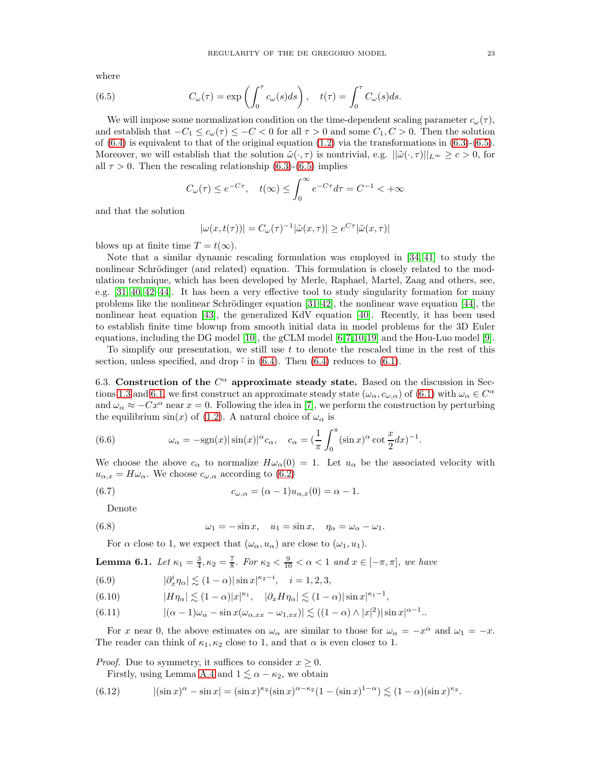where

$$C_\omega(\tau) = \exp\left(\int_0^\tau c_\omega(s)ds\right), \quad t(\tau) = \int_0^\tau C_\omega(s)ds. \tag{6.5}$$

We will impose some normalization condition on the time-dependent scaling parameter $c_\omega(\tau)$, and establish that $-C_1 \le c_\omega(\tau) \le -C < 0$ for all $\tau > 0$ and some $C_1, C > 0$. Then the solution of (6.4) is equivalent to that of the original equation (1.2) via the transformations in (6.3)-(6.5). Moreover, we will establish that the solution $\tilde\omega(\cdot,\tau)$ is nontrivial, e.g. $||\tilde\omega(\cdot,\tau)||_{L^\infty} \ge c > 0$, for all $\tau > 0$. Then the rescaling relationship (6.3)-(6.5) implies

$$C_\omega(\tau) \le e^{-C\tau}, \quad t(\infty) \le \int_0^\infty e^{-C\tau} d\tau = C^{-1} < +\infty$$

and that the solution

$$|\omega(x, t(\tau))| = C_\omega(\tau)^{-1} |\tilde\omega(x,\tau)| \ge e^{C\tau} |\tilde\omega(x,\tau)|$$

blows up at finite time $T = t(\infty)$.

Note that a similar dynamic rescaling formulation was employed in [34, 41] to study the nonlinear Schrödinger (and related) equation. This formulation is closely related to the modulation technique, which has been developed by Merle, Raphael, Martel, Zaag and others, see, e.g. [31, 40, 42–44]. It has been a very effective tool to study singularity formation for many problems like the nonlinear Schrödinger equation [31, 42], the nonlinear wave equation [44], the nonlinear heat equation [43], the generalized KdV equation [40]. Recently, it has been used to establish finite time blowup from smooth initial data in model problems for the 3D Euler equations, including the DG model [10], the gCLM model [6, 7, 10, 19] and the Hou-Luo model [9].

To simplify our presentation, we still use $t$ to denote the rescaled time in the rest of this section, unless specified, and drop $\tilde{\cdot}$ in (6.4). Then (6.4) reduces to (6.1).

### 6.3. Construction of the $C^\alpha$ approximate steady state.

Based on the discussion in Sections 1.3 and 6.1, we first construct an approximate steady state $(\omega_\alpha, c_{\omega,\alpha})$ of (6.1) with $\omega_\alpha \in C^\alpha$ and $\omega_\alpha \approx -Cx^\alpha$ near $x = 0$. Following the idea in [7], we perform the construction by perturbing the equilibrium $\sin(x)$ of (1.2). A natural choice of $\omega_\alpha$ is

$$\omega_\alpha = -\mathrm{sgn}(x)|\sin(x)|^\alpha c_\alpha, \quad c_\alpha = \left(\frac{1}{\pi}\int_0^\pi (\sin x)^\alpha \cot\frac{x}{2} dx\right)^{-1}. \tag{6.6}$$

We choose the above $c_\alpha$ to normalize $H\omega_\alpha(0) = 1$. Let $u_\alpha$ be the associated velocity with $u_{\alpha,x} = H\omega_\alpha$. We choose $c_{\omega,\alpha}$ according to (6.2)

$$c_{\omega,\alpha} = (\alpha - 1) u_{\alpha,x}(0) = \alpha - 1. \tag{6.7}$$

Denote

$$\omega_1 = -\sin x, \quad u_1 = \sin x, \quad \eta_\alpha = \omega_\alpha - \omega_1. \tag{6.8}$$

For $\alpha$ close to 1, we expect that $(\omega_\alpha, u_\alpha)$ are close to $(\omega_1, u_1)$.

**Lemma 6.1.** *Let $\kappa_1 = \frac{3}{4}, \kappa_2 = \frac{7}{8}$. For $\kappa_2 < \frac{9}{10} < \alpha < 1$ and $x \in [-\pi, \pi]$, we have*

$$|\partial_x^i \eta_\alpha| \lesssim (1-\alpha)|\sin x|^{\kappa_2 - i}, \quad i = 1, 2, 3, \tag{6.9}$$

$$|H\eta_\alpha| \lesssim (1-\alpha)|x|^{\kappa_1}, \quad |\partial_x H\eta_\alpha| \lesssim (1-\alpha)|\sin x|^{\kappa_1 - 1}, \tag{6.10}$$

$$|(\alpha-1)\omega_\alpha - \sin x(\omega_{\alpha,xx} - \omega_{1,xx})| \lesssim ((1-\alpha) \wedge |x|^2)|\sin x|^{\alpha-1}.. \tag{6.11}$$

For $x$ near 0, the above estimates on $\omega_\alpha$ are similar to those for $\omega_\alpha = -x^\alpha$ and $\omega_1 = -x$. The reader can think of $\kappa_1, \kappa_2$ close to 1, and that $\alpha$ is even closer to 1.

*Proof.* Due to symmetry, it suffices to consider $x \ge 0$.

Firstly, using Lemma A.4 and $1 \lesssim \alpha - \kappa_2$, we obtain

$$|(\sin x)^\alpha - \sin x| = (\sin x)^{\kappa_2}(\sin x)^{\alpha - \kappa_2}(1 - (\sin x)^{1-\alpha}) \lesssim (1-\alpha)(\sin x)^{\kappa_2}. \tag{6.12}$$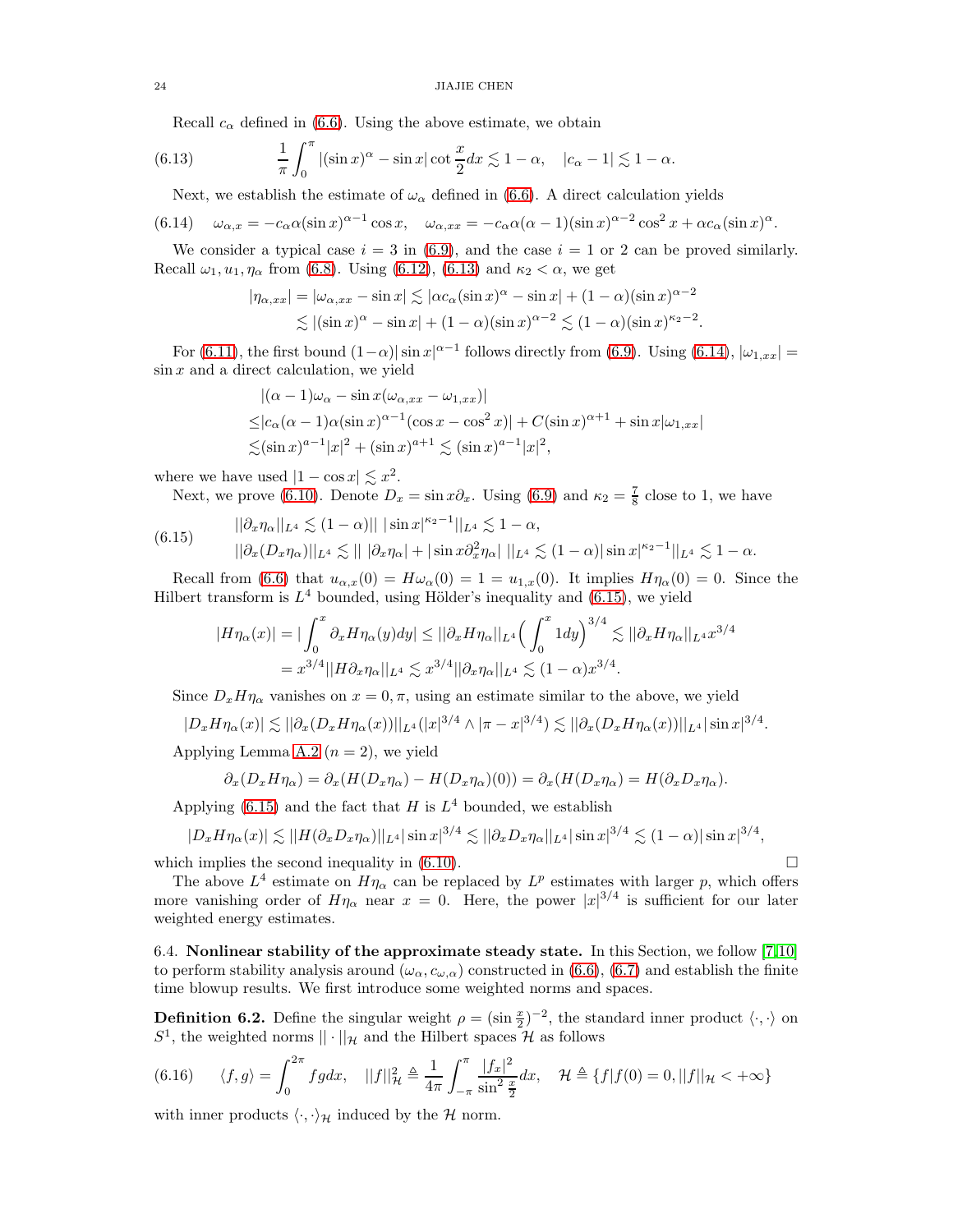Recall $c_\alpha$ defined in (6.6). Using the above estimate, we obtain

$$\frac{1}{\pi}\int_0^\pi |(\sin x)^\alpha - \sin x| \cot\frac{x}{2} dx \lesssim 1-\alpha, \quad |c_\alpha - 1| \lesssim 1-\alpha. \tag{6.13}$$

Next, we establish the estimate of $\omega_\alpha$ defined in (6.6). A direct calculation yields

$$\omega_{\alpha,x} = -c_\alpha \alpha (\sin x)^{\alpha-1}\cos x, \quad \omega_{\alpha,xx} = -c_\alpha\alpha(\alpha-1)(\sin x)^{\alpha-2}\cos^2 x + \alpha c_\alpha (\sin x)^\alpha. \tag{6.14}$$

We consider a typical case $i=3$ in (6.9), and the case $i=1$ or 2 can be proved similarly. Recall $\omega_1, u_1, \eta_\alpha$ from (6.8). Using (6.12), (6.13) and $\kappa_2 < \alpha$, we get

$$\begin{aligned}
|\eta_{\alpha,xx}| = |\omega_{\alpha,xx} - \sin x| &\lesssim |\alpha c_\alpha (\sin x)^\alpha - \sin x| + (1-\alpha)(\sin x)^{\alpha-2} \\
&\lesssim |(\sin x)^\alpha - \sin x| + (1-\alpha)(\sin x)^{\alpha-2} \lesssim (1-\alpha)(\sin x)^{\kappa_2 - 2}.
\end{aligned}$$

For (6.11), the first bound $(1-\alpha)|\sin x|^{\alpha-1}$ follows directly from (6.9). Using (6.14), $|\omega_{1,xx}| = \sin x$ and a direct calculation, we yield

$$\begin{aligned}
&|(\alpha-1)\omega_\alpha - \sin x(\omega_{\alpha,xx} - \omega_{1,xx})| \\
\le& |c_\alpha(\alpha-1)\alpha(\sin x)^{\alpha-1}(\cos x - \cos^2 x)| + C(\sin x)^{\alpha+1} + \sin x|\omega_{1,xx}| \\
\lesssim& (\sin x)^{a-1}|x|^2 + (\sin x)^{a+1} \lesssim (\sin x)^{a-1}|x|^2,
\end{aligned}$$

where we have used $|1-\cos x| \lesssim x^2$.

Next, we prove (6.10). Denote $D_x = \sin x \partial_x$. Using (6.9) and $\kappa_2 = \frac{7}{8}$ close to 1, we have

$$\begin{aligned}
&||\partial_x \eta_\alpha||_{L^4} \lesssim (1-\alpha)||\, |\sin x|^{\kappa_2 - 1}||_{L^4} \lesssim 1-\alpha, \\
&||\partial_x(D_x\eta_\alpha)||_{L^4} \lesssim ||\, |\partial_x\eta_\alpha| + |\sin x \partial_x^2 \eta_\alpha|\, ||_{L^4} \lesssim (1-\alpha)|\sin x|^{\kappa_2-1}||_{L^4} \lesssim 1-\alpha.
\end{aligned} \tag{6.15}$$

Recall from (6.6) that $u_{\alpha,x}(0) = H\omega_\alpha(0) = 1 = u_{1,x}(0)$. It implies $H\eta_\alpha(0) = 0$. Since the Hilbert transform is $L^4$ bounded, using Hölder's inequality and (6.15), we yield

$$\begin{aligned}
|H\eta_\alpha(x)| = |\int_0^x \partial_x H\eta_\alpha(y)dy| &\le ||\partial_x H\eta_\alpha||_{L^4}\Big(\int_0^x 1dy\Big)^{3/4} \lesssim ||\partial_x H\eta_\alpha||_{L^4} x^{3/4} \\
&= x^{3/4}||H\partial_x\eta_\alpha||_{L^4} \lesssim x^{3/4}||\partial_x\eta_\alpha||_{L^4} \lesssim (1-\alpha)x^{3/4}.
\end{aligned}$$

Since $D_x H\eta_\alpha$ vanishes on $x = 0, \pi$, using an estimate similar to the above, we yield

$$|D_x H\eta_\alpha(x)| \lesssim ||\partial_x(D_x H\eta_\alpha(x))||_{L^4}(|x|^{3/4} \wedge |\pi - x|^{3/4}) \lesssim ||\partial_x(D_x H\eta_\alpha(x))||_{L^4}|\sin x|^{3/4}.$$

Applying Lemma A.2 ($n=2$), we yield

$$\partial_x(D_x H\eta_\alpha) = \partial_x(H(D_x\eta_\alpha) - H(D_x\eta_\alpha)(0)) = \partial_x(H(D_x\eta_\alpha) = H(\partial_x D_x \eta_\alpha).$$

Applying (6.15) and the fact that $H$ is $L^4$ bounded, we establish

$$|D_x H\eta_\alpha(x)| \lesssim ||H(\partial_x D_x\eta_\alpha)||_{L^4}|\sin x|^{3/4} \lesssim ||\partial_x D_x\eta_\alpha||_{L^4}|\sin x|^{3/4} \lesssim (1-\alpha)|\sin x|^{3/4},$$

which implies the second inequality in (6.10). $\square$

The above $L^4$ estimate on $H\eta_\alpha$ can be replaced by $L^p$ estimates with larger $p$, which offers more vanishing order of $H\eta_\alpha$ near $x=0$. Here, the power $|x|^{3/4}$ is sufficient for our later weighted energy estimates.

### 6.4. Nonlinear stability of the approximate steady state.

In this Section, we follow [7,10] to perform stability analysis around $(\omega_\alpha, c_{\omega,\alpha})$ constructed in (6.6), (6.7) and establish the finite time blowup results. We first introduce some weighted norms and spaces.

**Definition 6.2.** Define the singular weight $\rho = (\sin\frac{x}{2})^{-2}$, the standard inner product $\langle \cdot, \cdot \rangle$ on $S^1$, the weighted norms $||\cdot||_{\mathcal{H}}$ and the Hilbert spaces $\mathcal{H}$ as follows

$$\langle f, g\rangle = \int_0^{2\pi} fg dx, \quad ||f||^2_{\mathcal{H}} \triangleq \frac{1}{4\pi}\int_{-\pi}^{\pi}\frac{|f_x|^2}{\sin^2\frac{x}{2}}dx, \quad \mathcal{H} \triangleq \{f | f(0) = 0, ||f||_{\mathcal{H}} < +\infty\} \tag{6.16}$$

with inner products $\langle\cdot,\cdot\rangle_{\mathcal{H}}$ induced by the $\mathcal{H}$ norm.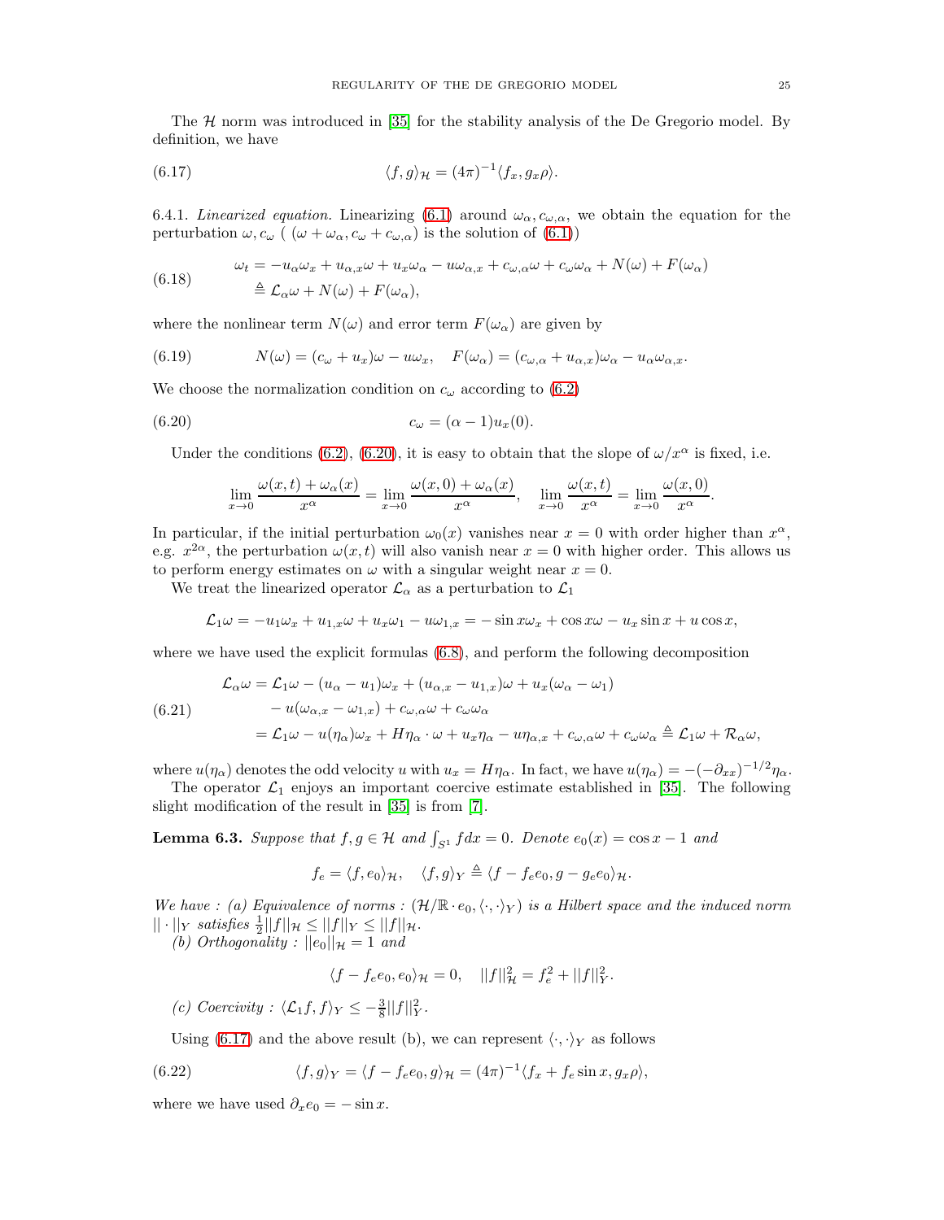The $\mathcal{H}$ norm was introduced in [35] for the stability analysis of the De Gregorio model. By definition, we have

$$\langle f, g \rangle_{\mathcal{H}} = (4\pi)^{-1} \langle f_x, g_x \rho \rangle. \tag{6.17}$$

6.4.1. *Linearized equation.* Linearizing (6.1) around $\omega_\alpha, c_{\omega,\alpha}$, we obtain the equation for the perturbation $\omega, c_\omega$ ( $(\omega + \omega_\alpha, c_\omega + c_{\omega,\alpha})$ is the solution of (6.1))

$$\begin{aligned} \omega_t &= -u_\alpha \omega_x + u_{\alpha,x}\omega + u_x \omega_\alpha - u\omega_{\alpha,x} + c_{\omega,\alpha}\omega + c_\omega \omega_\alpha + N(\omega) + F(\omega_\alpha) \\ &\triangleq \mathcal{L}_\alpha \omega + N(\omega) + F(\omega_\alpha), \end{aligned} \tag{6.18}$$

where the nonlinear term $N(\omega)$ and error term $F(\omega_\alpha)$ are given by

$$N(\omega) = (c_\omega + u_x)\omega - u\omega_x, \quad F(\omega_\alpha) = (c_{\omega,\alpha} + u_{\alpha,x})\omega_\alpha - u_\alpha \omega_{\alpha,x}. \tag{6.19}$$

We choose the normalization condition on $c_\omega$ according to (6.2)

$$c_\omega = (\alpha - 1) u_x(0). \tag{6.20}$$

Under the conditions (6.2), (6.20), it is easy to obtain that the slope of $\omega / x^\alpha$ is fixed, i.e.

$$\lim_{x \to 0} \frac{\omega(x,t) + \omega_\alpha(x)}{x^\alpha} = \lim_{x \to 0} \frac{\omega(x,0) + \omega_\alpha(x)}{x^\alpha}, \quad \lim_{x \to 0} \frac{\omega(x,t)}{x^\alpha} = \lim_{x\to 0} \frac{\omega(x,0)}{x^\alpha}.$$

In particular, if the initial perturbation $\omega_0(x)$ vanishes near $x = 0$ with order higher than $x^\alpha$, e.g. $x^{2\alpha}$, the perturbation $\omega(x,t)$ will also vanish near $x = 0$ with higher order. This allows us to perform energy estimates on $\omega$ with a singular weight near $x = 0$.

We treat the linearized operator $\mathcal{L}_\alpha$ as a perturbation to $\mathcal{L}_1$

$$\mathcal{L}_1 \omega = -u_1 \omega_x + u_{1,x}\omega + u_x \omega_1 - u\omega_{1,x} = -\sin x \omega_x + \cos x \omega - u_x \sin x + u \cos x,$$

where we have used the explicit formulas (6.8), and perform the following decomposition

$$\begin{aligned} \mathcal{L}_\alpha \omega &= \mathcal{L}_1 \omega - (u_\alpha - u_1)\omega_x + (u_{\alpha,x} - u_{1,x})\omega + u_x(\omega_\alpha - \omega_1) \\ &\quad - u(\omega_{\alpha,x} - \omega_{1,x}) + c_{\omega,\alpha}\omega + c_\omega \omega_\alpha \\ &= \mathcal{L}_1 \omega - u(\eta_\alpha)\omega_x + H\eta_\alpha \cdot \omega + u_x \eta_\alpha - u\eta_{\alpha,x} + c_{\omega,\alpha}\omega + c_\omega \omega_\alpha \triangleq \mathcal{L}_1 \omega + \mathcal{R}_\alpha \omega, \end{aligned} \tag{6.21}$$

where $u(\eta_\alpha)$ denotes the odd velocity $u$ with $u_x = H\eta_\alpha$. In fact, we have $u(\eta_\alpha) = -(-\partial_{xx})^{-1/2}\eta_\alpha$.

The operator $\mathcal{L}_1$ enjoys an important coercive estimate established in [35]. The following slight modification of the result in [35] is from [7].

**Lemma 6.3.** *Suppose that $f, g \in \mathcal{H}$ and $\int_{S^1} f dx = 0$. Denote $e_0(x) = \cos x - 1$ and*

$$f_e = \langle f, e_0 \rangle_{\mathcal{H}}, \quad \langle f, g \rangle_Y \triangleq \langle f - f_e e_0, g - g_e e_0 \rangle_{\mathcal{H}}.$$

*We have : (a) Equivalence of norms : $(\mathcal{H}/\mathbb{R}\cdot e_0, \langle \cdot, \cdot \rangle_Y)$ is a Hilbert space and the induced norm $|| \cdot ||_Y$ satisfies $\frac{1}{2}||f||_{\mathcal{H}} \leq ||f||_Y \leq ||f||_{\mathcal{H}}$.*

*(b) Orthogonality : $||e_0||_{\mathcal{H}} = 1$ and*

$$\langle f - f_e e_0, e_0 \rangle_{\mathcal{H}} = 0, \quad ||f||^2_{\mathcal{H}} = f_e^2 + ||f||_Y^2.$$

*(c) Coercivity : $\langle \mathcal{L}_1 f, f \rangle_Y \leq -\frac{3}{8}||f||_Y^2$.*

Using (6.17) and the above result (b), we can represent $\langle \cdot, \cdot \rangle_Y$ as follows

$$\langle f, g \rangle_Y = \langle f - f_e e_0, g \rangle_{\mathcal{H}} = (4\pi)^{-1} \langle f_x + f_e \sin x, g_x \rho \rangle, \tag{6.22}$$

where we have used $\partial_x e_0 = -\sin x$.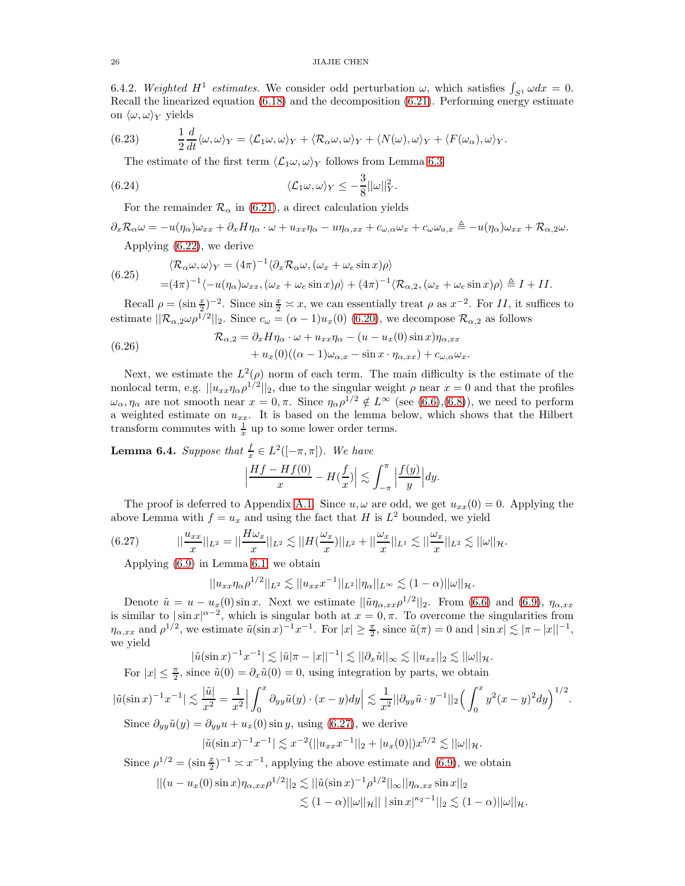6.4.2. *Weighted $H^1$ estimates.* We consider odd perturbation $\omega$, which satisfies $\int_{S^1} \omega dx = 0$. Recall the linearized equation (6.18) and the decomposition (6.21). Performing energy estimate on $\langle \omega, \omega \rangle_Y$ yields

$$\frac{1}{2}\frac{d}{dt}\langle \omega, \omega\rangle_Y = \langle \mathcal{L}_1 \omega, \omega\rangle_Y + \langle \mathcal{R}_\alpha \omega, \omega\rangle_Y + \langle N(\omega), \omega\rangle_Y + \langle F(\omega_\alpha), \omega\rangle_Y. \tag{6.23}$$

The estimate of the first term $\langle \mathcal{L}_1 \omega, \omega\rangle_Y$ follows from Lemma 6.3

$$\langle \mathcal{L}_1 \omega, \omega\rangle_Y \leq -\frac{3}{8}||\omega||_Y^2. \tag{6.24}$$

For the remainder $\mathcal{R}_\alpha$ in (6.21), a direct calculation yields

$$\partial_x \mathcal{R}_\alpha \omega = -u(\eta_\alpha)\omega_{xx} + \partial_x H\eta_\alpha \cdot \omega + u_{xx}\eta_\alpha - u\eta_{\alpha,xx} + c_{\omega,\alpha}\omega_x + c_\omega \omega_{a,x} \triangleq -u(\eta_\alpha)\omega_{xx} + \mathcal{R}_{\alpha,2}\omega.$$

Applying (6.22), we derive

$$\begin{aligned} &\langle \mathcal{R}_\alpha \omega, \omega\rangle_Y = (4\pi)^{-1}\langle \partial_x \mathcal{R}_\alpha \omega, (\omega_x + \omega_e \sin x)\rho\rangle \\ =&(4\pi)^{-1}\langle -u(\eta_\alpha)\omega_{xx}, (\omega_x + \omega_e \sin x)\rho\rangle + (4\pi)^{-1}\langle \mathcal{R}_{\alpha,2}, (\omega_x + \omega_e \sin x)\rho\rangle \triangleq I + II. \end{aligned} \tag{6.25}$$

Recall $\rho = (\sin\frac{x}{2})^{-2}$. Since $\sin\frac{x}{2} \asymp x$, we can essentially treat $\rho$ as $x^{-2}$. For $II$, it suffices to estimate $||\mathcal{R}_{\alpha,2}\omega\rho^{1/2}||_2$. Since $c_\omega = (\alpha-1)u_x(0)$ (6.20), we decompose $\mathcal{R}_{\alpha,2}$ as follows

$$\begin{aligned} \mathcal{R}_{\alpha,2} =& \partial_x H\eta_\alpha \cdot \omega + u_{xx}\eta_\alpha - (u - u_x(0)\sin x)\eta_{\alpha,xx} \\ &+ u_x(0)((\alpha-1)\omega_{\alpha,x} - \sin x \cdot \eta_{\alpha,xx}) + c_{\omega,\alpha}\omega_x. \end{aligned} \tag{6.26}$$

Next, we estimate the $L^2(\rho)$ norm of each term. The main difficulty is the estimate of the nonlocal term, e.g. $||u_{xx}\eta_\alpha\rho^{1/2}||_2$, due to the singular weight $\rho$ near $x=0$ and that the profiles $\omega_\alpha, \eta_\alpha$ are not smooth near $x = 0, \pi$. Since $\eta_\alpha \rho^{1/2} \notin L^\infty$ (see (6.6),(6.8)), we need to perform a weighted estimate on $u_{xx}$. It is based on the lemma below, which shows that the Hilbert transform commutes with $\frac{1}{x}$ up to some lower order terms.

**Lemma 6.4.** *Suppose that $\frac{f}{x} \in L^2([-\pi,\pi])$. We have*

$$\Big|\frac{Hf - Hf(0)}{x} - H(\frac{f}{x})\Big| \lesssim \int_{-\pi}^{\pi}\Big|\frac{f(y)}{y}\Big|dy.$$

The proof is deferred to Appendix A.1. Since $u, \omega$ are odd, we get $u_{xx}(0) = 0$. Applying the above Lemma with $f = u_x$ and using the fact that $H$ is $L^2$ bounded, we yield

$$||\frac{u_{xx}}{x}||_{L^2} = ||\frac{H\omega_x}{x}||_{L^2} \lesssim ||H(\frac{\omega_x}{x})||_{L^2} + ||\frac{\omega_x}{x}||_{L^1} \lesssim ||\frac{\omega_x}{x}||_{L^2} \lesssim ||\omega||_{\mathcal{H}}. \tag{6.27}$$

Applying (6.9) in Lemma 6.1, we obtain

$$||u_{xx}\eta_\alpha \rho^{1/2}||_{L^2} \lesssim ||u_{xx}x^{-1}||_{L^2}||\eta_\alpha||_{L^\infty} \lesssim (1-\alpha)||\omega||_{\mathcal{H}}.$$

Denote $\tilde{u} = u - u_x(0)\sin x$. Next we estimate $||\tilde{u}\eta_{\alpha,xx}\rho^{1/2}||_2$. From (6.6) and (6.9), $\eta_{\alpha,xx}$ is similar to $|\sin x|^{\alpha-2}$, which is singular both at $x = 0, \pi$. To overcome the singularities from $\eta_{\alpha,xx}$ and $\rho^{1/2}$, we estimate $\tilde{u}(\sin x)^{-1}x^{-1}$. For $|x| \geq \frac{\pi}{2}$, since $\tilde{u}(\pi) = 0$ and $|\sin x| \lesssim |\pi - |x||^{-1}$, we yield

$$|\tilde{u}(\sin x)^{-1}x^{-1}| \lesssim |\tilde{u}|\pi - |x||^{-1}| \lesssim ||\partial_x \tilde{u}||_\infty \lesssim ||u_{xx}||_2 \lesssim ||\omega||_{\mathcal{H}}.$$

For $|x| \leq \frac{\pi}{2}$, since $\tilde{u}(0) = \partial_x\tilde{u}(0) = 0$, using integration by parts, we obtain

$$|\tilde{u}(\sin x)^{-1}x^{-1}| \lesssim \frac{|\tilde{u}|}{x^2} = \frac{1}{x^2}\Big|\int_0^x \partial_{yy}\tilde{u}(y)\cdot(x-y)dy\Big| \lesssim \frac{1}{x^2}||\partial_{yy}\tilde{u}\cdot y^{-1}||_2\Big(\int_0^x y^2(x-y)^2 dy\Big)^{1/2}.$$

Since $\partial_{yy}\tilde{u}(y) = \partial_{yy}u + u_x(0)\sin y$, using (6.27), we derive

$$|\tilde{u}(\sin x)^{-1}x^{-1}| \lesssim x^{-2}(||u_{xx}x^{-1}||_2 + |u_x(0)|)x^{5/2} \lesssim ||\omega||_{\mathcal{H}}.$$

Since $\rho^{1/2} = (\sin\frac{x}{2})^{-1} \asymp x^{-1}$, applying the above estimate and (6.9), we obtain

$$\begin{aligned} ||(u - u_x(0)\sin x)\eta_{\alpha,xx}\rho^{1/2}||_2 &\lesssim ||\tilde{u}(\sin x)^{-1}\rho^{1/2}||_\infty ||\eta_{\alpha,xx}\sin x||_2 \\ &\lesssim (1-\alpha)||\omega||_{\mathcal{H}}|| \, |\sin x|^{\kappa_2 - 1}||_2 \lesssim (1-\alpha)||\omega||_{\mathcal{H}}. \end{aligned}$$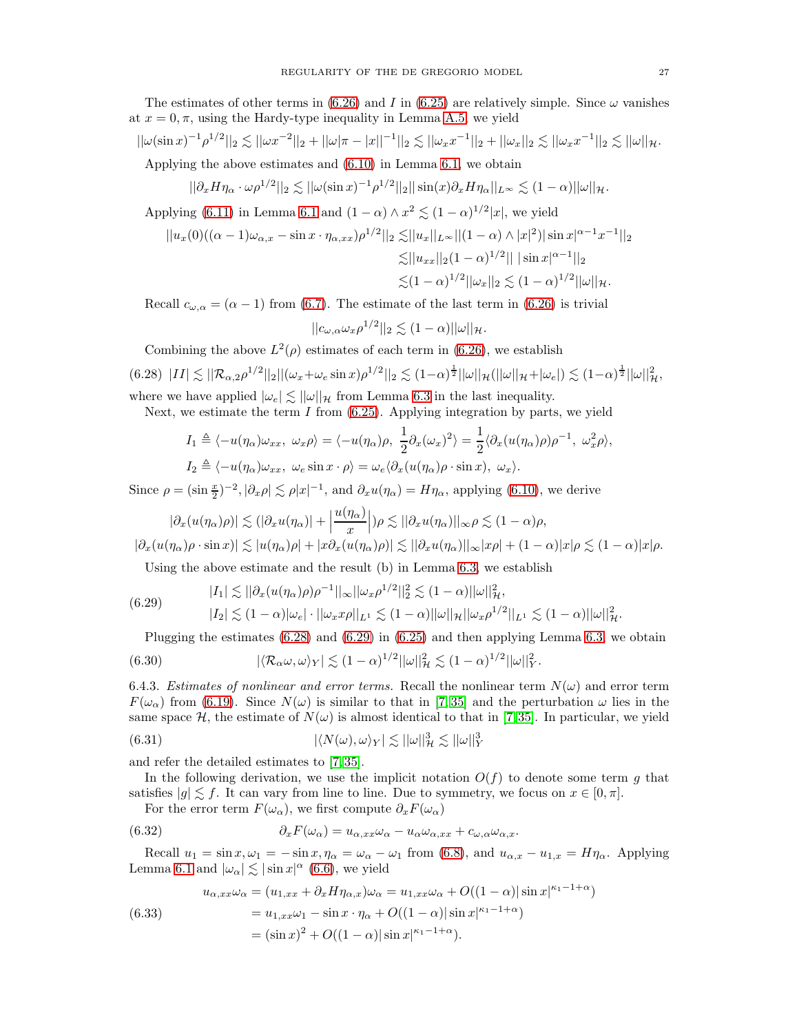The estimates of other terms in (6.26) and $I$ in (6.25) are relatively simple. Since $\omega$ vanishes at $x = 0, \pi$, using the Hardy-type inequality in Lemma A.5, we yield

$$||\omega(\sin x)^{-1}\rho^{1/2}||_2 \lesssim ||\omega x^{-2}||_2 + ||\omega|\pi - |x||^{-1}||_2 \lesssim ||\omega_x x^{-1}||_2 + ||\omega_x||_2 \lesssim ||\omega_x x^{-1}||_2 \lesssim ||\omega||_{\mathcal{H}}.$$

Applying the above estimates and (6.10) in Lemma 6.1, we obtain

$$||\partial_x H\eta_\alpha \cdot \omega\rho^{1/2}||_2 \lesssim ||\omega(\sin x)^{-1}\rho^{1/2}||_2 || \sin(x)\partial_x H\eta_\alpha||_{L^\infty} \lesssim (1-\alpha)||\omega||_{\mathcal{H}}.$$

Applying (6.11) in Lemma 6.1 and $(1-\alpha) \wedge x^2 \lesssim (1-\alpha)^{1/2}|x|$, we yield

$$\begin{aligned}
||u_x(0)((\alpha-1)\omega_{\alpha,x} - \sin x \cdot \eta_{\alpha,xx})\rho^{1/2}||_2 &\lesssim ||u_x||_{L^\infty}||(1-\alpha) \wedge |x|^2)|\sin x|^{\alpha-1}x^{-1}||_2 \\
&\lesssim ||u_{xx}||_2 (1-\alpha)^{1/2}|| \, |\sin x|^{\alpha-1}||_2 \\
&\lesssim (1-\alpha)^{1/2}||\omega_x||_2 \lesssim (1-\alpha)^{1/2}||\omega||_{\mathcal{H}}.
\end{aligned}$$

Recall $c_{\omega,\alpha} = (\alpha - 1)$ from (6.7). The estimate of the last term in (6.26) is trivial

$$||c_{\omega,\alpha}\omega_x\rho^{1/2}||_2 \lesssim (1-\alpha)||\omega||_{\mathcal{H}}.$$

Combining the above $L^2(\rho)$ estimates of each term in (6.26), we establish

$$|II| \lesssim ||\mathcal{R}_{\alpha,2}\rho^{1/2}||_2||(\omega_x + \omega_e \sin x)\rho^{1/2}||_2 \lesssim (1-\alpha)^{\frac{1}{2}}||\omega||_{\mathcal{H}}(||\omega||_{\mathcal{H}} + |\omega_e|) \lesssim (1-\alpha)^{\frac{1}{2}}||\omega||^2_{\mathcal{H}}, \tag{6.28}$$

where we have applied $|\omega_e| \lesssim ||\omega||_{\mathcal{H}}$ from Lemma 6.3 in the last inequality.

Next, we estimate the term $I$ from (6.25). Applying integration by parts, we yield

$$\begin{aligned}
I_1 &\triangleq \langle -u(\eta_\alpha)\omega_{xx}, \ \omega_x\rho\rangle = \langle -u(\eta_\alpha)\rho, \ \frac{1}{2}\partial_x(\omega_x)^2\rangle = \frac{1}{2}\langle \partial_x(u(\eta_\alpha)\rho)\rho^{-1}, \ \omega_x^2\rho\rangle, \\
I_2 &\triangleq \langle -u(\eta_\alpha)\omega_{xx}, \ \omega_e \sin x \cdot \rho\rangle = \omega_e\langle \partial_x(u(\eta_\alpha)\rho \cdot \sin x), \ \omega_x\rangle.
\end{aligned}$$

Since $\rho = (\sin \frac{x}{2})^{-2}$, $|\partial_x\rho| \lesssim \rho|x|^{-1}$, and $\partial_x u(\eta_\alpha) = H\eta_\alpha$, applying (6.10), we derive

$$\begin{aligned}
|\partial_x(u(\eta_\alpha)\rho)| &\lesssim (|\partial_x u(\eta_\alpha)| + \Big|\frac{u(\eta_\alpha)}{x}\Big|)\rho \lesssim ||\partial_x u(\eta_\alpha)||_\infty \rho \lesssim (1-\alpha)\rho, \\
|\partial_x(u(\eta_\alpha)\rho \cdot \sin x)| &\lesssim |u(\eta_\alpha)\rho| + |x\partial_x(u(\eta_\alpha)\rho)| \lesssim ||\partial_x u(\eta_\alpha)||_\infty |x\rho| + (1-\alpha)|x|\rho \lesssim (1-\alpha)|x|\rho.
\end{aligned}$$

Using the above estimate and the result (b) in Lemma 6.3, we establish

$$\begin{aligned}
|I_1| &\lesssim ||\partial_x(u(\eta_\alpha)\rho)\rho^{-1}||_\infty ||\omega_x\rho^{1/2}||_2^2 \lesssim (1-\alpha)||\omega||^2_{\mathcal{H}}, \\
|I_2| &\lesssim (1-\alpha)|\omega_e| \cdot ||\omega_x x\rho||_{L^1} \lesssim (1-\alpha)||\omega||_{\mathcal{H}}||\omega_x\rho^{1/2}||_{L^1} \lesssim (1-\alpha)||\omega||^2_{\mathcal{H}}.
\end{aligned} \tag{6.29}$$

Plugging the estimates (6.28) and (6.29) in (6.25) and then applying Lemma 6.3, we obtain

$$|\langle \mathcal{R}_\alpha\omega, \omega\rangle_Y| \lesssim (1-\alpha)^{1/2}||\omega||^2_{\mathcal{H}} \lesssim (1-\alpha)^{1/2}||\omega||^2_Y. \tag{6.30}$$

6.4.3. *Estimates of nonlinear and error terms.* Recall the nonlinear term $N(\omega)$ and error term $F(\omega_\alpha)$ from (6.19). Since $N(\omega)$ is similar to that in [7, 35] and the perturbation $\omega$ lies in the same space $\mathcal{H}$, the estimate of $N(\omega)$ is almost identical to that in [7, 35]. In particular, we yield

$$|\langle N(\omega), \omega\rangle_Y| \lesssim ||\omega||^3_{\mathcal{H}} \lesssim ||\omega||^3_Y \tag{6.31}$$

and refer the detailed estimates to [7, 35].

In the following derivation, we use the implicit notation $O(f)$ to denote some term $g$ that satisfies $|g| \lesssim f$. It can vary from line to line. Due to symmetry, we focus on $x \in [0, \pi]$.

For the error term $F(\omega_\alpha)$, we first compute $\partial_x F(\omega_\alpha)$

$$\partial_x F(\omega_\alpha) = u_{\alpha,xx}\omega_\alpha - u_\alpha\omega_{\alpha,xx} + c_{\omega,\alpha}\omega_{\alpha,x}. \tag{6.32}$$

Recall $u_1 = \sin x, \omega_1 = -\sin x, \eta_\alpha = \omega_\alpha - \omega_1$ from (6.8), and $u_{\alpha,x} - u_{1,x} = H\eta_\alpha$. Applying Lemma 6.1 and $|\omega_\alpha| \lesssim |\sin x|^\alpha$ (6.6), we yield

$$\begin{aligned}
u_{\alpha,xx}\omega_\alpha &= (u_{1,xx} + \partial_x H\eta_{\alpha,x})\omega_\alpha = u_{1,xx}\omega_\alpha + O((1-\alpha)|\sin x|^{\kappa_1 - 1 + \alpha}) \\
&= u_{1,xx}\omega_1 - \sin x \cdot \eta_\alpha + O((1-\alpha)|\sin x|^{\kappa_1 - 1 + \alpha}) \\
&= (\sin x)^2 + O((1-\alpha)|\sin x|^{\kappa_1 - 1 + \alpha}).
\end{aligned} \tag{6.33}$$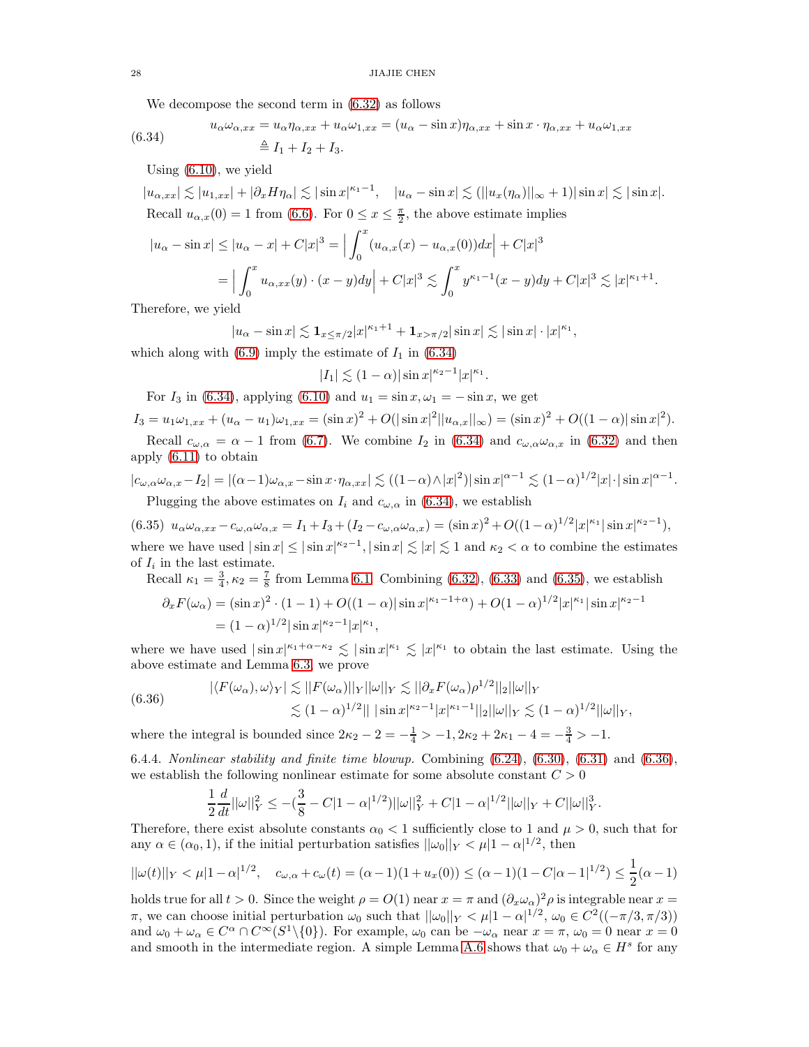We decompose the second term in (6.32) as follows

$$
\begin{aligned}
u_\alpha \omega_{\alpha,xx} &= u_\alpha \eta_{\alpha,xx} + u_\alpha \omega_{1,xx} = (u_\alpha - \sin x)\eta_{\alpha,xx} + \sin x \cdot \eta_{\alpha,xx} + u_\alpha \omega_{1,xx} \\
&\triangleq I_1 + I_2 + I_3.
\end{aligned}
\tag{6.34}
$$

Using (6.10), we yield

$$
|u_{\alpha,xx}| \lesssim |u_{1,xx}| + |\partial_x H \eta_\alpha| \lesssim |\sin x|^{\kappa_1 - 1}, \quad |u_\alpha - \sin x| \lesssim (||u_x(\eta_\alpha)||_\infty + 1)|\sin x| \lesssim |\sin x|.
$$

Recall $u_{\alpha,x}(0) = 1$ from (6.6). For $0 \leq x \leq \frac{\pi}{2}$, the above estimate implies

$$
\begin{aligned}
|u_\alpha - \sin x| &\leq |u_\alpha - x| + C|x|^3 = \Big| \int_0^x (u_{\alpha,x}(x) - u_{\alpha,x}(0)) dx \Big| + C|x|^3 \\
&= \Big| \int_0^x u_{\alpha,xx}(y) \cdot (x-y) dy \Big| + C|x|^3 \lesssim \int_0^x y^{\kappa_1 - 1}(x-y)dy + C|x|^3 \lesssim |x|^{\kappa_1 + 1}.
\end{aligned}
$$

Therefore, we yield

$$
|u_\alpha - \sin x| \lesssim \mathbf{1}_{x \leq \pi/2} |x|^{\kappa_1 + 1} + \mathbf{1}_{x > \pi/2} |\sin x| \lesssim |\sin x| \cdot |x|^{\kappa_1},
$$

which along with (6.9) imply the estimate of $I_1$ in (6.34)

$$
|I_1| \lesssim (1-\alpha) |\sin x|^{\kappa_2 - 1} |x|^{\kappa_1}.
$$

For $I_3$ in (6.34), applying (6.10) and $u_1 = \sin x, \omega_1 = -\sin x$, we get

$$
I_3 = u_1 \omega_{1,xx} + (u_\alpha - u_1)\omega_{1,xx} = (\sin x)^2 + O(|\sin x|^2 ||u_{\alpha,x}||_\infty) = (\sin x)^2 + O((1-\alpha)|\sin x|^2).
$$

Recall $c_{\omega,\alpha} = \alpha - 1$ from (6.7). We combine $I_2$ in (6.34) and $c_{\omega,\alpha}\omega_{\alpha,x}$ in (6.32) and then apply (6.11) to obtain

$$
|c_{\omega,\alpha}\omega_{\alpha,x} - I_2| = |(\alpha-1)\omega_{\alpha,x} - \sin x \cdot \eta_{\alpha,xx}| \lesssim ((1-\alpha) \wedge |x|^2) |\sin x|^{\alpha - 1} \lesssim (1-\alpha)^{1/2} |x| \cdot |\sin x|^{\alpha-1}.
$$

Plugging the above estimates on $I_i$ and $c_{\omega,\alpha}$ in (6.34), we establish

$$
u_\alpha \omega_{\alpha,xx} - c_{\omega,\alpha}\omega_{\alpha,x} = I_1 + I_3 + (I_2 - c_{\omega,\alpha}\omega_{\alpha,x}) = (\sin x)^2 + O((1-\alpha)^{1/2}|x|^{\kappa_1}|\sin x|^{\kappa_2 - 1}),
\tag{6.35}
$$

where we have used $|\sin x| \leq |\sin x|^{\kappa_2 - 1}, |\sin x| \lesssim |x| \lesssim 1$ and $\kappa_2 < \alpha$ to combine the estimates of $I_i$ in the last estimate.

Recall $\kappa_1 = \frac{3}{4}, \kappa_2 = \frac{7}{8}$ from Lemma 6.1. Combining (6.32), (6.33) and (6.35), we establish

$$
\begin{aligned}
\partial_x F(\omega_\alpha) &= (\sin x)^2 \cdot (1-1) + O((1-\alpha)|\sin x|^{\kappa_1 - 1 + \alpha}) + O(1-\alpha)^{1/2}|x|^{\kappa_1}|\sin x|^{\kappa_2 - 1} \\
&= (1-\alpha)^{1/2} |\sin x|^{\kappa_2 - 1}|x|^{\kappa_1},
\end{aligned}
$$

where we have used $|\sin x|^{\kappa_1 + \alpha - \kappa_2} \lesssim |\sin x|^{\kappa_1} \lesssim |x|^{\kappa_1}$ to obtain the last estimate. Using the above estimate and Lemma 6.3, we prove

$$
\begin{aligned}
|\langle F(\omega_\alpha), \omega \rangle_Y| &\lesssim ||F(\omega_\alpha)||_Y ||\omega||_Y \lesssim ||\partial_x F(\omega_\alpha)\rho^{1/2}||_2 ||\omega||_Y \\
&\lesssim (1-\alpha)^{1/2} || \, |\sin x|^{\kappa_2 - 1}|x|^{\kappa_1 - 1}||_2 ||\omega||_Y \lesssim (1-\alpha)^{1/2}||\omega||_Y,
\end{aligned}
\tag{6.36}
$$

where the integral is bounded since $2\kappa_2 - 2 = -\frac{1}{4} > -1, 2\kappa_2 + 2\kappa_1 - 4 = -\frac{3}{4} > -1$.

6.4.4. *Nonlinear stability and finite time blowup.* Combining (6.24), (6.30), (6.31) and (6.36), we establish the following nonlinear estimate for some absolute constant $C > 0$

$$
\frac{1}{2}\frac{d}{dt}||\omega||_Y^2 \leq -(\frac{3}{8} - C|1-\alpha|^{1/2})||\omega||_Y^2 + C|1-\alpha|^{1/2}||\omega||_Y + C||\omega||_Y^3.
$$

Therefore, there exist absolute constants $\alpha_0 < 1$ sufficiently close to 1 and $\mu > 0$, such that for any $\alpha \in (\alpha_0, 1)$, if the initial perturbation satisfies $||\omega_0||_Y < \mu|1-\alpha|^{1/2}$, then

$$
||\omega(t)||_Y < \mu|1-\alpha|^{1/2}, \quad c_{\omega,\alpha} + c_\omega(t) = (\alpha-1)(1 + u_x(0)) \leq (\alpha - 1)(1 - C|\alpha - 1|^{1/2}) \leq \frac{1}{2}(\alpha - 1)
$$

holds true for all $t > 0$. Since the weight $\rho = O(1)$ near $x = \pi$ and $(\partial_x \omega_\alpha)^2 \rho$ is integrable near $x = \pi$, we can choose initial perturbation $\omega_0$ such that $||\omega_0||_Y < \mu|1-\alpha|^{1/2}$, $\omega_0 \in C^2((-\pi/3, \pi/3))$ and $\omega_0 + \omega_\alpha \in C^\alpha \cap C^\infty(S^1 \backslash \{0\})$. For example, $\omega_0$ can be $-\omega_\alpha$ near $x = \pi$, $\omega_0 = 0$ near $x = 0$ and smooth in the intermediate region. A simple Lemma A.6 shows that $\omega_0 + \omega_\alpha \in H^s$ for any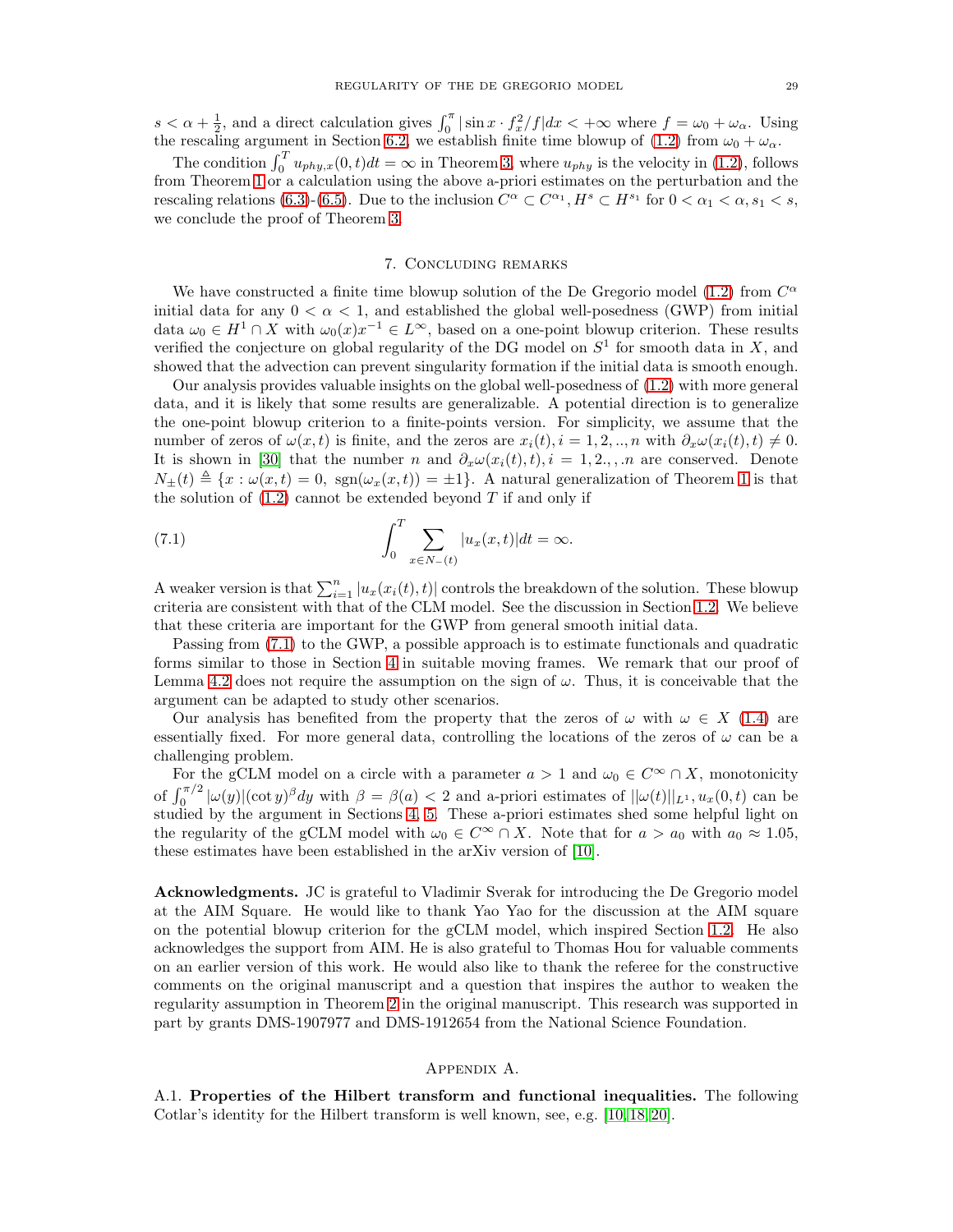$s < \alpha + \frac{1}{2}$, and a direct calculation gives $\int_0^\pi |\sin x \cdot f_x^2/f| dx < +\infty$ where $f = \omega_0 + \omega_\alpha$. Using the rescaling argument in Section 6.2, we establish finite time blowup of (1.2) from $\omega_0 + \omega_\alpha$.

The condition $\int_0^T u_{phy,x}(0,t)dt = \infty$ in Theorem 3, where $u_{phy}$ is the velocity in (1.2), follows from Theorem 1 or a calculation using the above a-priori estimates on the perturbation and the rescaling relations (6.3)-(6.5). Due to the inclusion $C^\alpha \subset C^{\alpha_1}, H^s \subset H^{s_1}$ for $0 < \alpha_1 < \alpha, s_1 < s$, we conclude the proof of Theorem 3.

## 7. Concluding remarks

We have constructed a finite time blowup solution of the De Gregorio model (1.2) from $C^\alpha$ initial data for any $0 < \alpha < 1$, and established the global well-posedness (GWP) from initial data $\omega_0 \in H^1 \cap X$ with $\omega_0(x)x^{-1} \in L^\infty$, based on a one-point blowup criterion. These results verified the conjecture on global regularity of the DG model on $S^1$ for smooth data in $X$, and showed that the advection can prevent singularity formation if the initial data is smooth enough.

Our analysis provides valuable insights on the global well-posedness of (1.2) with more general data, and it is likely that some results are generalizable. A potential direction is to generalize the one-point blowup criterion to a finite-points version. For simplicity, we assume that the number of zeros of $\omega(x,t)$ is finite, and the zeros are $x_i(t), i = 1, 2, .., n$ with $\partial_x \omega(x_i(t), t) \neq 0$. It is shown in [30] that the number $n$ and $\partial_x \omega(x_i(t), t), i = 1, 2., , .n$ are conserved. Denote $N_\pm(t) \triangleq \{x : \omega(x,t) = 0, \ \mathrm{sgn}(\omega_x(x,t)) = \pm 1\}$. A natural generalization of Theorem 1 is that the solution of (1.2) cannot be extended beyond $T$ if and only if

$$\int_0^T \sum_{x \in N_-(t)} |u_x(x,t)| dt = \infty. \tag{7.1}$$

A weaker version is that $\sum_{i=1}^n |u_x(x_i(t), t)|$ controls the breakdown of the solution. These blowup criteria are consistent with that of the CLM model. See the discussion in Section 1.2. We believe that these criteria are important for the GWP from general smooth initial data.

Passing from (7.1) to the GWP, a possible approach is to estimate functionals and quadratic forms similar to those in Section 4 in suitable moving frames. We remark that our proof of Lemma 4.2 does not require the assumption on the sign of $\omega$. Thus, it is conceivable that the argument can be adapted to study other scenarios.

Our analysis has benefited from the property that the zeros of $\omega$ with $\omega \in X$ (1.4) are essentially fixed. For more general data, controlling the locations of the zeros of $\omega$ can be a challenging problem.

For the gCLM model on a circle with a parameter $a > 1$ and $\omega_0 \in C^\infty \cap X$, monotonicity of $\int_0^{\pi/2} |\omega(y)| (\cot y)^\beta dy$ with $\beta = \beta(a) < 2$ and a-priori estimates of $||\omega(t)||_{L^1}, u_x(0,t)$ can be studied by the argument in Sections 4, 5. These a-priori estimates shed some helpful light on the regularity of the gCLM model with $\omega_0 \in C^\infty \cap X$. Note that for $a > a_0$ with $a_0 \approx 1.05$, these estimates have been established in the arXiv version of [10].

**Acknowledgments.** JC is grateful to Vladimir Sverak for introducing the De Gregorio model at the AIM Square. He would like to thank Yao Yao for the discussion at the AIM square on the potential blowup criterion for the gCLM model, which inspired Section 1.2. He also acknowledges the support from AIM. He is also grateful to Thomas Hou for valuable comments on an earlier version of this work. He would also like to thank the referee for the constructive comments on the original manuscript and a question that inspires the author to weaken the regularity assumption in Theorem 2 in the original manuscript. This research was supported in part by grants DMS-1907977 and DMS-1912654 from the National Science Foundation.

## Appendix A.

A.1. **Properties of the Hilbert transform and functional inequalities.** The following Cotlar's identity for the Hilbert transform is well known, see, e.g. [10, 18, 20].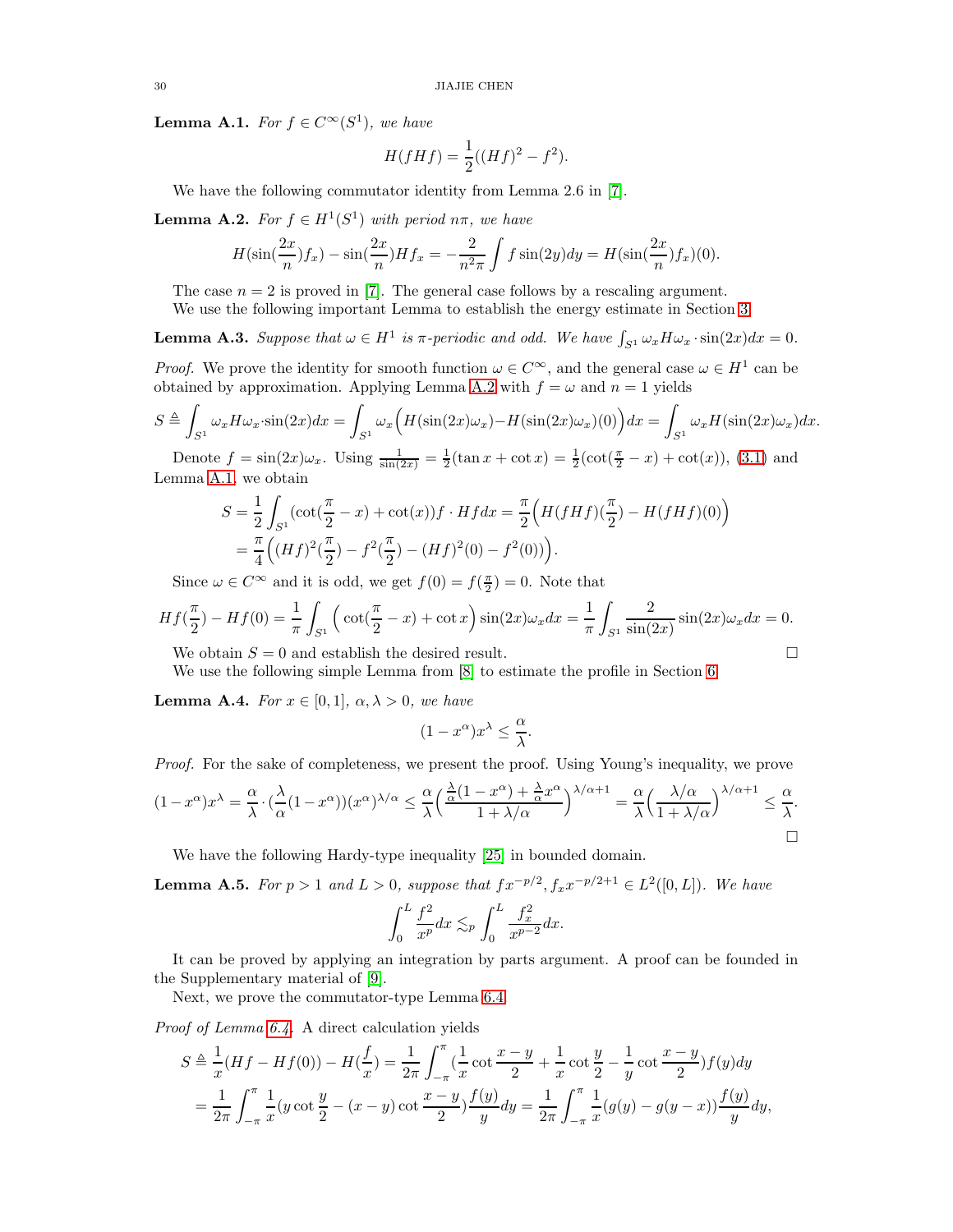**Lemma A.1.** *For $f \in C^\infty(S^1)$, we have*

$$H(fHf) = \frac{1}{2}((Hf)^2 - f^2).$$

We have the following commutator identity from Lemma 2.6 in [7].

**Lemma A.2.** *For $f \in H^1(S^1)$ with period $n\pi$, we have*

$$H(\sin(\frac{2x}{n})f_x) - \sin(\frac{2x}{n})Hf_x = -\frac{2}{n^2\pi}\int f\sin(2y)dy = H(\sin(\frac{2x}{n})f_x)(0).$$

The case $n = 2$ is proved in [7]. The general case follows by a rescaling argument.

We use the following important Lemma to establish the energy estimate in Section 3.

**Lemma A.3.** *Suppose that $\omega \in H^1$ is $\pi$-periodic and odd. We have $\int_{S^1} \omega_x H\omega_x \cdot \sin(2x)dx = 0$.*

*Proof.* We prove the identity for smooth function $\omega \in C^\infty$, and the general case $\omega \in H^1$ can be obtained by approximation. Applying Lemma A.2 with $f = \omega$ and $n = 1$ yields

$$S \triangleq \int_{S^1} \omega_x H\omega_x \cdot \sin(2x)dx = \int_{S^1} \omega_x \Big(H(\sin(2x)\omega_x) - H(\sin(2x)\omega_x)(0)\Big)dx = \int_{S^1} \omega_x H(\sin(2x)\omega_x)dx.$$

Denote $f = \sin(2x)\omega_x$. Using $\frac{1}{\sin(2x)} = \frac{1}{2}(\tan x + \cot x) = \frac{1}{2}(\cot(\frac{\pi}{2} - x) + \cot(x))$, (3.1) and Lemma A.1, we obtain

$$\begin{aligned} S &= \frac{1}{2}\int_{S^1}(\cot(\frac{\pi}{2} - x) + \cot(x))f \cdot Hf dx = \frac{\pi}{2}\Big(H(fHf)(\frac{\pi}{2}) - H(fHf)(0)\Big) \\ &= \frac{\pi}{4}\Big((Hf)^2(\frac{\pi}{2}) - f^2(\frac{\pi}{2}) - (Hf)^2(0) - f^2(0))\Big). \end{aligned}$$

Since $\omega \in C^\infty$ and it is odd, we get $f(0) = f(\frac{\pi}{2}) = 0$. Note that

$$Hf(\frac{\pi}{2}) - Hf(0) = \frac{1}{\pi}\int_{S^1}\Big(\cot(\frac{\pi}{2} - x) + \cot x\Big)\sin(2x)\omega_x dx = \frac{1}{\pi}\int_{S^1}\frac{2}{\sin(2x)}\sin(2x)\omega_x dx = 0.$$

We obtain $S = 0$ and establish the desired result. $\square$

We use the following simple Lemma from [8] to estimate the profile in Section 6.

**Lemma A.4.** *For $x \in [0, 1]$, $\alpha, \lambda > 0$, we have*

$$(1 - x^\alpha)x^\lambda \le \frac{\alpha}{\lambda}.$$

*Proof.* For the sake of completeness, we present the proof. Using Young's inequality, we prove

$$(1 - x^\alpha)x^\lambda = \frac{\alpha}{\lambda}\cdot(\frac{\lambda}{\alpha}(1 - x^\alpha))(x^\alpha)^{\lambda/\alpha} \le \frac{\alpha}{\lambda}\Big(\frac{\frac{\lambda}{\alpha}(1 - x^\alpha) + \frac{\lambda}{\alpha}x^\alpha}{1 + \lambda/\alpha}\Big)^{\lambda/\alpha + 1} = \frac{\alpha}{\lambda}\Big(\frac{\lambda/\alpha}{1 + \lambda/\alpha}\Big)^{\lambda/\alpha + 1} \le \frac{\alpha}{\lambda}.$$

$\square$

We have the following Hardy-type inequality [25] in bounded domain.

**Lemma A.5.** *For $p > 1$ and $L > 0$, suppose that $fx^{-p/2}, f_x x^{-p/2+1} \in L^2([0, L])$. We have*

$$\int_0^L \frac{f^2}{x^p}dx \lesssim_p \int_0^L \frac{f_x^2}{x^{p-2}}dx.$$

It can be proved by applying an integration by parts argument. A proof can be founded in the Supplementary material of [9].

Next, we prove the commutator-type Lemma 6.4.

*Proof of Lemma 6.4.* A direct calculation yields

$$\begin{aligned} S &\triangleq \frac{1}{x}(Hf - Hf(0)) - H(\frac{f}{x}) = \frac{1}{2\pi}\int_{-\pi}^{\pi}(\frac{1}{x}\cot\frac{x - y}{2} + \frac{1}{x}\cot\frac{y}{2} - \frac{1}{y}\cot\frac{x - y}{2})f(y)dy \\ &= \frac{1}{2\pi}\int_{-\pi}^{\pi}\frac{1}{x}(y\cot\frac{y}{2} - (x - y)\cot\frac{x - y}{2})\frac{f(y)}{y}dy = \frac{1}{2\pi}\int_{-\pi}^{\pi}\frac{1}{x}(g(y) - g(y - x))\frac{f(y)}{y}dy, \end{aligned}$$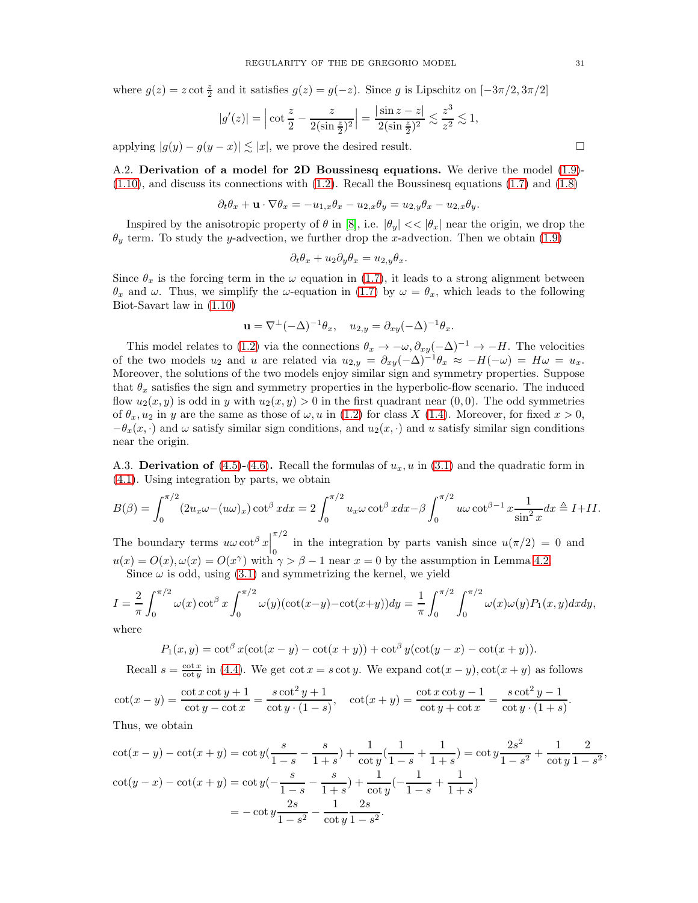where $g(z) = z \cot \frac{z}{2}$ and it satisfies $g(z) = g(-z)$. Since $g$ is Lipschitz on $[-3\pi/2, 3\pi/2]$

$$|g'(z)| = \Big| \cot \frac{z}{2} - \frac{z}{2(\sin \frac{z}{2})^2} \Big| = \frac{|\sin z - z|}{2(\sin\frac{z}{2})^2} \lesssim \frac{z^3}{z^2} \lesssim 1,$$

applying $|g(y) - g(y-x)| \lesssim |x|$, we prove the desired result. □

**A.2. Derivation of a model for 2D Boussinesq equations.** We derive the model (1.9)-(1.10), and discuss its connections with (1.2). Recall the Boussinesq equations (1.7) and (1.8)

$$\partial_t \theta_x + \mathbf{u} \cdot \nabla \theta_x = -u_{1,x}\theta_x - u_{2,x}\theta_y = u_{2,y}\theta_x - u_{2,x}\theta_y.$$

Inspired by the anisotropic property of $\theta$ in [8], i.e. $|\theta_y| << |\theta_x|$ near the origin, we drop the $\theta_y$ term. To study the $y$-advection, we further drop the $x$-advection. Then we obtain (1.9)

$$\partial_t \theta_x + u_2 \partial_y \theta_x = u_{2,y}\theta_x.$$

Since $\theta_x$ is the forcing term in the $\omega$ equation in (1.7), it leads to a strong alignment between $\theta_x$ and $\omega$. Thus, we simplify the $\omega$-equation in (1.7) by $\omega = \theta_x$, which leads to the following Biot-Savart law in (1.10)

$$\mathbf{u} = \nabla^{\perp}(-\Delta)^{-1}\theta_x, \quad u_{2,y} = \partial_{xy}(-\Delta)^{-1}\theta_x.$$

This model relates to (1.2) via the connections $\theta_x \to -\omega, \partial_{xy}(-\Delta)^{-1} \to -H$. The velocities of the two models $u_2$ and $u$ are related via $u_{2,y} = \partial_{xy}(-\Delta)^{-1}\theta_x \approx -H(-\omega) = H\omega = u_x$. Moreover, the solutions of the two models enjoy similar sign and symmetry properties. Suppose that $\theta_x$ satisfies the sign and symmetry properties in the hyperbolic-flow scenario. The induced flow $u_2(x, y)$ is odd in $y$ with $u_2(x, y) > 0$ in the first quadrant near $(0, 0)$. The odd symmetries of $\theta_x, u_2$ in $y$ are the same as those of $\omega, u$ in (1.2) for class $X$ (1.4). Moreover, for fixed $x > 0$, $-\theta_x(x, \cdot)$ and $\omega$ satisfy similar sign conditions, and $u_2(x, \cdot)$ and $u$ satisfy similar sign conditions near the origin.

**A.3. Derivation of (4.5)-(4.6).** Recall the formulas of $u_x, u$ in (3.1) and the quadratic form in (4.1). Using integration by parts, we obtain

$$B(\beta) = \int_0^{\pi/2} (2u_x\omega - (u\omega)_x)\cot^{\beta} x dx = 2\int_0^{\pi/2} u_x \omega \cot^{\beta} x dx - \beta \int_0^{\pi/2} u\omega \cot^{\beta-1} x \frac{1}{\sin^2 x} dx \triangleq I + II.$$

The boundary terms $u\omega \cot^{\beta} x\Big|_0^{\pi/2}$ in the integration by parts vanish since $u(\pi/2) = 0$ and $u(x) = O(x), \omega(x) = O(x^{\gamma})$ with $\gamma > \beta - 1$ near $x = 0$ by the assumption in Lemma 4.2.

Since $\omega$ is odd, using (3.1) and symmetrizing the kernel, we yield

$$I = \frac{2}{\pi}\int_0^{\pi/2} \omega(x) \cot^{\beta} x \int_0^{\pi/2} \omega(y)(\cot(x-y) - \cot(x+y))dy = \frac{1}{\pi}\int_0^{\pi/2}\int_0^{\pi/2} \omega(x)\omega(y) P_1(x,y) dx dy,$$

where

$$P_1(x, y) = \cot^{\beta} x(\cot(x-y) - \cot(x+y)) + \cot^{\beta} y(\cot(y-x) - \cot(x+y)).$$

Recall $s = \frac{\cot x}{\cot y}$ in (4.4). We get $\cot x = s \cot y$. We expand $\cot(x-y), \cot(x+y)$ as follows

$$\cot(x-y) = \frac{\cot x \cot y + 1}{\cot y - \cot x} = \frac{s\cot^2 y + 1}{\cot y \cdot (1-s)}, \quad \cot(x+y) = \frac{\cot x \cot y - 1}{\cot y + \cot x} = \frac{s \cot^2 y - 1}{\cot y \cdot (1+s)}.$$

Thus, we obtain

$$\cot(x-y) - \cot(x+y) = \cot y\Big(\frac{s}{1-s} - \frac{s}{1+s}\Big) + \frac{1}{\cot y}\Big(\frac{1}{1-s} + \frac{1}{1+s}\Big) = \cot y \frac{2s^2}{1-s^2} + \frac{1}{\cot y}\frac{2}{1-s^2},$$

$$\begin{aligned}
\cot(y-x) - \cot(x+y) &= \cot y\Big(-\frac{s}{1-s} - \frac{s}{1+s}\Big) + \frac{1}{\cot y}\Big(-\frac{1}{1-s} + \frac{1}{1+s}\Big) \\
&= -\cot y \frac{2s}{1-s^2} - \frac{1}{\cot y}\frac{2s}{1-s^2}.
\end{aligned}$$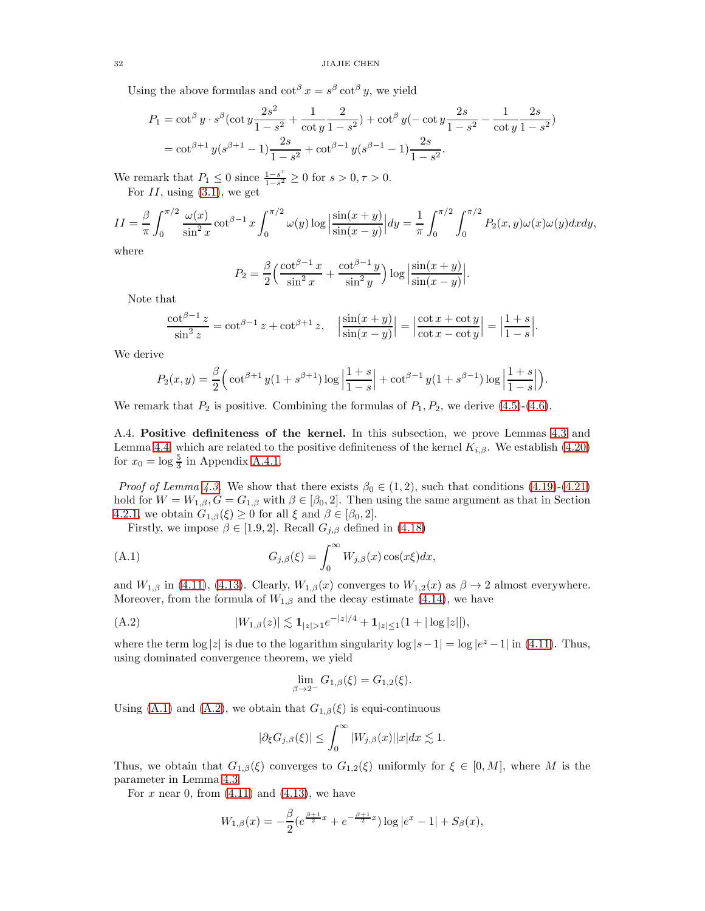Using the above formulas and $\cot^\beta x = s^\beta \cot^\beta y$, we yield

$$
\begin{aligned}
P_1 &= \cot^\beta y \cdot s^\beta (\cot y \frac{2s^2}{1-s^2} + \frac{1}{\cot y}\frac{2}{1-s^2}) + \cot^\beta y(-\cot y \frac{2s}{1-s^2} - \frac{1}{\cot y}\frac{2s}{1-s^2}) \\
&= \cot^{\beta+1} y (s^{\beta+1} - 1)\frac{2s}{1-s^2} + \cot^{\beta-1} y (s^{\beta-1} - 1)\frac{2s}{1-s^2}.
\end{aligned}
$$

We remark that $P_1 \leq 0$ since $\frac{1-s^\tau}{1-s^2} \geq 0$ for $s > 0, \tau > 0$.

For $II$, using (3.1), we get

$$
II = \frac{\beta}{\pi}\int_0^{\pi/2} \frac{\omega(x)}{\sin^2 x}\cot^{\beta-1} x \int_0^{\pi/2} \omega(y) \log\Big|\frac{\sin(x+y)}{\sin(x-y)}\Big| dy = \frac{1}{\pi}\int_0^{\pi/2}\int_0^{\pi/2} P_2(x,y)\omega(x)\omega(y) dx dy,
$$

where

$$
P_2 = \frac{\beta}{2}\Big(\frac{\cot^{\beta-1} x}{\sin^2 x} + \frac{\cot^{\beta-1} y}{\sin^2 y}\Big)\log\Big|\frac{\sin(x+y)}{\sin(x-y)}\Big|.
$$

Note that

$$
\frac{\cot^{\beta-1} z}{\sin^2 z} = \cot^{\beta-1} z + \cot^{\beta+1} z, \quad \Big|\frac{\sin(x+y)}{\sin(x-y)}\Big| = \Big|\frac{\cot x + \cot y}{\cot x - \cot y}\Big| = \Big|\frac{1+s}{1-s}\Big|.
$$

We derive

$$
P_2(x,y) = \frac{\beta}{2}\Big(\cot^{\beta+1} y (1 + s^{\beta+1})\log\Big|\frac{1+s}{1-s}\Big| + \cot^{\beta-1} y (1+s^{\beta-1})\log\Big|\frac{1+s}{1-s}\Big|\Big).
$$

We remark that $P_2$ is positive. Combining the formulas of $P_1, P_2$, we derive (4.5)-(4.6).

A.4. **Positive definiteness of the kernel.** In this subsection, we prove Lemmas 4.3 and Lemma 4.4, which are related to the positive definiteness of the kernel $K_{i,\beta}$. We establish (4.20) for $x_0 = \log\frac{5}{3}$ in Appendix A.4.1.

*Proof of Lemma 4.3.* We show that there exists $\beta_0 \in (1,2)$, such that conditions (4.19)-(4.21) hold for $W = W_{1,\beta}, G = G_{1,\beta}$ with $\beta \in [\beta_0, 2]$. Then using the same argument as that in Section 4.2.1, we obtain $G_{1,\beta}(\xi) \geq 0$ for all $\xi$ and $\beta \in [\beta_0, 2]$.

Firstly, we impose $\beta \in [1.9, 2]$. Recall $G_{j,\beta}$ defined in (4.18)

$$
G_{j,\beta}(\xi) = \int_0^\infty W_{j,\beta}(x)\cos(x\xi) dx, \tag{A.1}
$$

and $W_{1,\beta}$ in (4.11), (4.13). Clearly, $W_{1,\beta}(x)$ converges to $W_{1,2}(x)$ as $\beta \to 2$ almost everywhere. Moreover, from the formula of $W_{1,\beta}$ and the decay estimate (4.14), we have

$$
|W_{1,\beta}(z)| \lesssim \mathbf{1}_{|z|>1} e^{-|z|/4} + \mathbf{1}_{|z|\leq 1}(1 + |\log|z||), \tag{A.2}
$$

where the term $\log|z|$ is due to the logarithm singularity $\log|s-1| = \log|e^z - 1|$ in (4.11). Thus, using dominated convergence theorem, we yield

$$
\lim_{\beta \to 2^-} G_{1,\beta}(\xi) = G_{1,2}(\xi).
$$

Using (A.1) and (A.2), we obtain that $G_{1,\beta}(\xi)$ is equi-continuous

$$
|\partial_\xi G_{j,\beta}(\xi)| \leq \int_0^\infty |W_{j,\beta}(x)||x| dx \lesssim 1.
$$

Thus, we obtain that $G_{1,\beta}(\xi)$ converges to $G_{1,2}(\xi)$ uniformly for $\xi \in [0, M]$, where $M$ is the parameter in Lemma 4.3.

For $x$ near 0, from (4.11) and (4.13), we have

$$
W_{1,\beta}(x) = -\frac{\beta}{2}(e^{\frac{\beta+1}{2}x} + e^{-\frac{\beta+1}{2}x})\log|e^x - 1| + S_\beta(x),
$$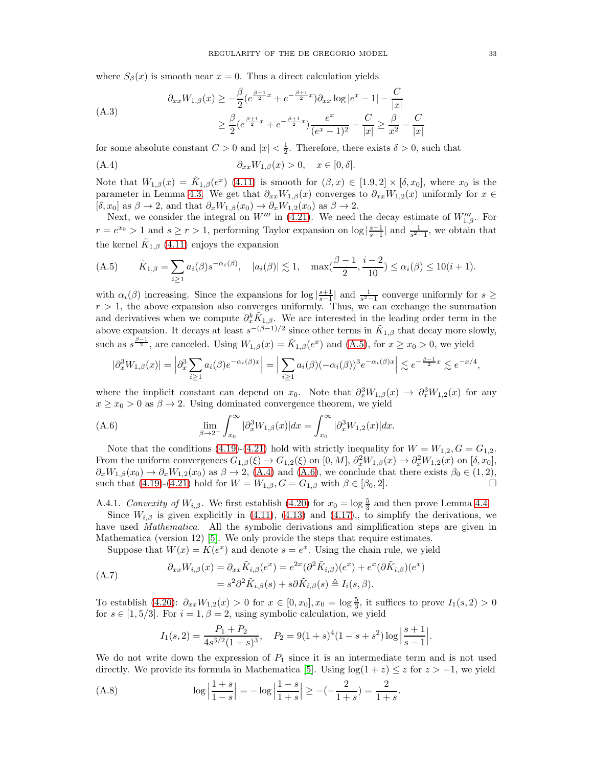where $S_\beta(x)$ is smooth near $x = 0$. Thus a direct calculation yields

$$
\begin{aligned}
\partial_{xx} W_{1,\beta}(x) &\geq -\frac{\beta}{2}(e^{\frac{\beta+1}{2}x} + e^{-\frac{\beta+1}{2}x})\partial_{xx} \log|e^x - 1| - \frac{C}{|x|} \\
&\geq \frac{\beta}{2}(e^{\frac{\beta+1}{2}x} + e^{-\frac{\beta+1}{2}x})\frac{e^x}{(e^x-1)^2} - \frac{C}{|x|} \geq \frac{\beta}{x^2} - \frac{C}{|x|}
\end{aligned}
\tag{A.3}
$$

for some absolute constant $C > 0$ and $|x| < \frac{1}{2}$. Therefore, there exists $\delta > 0$, such that

$$
\partial_{xx} W_{1,\beta}(x) > 0, \quad x \in [0, \delta]. \tag{A.4}
$$

Note that $W_{1,\beta}(x) = \tilde{K}_{1,\beta}(e^x)$ (4.11) is smooth for $(\beta, x) \in [1.9, 2] \times [\delta, x_0]$, where $x_0$ is the parameter in Lemma 4.3. We get that $\partial_{xx} W_{1,\beta}(x)$ converges to $\partial_{xx} W_{1,2}(x)$ uniformly for $x \in [\delta, x_0]$ as $\beta \to 2$, and that $\partial_x W_{1,\beta}(x_0) \to \partial_x W_{1,2}(x_0)$ as $\beta \to 2$.

Next, we consider the integral on $W'''$ in (4.21). We need the decay estimate of $W'''_{1,\beta}$. For $r = e^{x_0} > 1$ and $s \geq r > 1$, performing Taylor expansion on $\log|\frac{s+1}{s-1}|$ and $\frac{1}{s^2-1}$, we obtain that the kernel $\tilde{K}_{1,\beta}$ (4.11) enjoys the expansion

$$
\tilde{K}_{1,\beta} = \sum_{i \geq 1} a_i(\beta) s^{-\alpha_i(\beta)}, \quad |a_i(\beta)| \lesssim 1, \quad \max\left(\frac{\beta-1}{2}, \frac{i-2}{10}\right) \leq \alpha_i(\beta) \leq 10(i+1). \tag{A.5}
$$

with $\alpha_i(\beta)$ increasing. Since the expansions for $\log|\frac{s+1}{s-1}|$ and $\frac{1}{s^2-1}$ converge uniformly for $s \geq r > 1$, the above expansion also converges uniformly. Thus, we can exchange the summation and derivatives when we compute $\partial_x^k \tilde{K}_{1,\beta}$. We are interested in the leading order term in the above expansion. It decays at least $s^{-(\beta-1)/2}$ since other terms in $\tilde{K}_{1,\beta}$ that decay more slowly, such as $s^{\frac{\beta-1}{2}}$, are canceled. Using $W_{1,\beta}(x) = \tilde{K}_{1,\beta}(e^x)$ and (A.5), for $x \geq x_0 > 0$, we yield

$$
|\partial_x^3 W_{1,\beta}(x)| = \Big|\partial_x^3 \sum_{i \geq 1} a_i(\beta) e^{-\alpha_i(\beta)x}\Big| = \Big|\sum_{i \geq 1} a_i(\beta)(-\alpha_i(\beta))^3 e^{-\alpha_i(\beta)x}\Big| \lesssim e^{-\frac{\beta-1}{2}x} \lesssim e^{-x/4},
$$

where the implicit constant can depend on $x_0$. Note that $\partial_x^3 W_{1,\beta}(x) \to \partial_x^3 W_{1,2}(x)$ for any $x \geq x_0 > 0$ as $\beta \to 2$. Using dominated convergence theorem, we yield

$$
\lim_{\beta \to 2^-} \int_{x_0}^{\infty} |\partial_x^3 W_{1,\beta}(x)| dx = \int_{x_0}^{\infty} |\partial_x^3 W_{1,2}(x)| dx. \tag{A.6}
$$

Note that the conditions (4.19)-(4.21) hold with strictly inequality for $W = W_{1,2}, G = G_{1,2}$. From the uniform convergences $G_{1,\beta}(\xi) \to G_{1,2}(\xi)$ on $[0, M]$, $\partial_x^2 W_{1,\beta}(x) \to \partial_x^2 W_{1,2}(x)$ on $[\delta, x_0]$, $\partial_x W_{1,\beta}(x_0) \to \partial_x W_{1,2}(x_0)$ as $\beta \to 2$, (A.4) and (A.6), we conclude that there exists $\beta_0 \in (1, 2)$, such that (4.19)-(4.21) hold for $W = W_{1,\beta}, G = G_{1,\beta}$ with $\beta \in [\beta_0, 2]$. $\square$

A.4.1. *Convexity of $W_{i,\beta}$.* We first establish (4.20) for $x_0 = \log \frac{5}{3}$ and then prove Lemma 4.4.

Since $W_{i,\beta}$ is given explicitly in (4.11), (4.13) and (4.17),, to simplify the derivations, we have used *Mathematica*. All the symbolic derivations and simplification steps are given in Mathematica (version 12) [5]. We only provide the steps that require estimates.

Suppose that $W(x) = K(e^x)$ and denote $s = e^x$. Using the chain rule, we yield

$$
\begin{aligned}
\partial_{xx} W_{i,\beta}(x) &= \partial_{xx} \tilde{K}_{i,\beta}(e^x) = e^{2x}(\partial^2 \tilde{K}_{i,\beta})(e^x) + e^x(\partial \tilde{K}_{i,\beta})(e^x) \\
&= s^2 \partial^2 \tilde{K}_{i,\beta}(s) + s\partial \tilde{K}_{i,\beta}(s) \triangleq I_i(s, \beta).
\end{aligned}
\tag{A.7}
$$

To establish (4.20): $\partial_{xx} W_{1,2}(x) > 0$ for $x \in [0, x_0], x_0 = \log \frac{5}{3}$, it suffices to prove $I_1(s, 2) > 0$ for $s \in [1, 5/3]$. For $i = 1, \beta = 2$, using symbolic calculation, we yield

$$
I_1(s, 2) = \frac{P_1 + P_2}{4s^{3/2}(1+s)^3}, \quad P_2 = 9(1+s)^4(1 - s + s^2)\log\Big|\frac{s+1}{s-1}\Big|.
$$

We do not write down the expression of $P_1$ since it is an intermediate term and is not used directly. We provide its formula in Mathematica [5]. Using $\log(1+z) \leq z$ for $z > -1$, we yield

$$
\log\Big|\frac{1+s}{1-s}\Big| = -\log\Big|\frac{1-s}{1+s}\Big| \geq -\left(-\frac{2}{1+s}\right) = \frac{2}{1+s}. \tag{A.8}
$$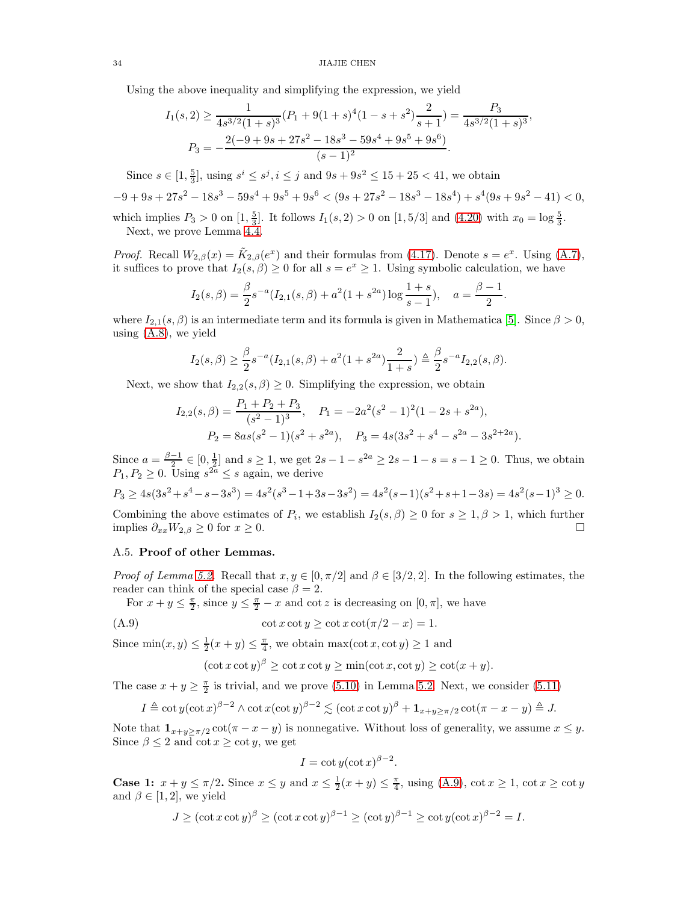Using the above inequality and simplifying the expression, we yield

$$I_1(s,2) \geq \frac{1}{4s^{3/2}(1+s)^3}(P_1 + 9(1+s)^4(1-s+s^2)\frac{2}{s+1}) = \frac{P_3}{4s^{3/2}(1+s)^3},$$
$$P_3 = -\frac{2(-9+9s+27s^2-18s^3-59s^4+9s^5+9s^6)}{(s-1)^2}.$$

Since $s \in [1, \frac{5}{3}]$, using $s^i \leq s^j, i \leq j$ and $9s + 9s^2 \leq 15 + 25 < 41$, we obtain

$$-9+9s+27s^2-18s^3-59s^4+9s^5+9s^6 < (9s+27s^2-18s^3-18s^4) + s^4(9s+9s^2-41) < 0,$$

which implies $P_3 > 0$ on $[1, \frac{5}{3}]$. It follows $I_1(s,2) > 0$ on $[1, 5/3]$ and (4.20) with $x_0 = \log \frac{5}{3}$.

Next, we prove Lemma 4.4.

*Proof.* Recall $W_{2,\beta}(x) = \tilde{K}_{2,\beta}(e^x)$ and their formulas from (4.17). Denote $s = e^x$. Using (A.7), it suffices to prove that $I_2(s,\beta) \geq 0$ for all $s = e^x \geq 1$. Using symbolic calculation, we have

$$I_2(s,\beta) = \frac{\beta}{2}s^{-a}(I_{2,1}(s,\beta) + a^2(1+s^{2a})\log\frac{1+s}{s-1}), \quad a = \frac{\beta-1}{2}.$$

where $I_{2,1}(s,\beta)$ is an intermediate term and its formula is given in Mathematica [5]. Since $\beta > 0$, using (A.8), we yield

$$I_2(s,\beta) \geq \frac{\beta}{2}s^{-a}(I_{2,1}(s,\beta) + a^2(1+s^{2a})\frac{2}{1+s}) \triangleq \frac{\beta}{2}s^{-a}I_{2,2}(s,\beta).$$

Next, we show that $I_{2,2}(s,\beta) \geq 0$. Simplifying the expression, we obtain

$$I_{2,2}(s,\beta) = \frac{P_1+P_2+P_3}{(s^2-1)^3}, \quad P_1 = -2a^2(s^2-1)^2(1-2s+s^{2a}),$$
$$P_2 = 8as(s^2-1)(s^2+s^{2a}), \quad P_3 = 4s(3s^2+s^4-s^{2a}-3s^{2+2a}).$$

Since $a = \frac{\beta-1}{2} \in [0, \frac{1}{2}]$ and $s \geq 1$, we get $2s-1-s^{2a} \geq 2s-1-s = s-1 \geq 0$. Thus, we obtain $P_1, P_2 \geq 0$. Using $s^{2a} \leq s$ again, we derive

$$P_3 \geq 4s(3s^2+s^4-s-3s^3) = 4s^2(s^3-1+3s-3s^2) = 4s^2(s-1)(s^2+s+1-3s) = 4s^2(s-1)^3 \geq 0.$$

Combining the above estimates of $P_i$, we establish $I_2(s,\beta) \geq 0$ for $s \geq 1, \beta > 1$, which further implies $\partial_{xx}W_{2,\beta} \geq 0$ for $x \geq 0$. ◻

### A.5. Proof of other Lemmas.

*Proof of Lemma 5.2.* Recall that $x, y \in [0, \pi/2]$ and $\beta \in [3/2, 2]$. In the following estimates, the reader can think of the special case $\beta = 2$.

For $x + y \leq \frac{\pi}{2}$, since $y \leq \frac{\pi}{2} - x$ and $\cot z$ is decreasing on $[0, \pi]$, we have

$$\cot x \cot y \geq \cot x \cot(\pi/2 - x) = 1. \tag{A.9}$$

Since $\min(x,y) \leq \frac{1}{2}(x+y) \leq \frac{\pi}{4}$, we obtain $\max(\cot x, \cot y) \geq 1$ and

$$(\cot x \cot y)^\beta \geq \cot x \cot y \geq \min(\cot x, \cot y) \geq \cot(x+y).$$

The case $x + y \geq \frac{\pi}{2}$ is trivial, and we prove (5.10) in Lemma 5.2. Next, we consider (5.11)

$$I \triangleq \cot y(\cot x)^{\beta-2} \wedge \cot x(\cot y)^{\beta-2} \lesssim (\cot x \cot y)^\beta + \mathbf{1}_{x+y\geq\pi/2}\cot(\pi-x-y) \triangleq J.$$

Note that $\mathbf{1}_{x+y\geq\pi/2}\cot(\pi-x-y)$ is nonnegative. Without loss of generality, we assume $x \leq y$. Since $\beta \leq 2$ and $\cot x \geq \cot y$, we get

$$I = \cot y(\cot x)^{\beta-2}.$$

**Case 1:** $x + y \leq \pi/2$**.** Since $x \leq y$ and $x \leq \frac{1}{2}(x+y) \leq \frac{\pi}{4}$, using (A.9), $\cot x \geq 1$, $\cot x \geq \cot y$ and $\beta \in [1, 2]$, we yield

$$J \geq (\cot x \cot y)^\beta \geq (\cot x \cot y)^{\beta-1} \geq (\cot y)^{\beta-1} \geq \cot y(\cot x)^{\beta-2} = I.$$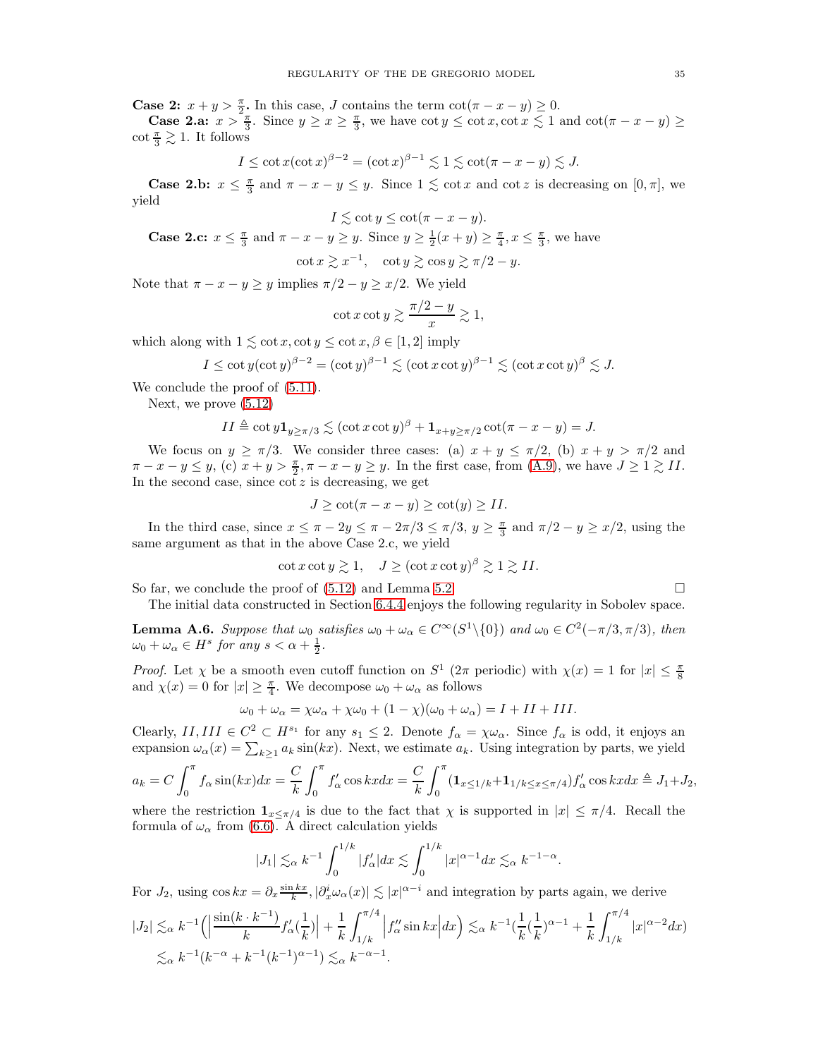**Case 2:** $x + y > \frac{\pi}{2}$**.** In this case, $J$ contains the term $\cot(\pi - x - y) \geq 0$.

**Case 2.a:** $x > \frac{\pi}{3}$. Since $y \geq x \geq \frac{\pi}{3}$, we have $\cot y \leq \cot x, \cot x \lesssim 1$ and $\cot(\pi - x - y) \geq \cot \frac{\pi}{3} \gtrsim 1$. It follows

$$I \leq \cot x (\cot x)^{\beta - 2} = (\cot x)^{\beta - 1} \lesssim 1 \lesssim \cot(\pi - x - y) \lesssim J.$$

**Case 2.b:** $x \leq \frac{\pi}{3}$ and $\pi - x - y \leq y$. Since $1 \lesssim \cot x$ and $\cot z$ is decreasing on $[0, \pi]$, we yield

$$I \lesssim \cot y \leq \cot(\pi - x - y).$$

**Case 2.c:** $x \leq \frac{\pi}{3}$ and $\pi - x - y \geq y$. Since $y \geq \frac{1}{2}(x + y) \geq \frac{\pi}{4}, x \leq \frac{\pi}{3}$, we have

$$\cot x \gtrsim x^{-1}, \quad \cot y \gtrsim \cos y \gtrsim \pi/2 - y.$$

Note that $\pi - x - y \geq y$ implies $\pi/2 - y \geq x/2$. We yield

$$\cot x \cot y \gtrsim \frac{\pi/2 - y}{x} \gtrsim 1,$$

which along with $1 \lesssim \cot x, \cot y \leq \cot x, \beta \in [1, 2]$ imply

$$I \leq \cot y (\cot y)^{\beta - 2} = (\cot y)^{\beta - 1} \lesssim (\cot x \cot y)^{\beta - 1} \lesssim (\cot x \cot y)^{\beta} \lesssim J.$$

We conclude the proof of (5.11).

Next, we prove (5.12)

$$II \triangleq \cot y \mathbf{1}_{y \geq \pi/3} \lesssim (\cot x \cot y)^{\beta} + \mathbf{1}_{x + y \geq \pi/2} \cot(\pi - x - y) = J.$$

We focus on $y \geq \pi/3$. We consider three cases: (a) $x + y \leq \pi/2$, (b) $x + y > \pi/2$ and $\pi - x - y \leq y$, (c) $x + y > \frac{\pi}{2}, \pi - x - y \geq y$. In the first case, from (A.9), we have $J \geq 1 \gtrsim II$. In the second case, since $\cot z$ is decreasing, we get

$$J \geq \cot(\pi - x - y) \geq \cot(y) \geq II.$$

In the third case, since $x \leq \pi - 2y \leq \pi - 2\pi/3 \leq \pi/3$, $y \geq \frac{\pi}{3}$ and $\pi/2 - y \geq x/2$, using the same argument as that in the above Case 2.c, we yield

$$\cot x \cot y \gtrsim 1, \quad J \geq (\cot x \cot y)^{\beta} \gtrsim 1 \gtrsim II.$$

So far, we conclude the proof of (5.12) and Lemma 5.2. $\square$

The initial data constructed in Section 6.4.4 enjoys the following regularity in Sobolev space.

**Lemma A.6.** *Suppose that $\omega_0$ satisfies $\omega_0 + \omega_\alpha \in C^\infty(S^1 \backslash \{0\})$ and $\omega_0 \in C^2(-\pi/3, \pi/3)$, then $\omega_0 + \omega_\alpha \in H^s$ for any $s < \alpha + \frac{1}{2}$.*

*Proof.* Let $\chi$ be a smooth even cutoff function on $S^1$ ($2\pi$ periodic) with $\chi(x) = 1$ for $|x| \leq \frac{\pi}{8}$ and $\chi(x) = 0$ for $|x| \geq \frac{\pi}{4}$. We decompose $\omega_0 + \omega_\alpha$ as follows

$$\omega_0 + \omega_\alpha = \chi \omega_\alpha + \chi \omega_0 + (1 - \chi)(\omega_0 + \omega_\alpha) = I + II + III.$$

Clearly, $II, III \in C^2 \subset H^{s_1}$ for any $s_1 \leq 2$. Denote $f_\alpha = \chi \omega_\alpha$. Since $f_\alpha$ is odd, it enjoys an expansion $\omega_\alpha(x) = \sum_{k \geq 1} a_k \sin(kx)$. Next, we estimate $a_k$. Using integration by parts, we yield

$$a_k = C \int_0^\pi f_\alpha \sin(kx) dx = \frac{C}{k} \int_0^\pi f'_\alpha \cos kx dx = \frac{C}{k} \int_0^\pi (\mathbf{1}_{x \leq 1/k} + \mathbf{1}_{1/k \leq x \leq \pi/4}) f'_\alpha \cos kx dx \triangleq J_1 + J_2,$$

where the restriction $\mathbf{1}_{x \leq \pi/4}$ is due to the fact that $\chi$ is supported in $|x| \leq \pi/4$. Recall the formula of $\omega_\alpha$ from (6.6). A direct calculation yields

$$|J_1| \lesssim_\alpha k^{-1} \int_0^{1/k} |f'_\alpha| dx \lesssim \int_0^{1/k} |x|^{\alpha - 1} dx \lesssim_\alpha k^{-1-\alpha}.$$

For $J_2$, using $\cos kx = \partial_x \frac{\sin kx}{k}$, $|\partial_x^i \omega_\alpha(x)| \lesssim |x|^{\alpha - i}$ and integration by parts again, we derive

$$
\begin{aligned}
|J_2| &\lesssim_\alpha k^{-1} \Big( \Big| \frac{\sin(k \cdot k^{-1})}{k} f'_\alpha(\frac{1}{k}) \Big| + \frac{1}{k} \int_{1/k}^{\pi/4} \Big| f''_\alpha \sin kx \Big| dx \Big) \lesssim_\alpha k^{-1} (\frac{1}{k} (\frac{1}{k})^{\alpha - 1} + \frac{1}{k} \int_{1/k}^{\pi/4} |x|^{\alpha - 2} dx) \\
&\lesssim_\alpha k^{-1} (k^{-\alpha} + k^{-1} (k^{-1})^{\alpha - 1}) \lesssim_\alpha k^{-\alpha - 1}.
\end{aligned}
$$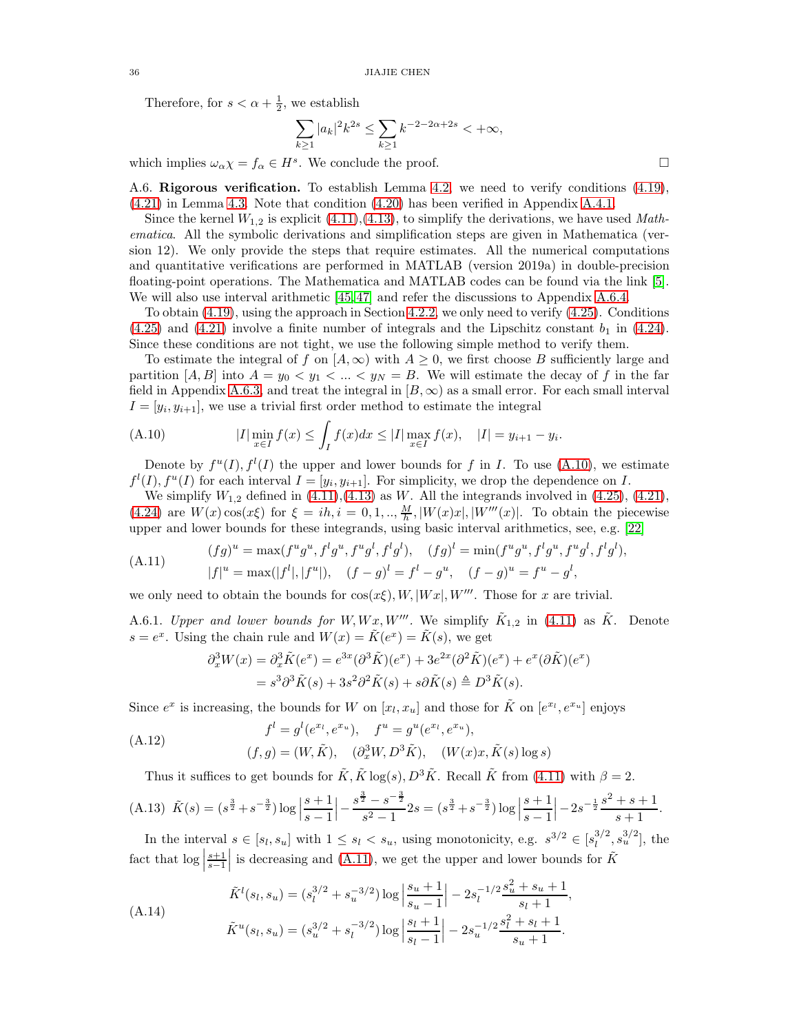Therefore, for $s < \alpha + \frac{1}{2}$, we establish

$$\sum_{k \geq 1} |a_k|^2 k^{2s} \leq \sum_{k\geq 1} k^{-2-2\alpha+2s} < +\infty,$$

which implies $\omega_\alpha \chi = f_\alpha \in H^s$. We conclude the proof. $\square$

A.6. **Rigorous verification.** To establish Lemma 4.2, we need to verify conditions (4.19), (4.21) in Lemma 4.3. Note that condition (4.20) has been verified in Appendix A.4.1.

Since the kernel $W_{1,2}$ is explicit (4.11),(4.13), to simplify the derivations, we have used *Mathematica*. All the symbolic derivations and simplification steps are given in Mathematica (version 12). We only provide the steps that require estimates. All the numerical computations and quantitative verifications are performed in MATLAB (version 2019a) in double-precision floating-point operations. The Mathematica and MATLAB codes can be found via the link [5]. We will also use interval arithmetic [45,47] and refer the discussions to Appendix A.6.4.

To obtain (4.19), using the approach in Section 4.2.2, we only need to verify (4.25). Conditions (4.25) and (4.21) involve a finite number of integrals and the Lipschitz constant $b_1$ in (4.24). Since these conditions are not tight, we use the following simple method to verify them.

To estimate the integral of $f$ on $[A, \infty)$ with $A \geq 0$, we first choose $B$ sufficiently large and partition $[A, B]$ into $A = y_0 < y_1 < ... < y_N = B$. We will estimate the decay of $f$ in the far field in Appendix A.6.3, and treat the integral in $[B, \infty)$ as a small error. For each small interval $I = [y_i, y_{i+1}]$, we use a trivial first order method to estimate the integral

$$|I| \min_{x\in I} f(x) \leq \int_I f(x) dx \leq |I| \max_{x\in I} f(x), \quad |I| = y_{i+1} - y_i. \tag{A.10}$$

Denote by $f^u(I), f^l(I)$ the upper and lower bounds for $f$ in $I$. To use (A.10), we estimate $f^l(I), f^u(I)$ for each interval $I = [y_i, y_{i+1}]$. For simplicity, we drop the dependence on $I$.

We simplify $W_{1,2}$ defined in (4.11),(4.13) as $W$. All the integrands involved in (4.25), (4.21), (4.24) are $W(x)\cos(x\xi)$ for $\xi = ih, i = 0, 1, .., \frac{M}{h}, |W(x)x|, |W'''(x)|$. To obtain the piecewise upper and lower bounds for these integrands, using basic interval arithmetics, see, e.g. [22]

$$\begin{aligned} &(fg)^u = \max(f^u g^u, f^l g^u, f^u g^l, f^l g^l), \quad (fg)^l = \min(f^u g^u, f^l g^u, f^u g^l, f^l g^l), \\ &|f|^u = \max(|f^l|, |f^u|), \quad (f-g)^l = f^l - g^u, \quad (f-g)^u = f^u - g^l, \end{aligned} \tag{A.11}$$

we only need to obtain the bounds for $\cos(x\xi), W, |Wx|, W'''$. Those for $x$ are trivial.

A.6.1. *Upper and lower bounds for $W, Wx, W'''$.* We simplify $\tilde{K}_{1,2}$ in (4.11) as $\tilde{K}$. Denote $s = e^x$. Using the chain rule and $W(x) = \tilde{K}(e^x) = \tilde{K}(s)$, we get

$$\begin{aligned} \partial_x^3 W(x) &= \partial_x^3 \tilde{K}(e^x) = e^{3x}(\partial^3 \tilde{K})(e^x) + 3e^{2x}(\partial^2 \tilde{K})(e^x) + e^x (\partial \tilde{K})(e^x) \\ &= s^3 \partial^3 \tilde{K}(s) + 3s^2 \partial^2 \tilde{K}(s) + s\partial \tilde{K}(s) \triangleq D^3 \tilde{K}(s). \end{aligned}$$

Since $e^x$ is increasing, the bounds for $W$ on $[x_l, x_u]$ and those for $\tilde{K}$ on $[e^{x_l}, e^{x_u}]$ enjoys

$$\begin{aligned} &f^l = g^l(e^{x_l}, e^{x_u}), \quad f^u = g^u(e^{x_l}, e^{x_u}), \\ &(f, g) = (W, \tilde{K}), \quad (\partial_x^3 W, D^3 \tilde{K}), \quad (W(x)x, \tilde{K}(s)\log s) \end{aligned} \tag{A.12}$$

Thus it suffices to get bounds for $\tilde{K}, \tilde{K}\log(s), D^3\tilde{K}$. Recall $\tilde{K}$ from (4.11) with $\beta = 2$.

$$\tilde{K}(s) = (s^{\frac{3}{2}} + s^{-\frac{3}{2}}) \log\left|\frac{s+1}{s-1}\right| - \frac{s^{\frac{3}{2}} - s^{-\frac{3}{2}}}{s^2 - 1} 2s = (s^{\frac{3}{2}} + s^{-\frac{3}{2}}) \log\left|\frac{s+1}{s-1}\right| - 2s^{-\frac{1}{2}} \frac{s^2 + s + 1}{s+1}. \tag{A.13}$$

In the interval $s \in [s_l, s_u]$ with $1 \leq s_l < s_u$, using monotonicity, e.g. $s^{3/2} \in [s_l^{3/2}, s_u^{3/2}]$, the fact that $\log\left|\frac{s+1}{s-1}\right|$ is decreasing and (A.11), we get the upper and lower bounds for $\tilde{K}$

$$\begin{aligned} &\tilde{K}^l(s_l, s_u) = (s_l^{3/2} + s_u^{-3/2}) \log\left|\frac{s_u+1}{s_u-1}\right| - 2s_l^{-1/2} \frac{s_u^2 + s_u + 1}{s_l + 1}, \\ &\tilde{K}^u(s_l, s_u) = (s_u^{3/2} + s_l^{-3/2}) \log\left|\frac{s_l+1}{s_l-1}\right| - 2s_u^{-1/2} \frac{s_l^2 + s_l + 1}{s_u + 1}. \end{aligned} \tag{A.14}$$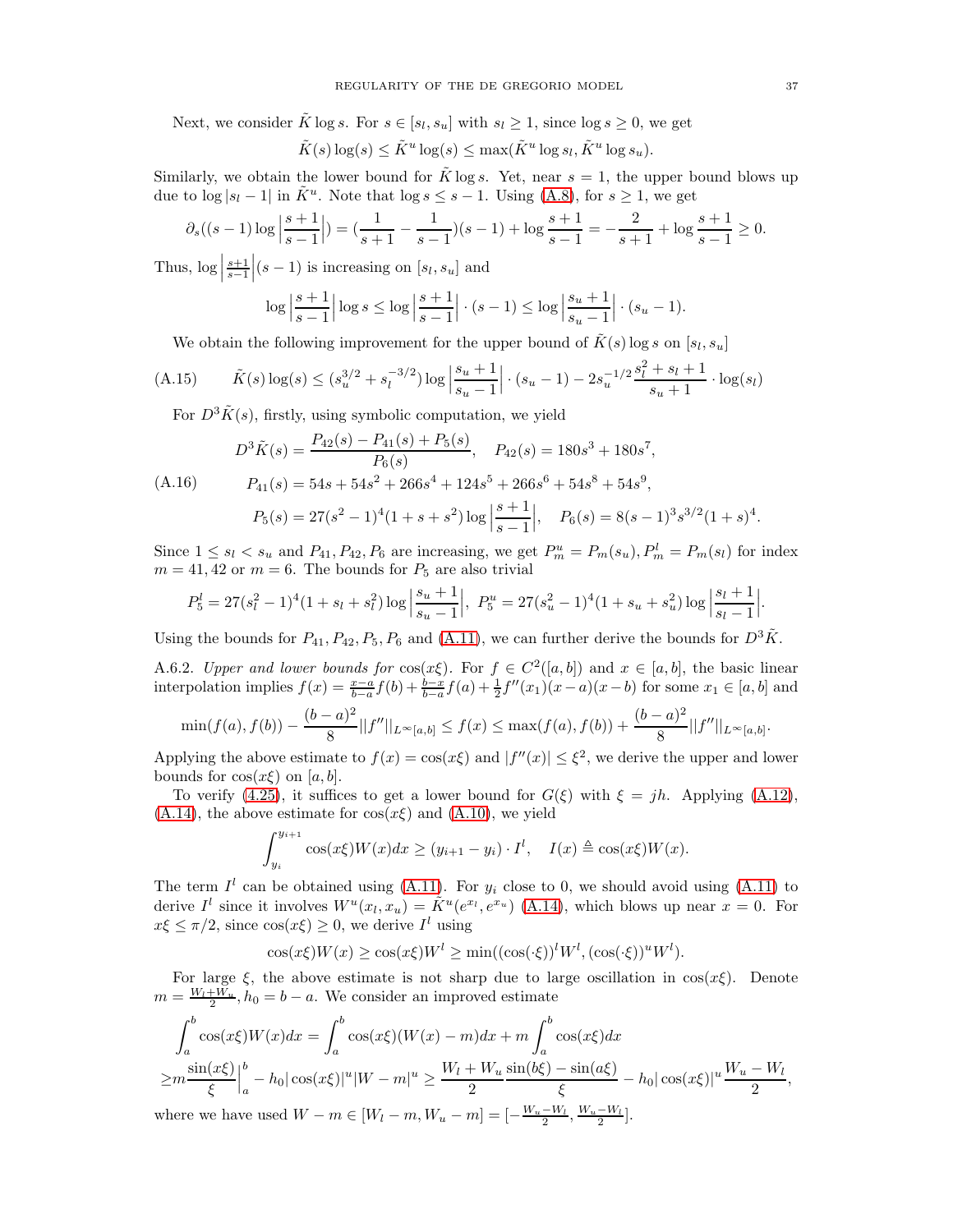Next, we consider $\tilde{K} \log s$. For $s \in [s_l, s_u]$ with $s_l \geq 1$, since $\log s \geq 0$, we get

$$\tilde{K}(s) \log(s) \leq \tilde{K}^u \log(s) \leq \max(\tilde{K}^u \log s_l, \tilde{K}^u \log s_u).$$

Similarly, we obtain the lower bound for $\tilde{K} \log s$. Yet, near $s = 1$, the upper bound blows up due to $\log |s_l - 1|$ in $\tilde{K}^u$. Note that $\log s \leq s - 1$. Using (A.8), for $s \geq 1$, we get

$$\partial_s((s-1)\log\Big|\frac{s+1}{s-1}\Big|) = (\frac{1}{s+1} - \frac{1}{s-1})(s-1) + \log\frac{s+1}{s-1} = -\frac{2}{s+1} + \log\frac{s+1}{s-1} \geq 0.$$

Thus, $\log\Big|\frac{s+1}{s-1}\Big|(s-1)$ is increasing on $[s_l, s_u]$ and

$$\log\Big|\frac{s+1}{s-1}\Big| \log s \leq \log\Big|\frac{s+1}{s-1}\Big| \cdot (s-1) \leq \log\Big|\frac{s_u+1}{s_u-1}\Big| \cdot (s_u - 1).$$

We obtain the following improvement for the upper bound of $\tilde{K}(s)\log s$ on $[s_l, s_u]$

$$\tilde{K}(s)\log(s) \leq (s_u^{3/2} + s_l^{-3/2}) \log\Big|\frac{s_u+1}{s_u-1}\Big| \cdot (s_u - 1) - 2s_u^{-1/2}\frac{s_l^2 + s_l + 1}{s_u+1} \cdot \log(s_l) \tag{A.15}$$

For $D^3\tilde{K}(s)$, firstly, using symbolic computation, we yield

$$\begin{aligned}
&D^3\tilde{K}(s) = \frac{P_{42}(s) - P_{41}(s) + P_5(s)}{P_6(s)}, \quad P_{42}(s) = 180s^3 + 180s^7, \\
&P_{41}(s) = 54s + 54s^2 + 266s^4 + 124s^5 + 266s^6 + 54s^8 + 54s^9, \\
&P_5(s) = 27(s^2-1)^4(1+s+s^2)\log\Big|\frac{s+1}{s-1}\Big|, \quad P_6(s) = 8(s-1)^3 s^{3/2}(1+s)^4.
\end{aligned} \tag{A.16}$$

Since $1 \leq s_l < s_u$ and $P_{41}, P_{42}, P_6$ are increasing, we get $P_m^u = P_m(s_u), P_m^l = P_m(s_l)$ for index $m = 41, 42$ or $m = 6$. The bounds for $P_5$ are also trivial

$$P_5^l = 27(s_l^2 - 1)^4(1 + s_l + s_l^2)\log\Big|\frac{s_u+1}{s_u-1}\Big|, \ P_5^u = 27(s_u^2-1)^4(1+s_u+s_u^2)\log\Big|\frac{s_l+1}{s_l-1}\Big|.$$

Using the bounds for $P_{41}, P_{42}, P_5, P_6$ and (A.11), we can further derive the bounds for $D^3\tilde{K}$.

A.6.2. *Upper and lower bounds for* $\cos(x\xi)$. For $f \in C^2([a,b])$ and $x \in [a,b]$, the basic linear interpolation implies $f(x) = \frac{x-a}{b-a}f(b) + \frac{b-x}{b-a}f(a) + \frac{1}{2}f''(x_1)(x-a)(x-b)$ for some $x_1 \in [a,b]$ and

$$\min(f(a), f(b)) - \frac{(b-a)^2}{8}||f''||_{L^\infty[a,b]} \leq f(x) \leq \max(f(a), f(b)) + \frac{(b-a)^2}{8}||f''||_{L^\infty[a,b]}.$$

Applying the above estimate to $f(x) = \cos(x\xi)$ and $|f''(x)| \leq \xi^2$, we derive the upper and lower bounds for $\cos(x\xi)$ on $[a,b]$.

To verify (4.25), it suffices to get a lower bound for $G(\xi)$ with $\xi = jh$. Applying (A.12), (A.14), the above estimate for $\cos(x\xi)$ and (A.10), we yield

$$\int_{y_i}^{y_{i+1}} \cos(x\xi)W(x)dx \geq (y_{i+1} - y_i) \cdot I^l, \quad I(x) \triangleq \cos(x\xi)W(x).$$

The term $I^l$ can be obtained using (A.11). For $y_i$ close to 0, we should avoid using (A.11) to derive $I^l$ since it involves $W^u(x_l, x_u) = \tilde{K}^u(e^{x_l}, e^{x_u})$ (A.14), which blows up near $x = 0$. For $x\xi \leq \pi/2$, since $\cos(x\xi) \geq 0$, we derive $I^l$ using

$$\cos(x\xi)W(x) \geq \cos(x\xi)W^l \geq \min((\cos(\cdot\xi))^l W^l, (\cos(\cdot\xi))^u W^l).$$

For large $\xi$, the above estimate is not sharp due to large oscillation in $\cos(x\xi)$. Denote $m = \frac{W_l + W_u}{2}$, $h_0 = b - a$. We consider an improved estimate

$$\begin{aligned}
&\int_a^b \cos(x\xi)W(x)dx = \int_a^b \cos(x\xi)(W(x) - m)dx + m\int_a^b \cos(x\xi)dx \\
\geq &m\frac{\sin(x\xi)}{\xi}\Big|_a^b - h_0|\cos(x\xi)|^u|W - m|^u \geq \frac{W_l + W_u}{2}\frac{\sin(b\xi) - \sin(a\xi)}{\xi} - h_0|\cos(x\xi)|^u\frac{W_u - W_l}{2},
\end{aligned}$$

where we have used $W - m \in [W_l - m, W_u - m] = [-\frac{W_u - W_l}{2}, \frac{W_u - W_l}{2}]$.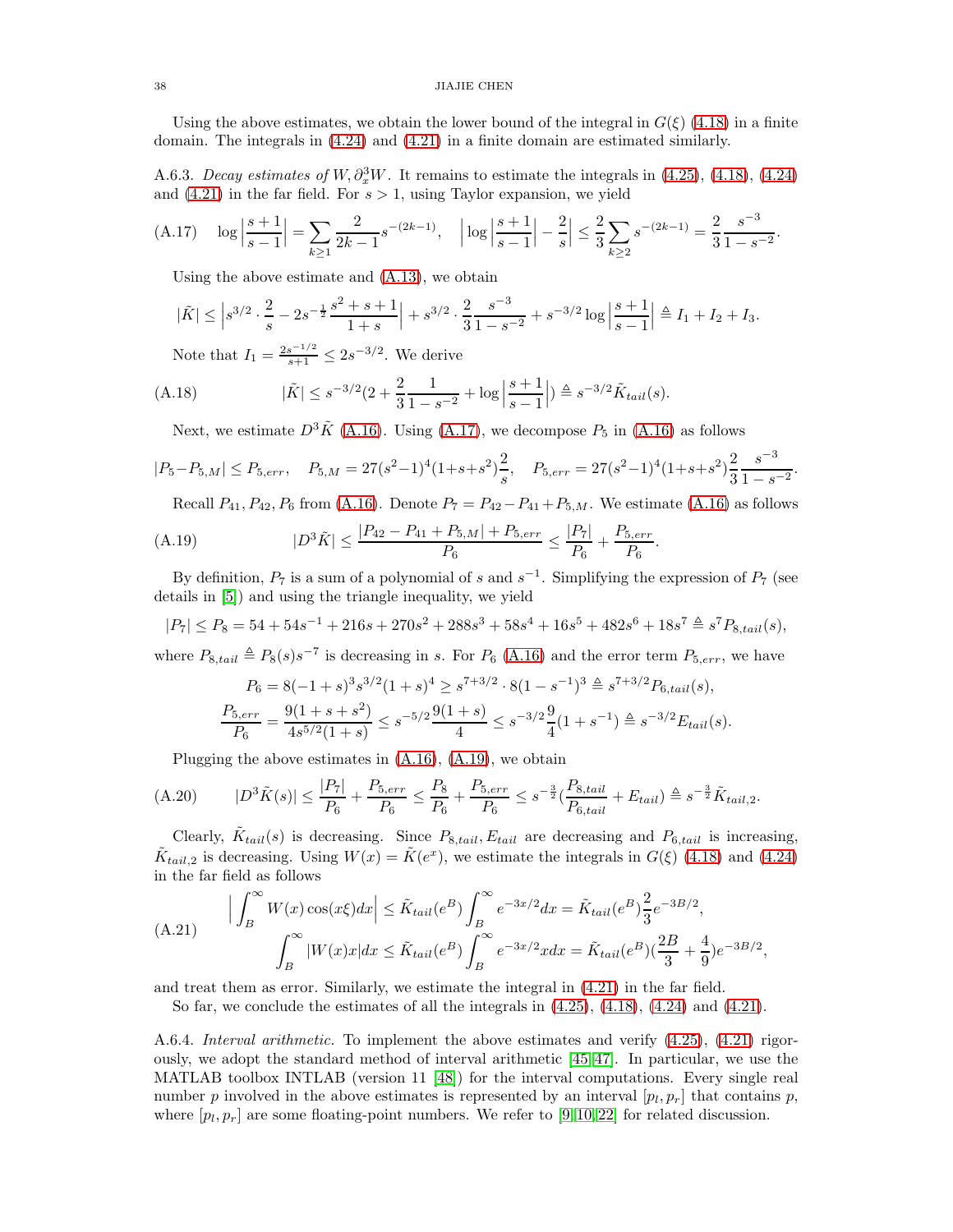Using the above estimates, we obtain the lower bound of the integral in $G(\xi)$ (4.18) in a finite domain. The integrals in (4.24) and (4.21) in a finite domain are estimated similarly.

A.6.3. *Decay estimates of $W, \partial_x^3 W$.* It remains to estimate the integrals in (4.25), (4.18), (4.24) and (4.21) in the far field. For $s > 1$, using Taylor expansion, we yield

$$
\text{(A.17)} \quad \log\Big|\frac{s+1}{s-1}\Big| = \sum_{k\geq 1} \frac{2}{2k-1} s^{-(2k-1)}, \quad \Big|\log\Big|\frac{s+1}{s-1}\Big| - \frac{2}{s}\Big| \leq \frac{2}{3}\sum_{k\geq 2} s^{-(2k-1)} = \frac{2}{3}\frac{s^{-3}}{1-s^{-2}}.
$$

Using the above estimate and (A.13), we obtain

$$
|\tilde{K}| \leq \Big|s^{3/2}\cdot\frac{2}{s} - 2s^{-\frac{1}{2}}\frac{s^2+s+1}{1+s}\Big| + s^{3/2}\cdot\frac{2}{3}\frac{s^{-3}}{1-s^{-2}} + s^{-3/2}\log\Big|\frac{s+1}{s-1}\Big| \triangleq I_1 + I_2 + I_3.
$$

Note that $I_1 = \frac{2s^{-1/2}}{s+1} \leq 2s^{-3/2}$. We derive

$$
\text{(A.18)} \qquad |\tilde{K}| \leq s^{-3/2}\big(2 + \frac{2}{3}\frac{1}{1-s^{-2}} + \log\Big|\frac{s+1}{s-1}\Big|\big) \triangleq s^{-3/2}\tilde{K}_{tail}(s).
$$

Next, we estimate $D^3\tilde{K}$ (A.16). Using (A.17), we decompose $P_5$ in (A.16) as follows

$$
|P_5 - P_{5,M}| \leq P_{5,err}, \quad P_{5,M} = 27(s^2-1)^4(1+s+s^2)\frac{2}{s}, \quad P_{5,err} = 27(s^2-1)^4(1+s+s^2)\frac{2}{3}\frac{s^{-3}}{1-s^{-2}}.
$$

Recall $P_{41}, P_{42}, P_6$ from (A.16). Denote $P_7 = P_{42} - P_{41} + P_{5,M}$. We estimate (A.16) as follows

$$
\text{(A.19)} \qquad |D^3\tilde{K}| \leq \frac{|P_{42} - P_{41} + P_{5,M}| + P_{5,err}}{P_6} \leq \frac{|P_7|}{P_6} + \frac{P_{5,err}}{P_6}.
$$

By definition, $P_7$ is a sum of a polynomial of $s$ and $s^{-1}$. Simplifying the expression of $P_7$ (see details in [5]) and using the triangle inequality, we yield

$$
|P_7| \leq P_8 = 54 + 54s^{-1} + 216s + 270s^2 + 288s^3 + 58s^4 + 16s^5 + 482s^6 + 18s^7 \triangleq s^7 P_{8,tail}(s),
$$

where $P_{8,tail} \triangleq P_8(s)s^{-7}$ is decreasing in $s$. For $P_6$ (A.16) and the error term $P_{5,err}$, we have

$$
P_6 = 8(-1+s)^3 s^{3/2}(1+s)^4 \geq s^{7+3/2}\cdot 8(1-s^{-1})^3 \triangleq s^{7+3/2}P_{6,tail}(s),
$$
$$
\frac{P_{5,err}}{P_6} = \frac{9(1+s+s^2)}{4s^{5/2}(1+s)} \leq s^{-5/2}\frac{9(1+s)}{4} \leq s^{-3/2}\frac{9}{4}(1+s^{-1}) \triangleq s^{-3/2}E_{tail}(s).
$$

Plugging the above estimates in (A.16), (A.19), we obtain

$$
\text{(A.20)} \qquad |D^3\tilde{K}(s)| \leq \frac{|P_7|}{P_6} + \frac{P_{5,err}}{P_6} \leq \frac{P_8}{P_6} + \frac{P_{5,err}}{P_6} \leq s^{-\frac{3}{2}}\big(\frac{P_{8,tail}}{P_{6,tail}} + E_{tail}\big) \triangleq s^{-\frac{3}{2}}\tilde{K}_{tail,2}.
$$

Clearly, $\tilde{K}_{tail}(s)$ is decreasing. Since $P_{8,tail}, E_{tail}$ are decreasing and $P_{6,tail}$ is increasing, $\tilde{K}_{tail,2}$ is decreasing. Using $W(x) = \tilde{K}(e^x)$, we estimate the integrals in $G(\xi)$ (4.18) and (4.24) in the far field as follows

$$
\text{(A.21)} \qquad
\begin{aligned}
\Big|\int_B^\infty W(x)\cos(x\xi)dx\Big| &\leq \tilde{K}_{tail}(e^B)\int_B^\infty e^{-3x/2}dx = \tilde{K}_{tail}(e^B)\frac{2}{3}e^{-3B/2}, \\
\int_B^\infty |W(x)x|dx &\leq \tilde{K}_{tail}(e^B)\int_B^\infty e^{-3x/2}x dx = \tilde{K}_{tail}(e^B)\big(\frac{2B}{3} + \frac{4}{9}\big)e^{-3B/2},
\end{aligned}
$$

and treat them as error. Similarly, we estimate the integral in (4.21) in the far field.

So far, we conclude the estimates of all the integrals in (4.25), (4.18), (4.24) and (4.21).

A.6.4. *Interval arithmetic.* To implement the above estimates and verify (4.25), (4.21) rigorously, we adopt the standard method of interval arithmetic [45,47]. In particular, we use the MATLAB toolbox INTLAB (version 11 [48]) for the interval computations. Every single real number $p$ involved in the above estimates is represented by an interval $[p_l, p_r]$ that contains $p$, where $[p_l, p_r]$ are some floating-point numbers. We refer to [9,10,22] for related discussion.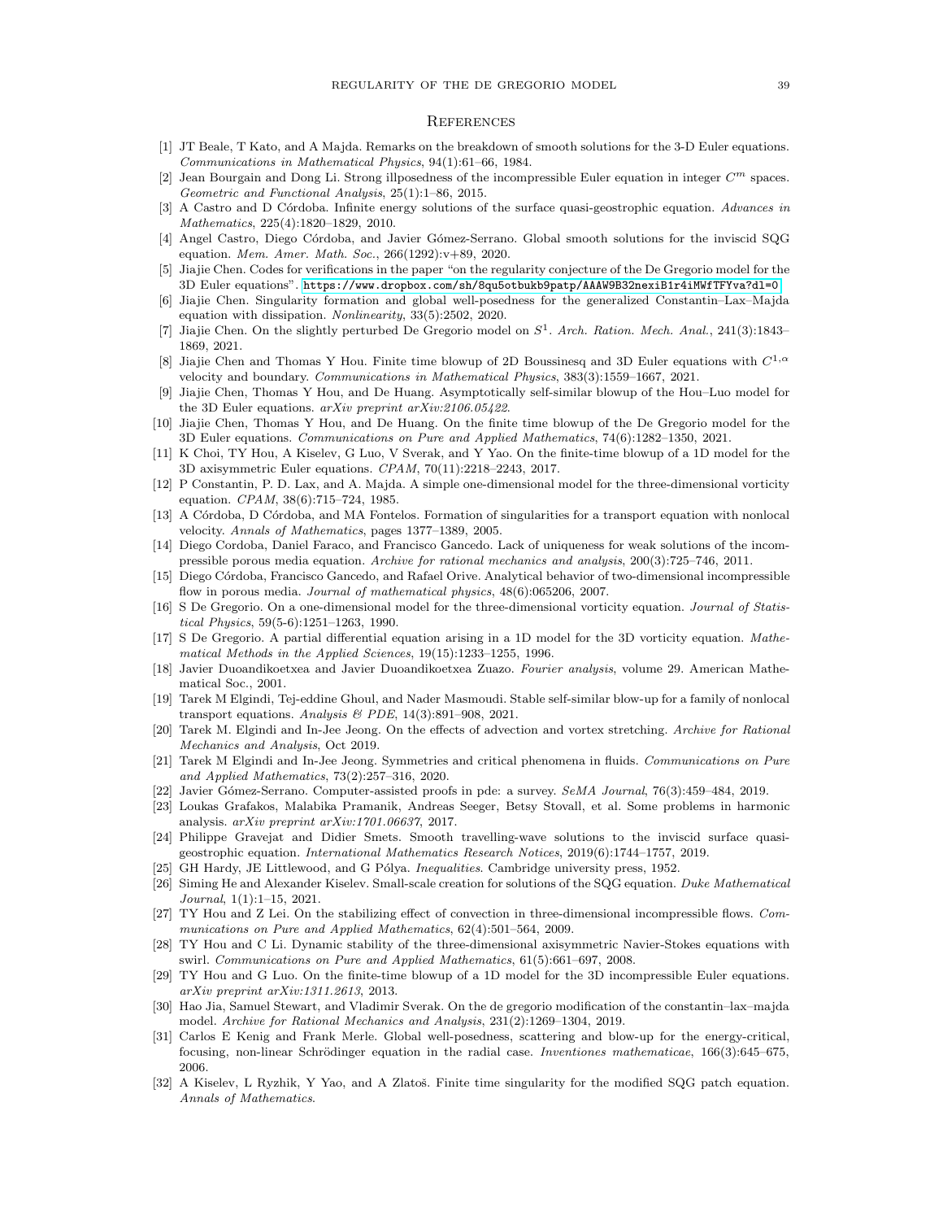## References

[1] JT Beale, T Kato, and A Majda. Remarks on the breakdown of smooth solutions for the 3-D Euler equations. *Communications in Mathematical Physics*, 94(1):61–66, 1984.

[2] Jean Bourgain and Dong Li. Strong illposedness of the incompressible Euler equation in integer $C^m$ spaces. *Geometric and Functional Analysis*, 25(1):1–86, 2015.

[3] A Castro and D Córdoba. Infinite energy solutions of the surface quasi-geostrophic equation. *Advances in Mathematics*, 225(4):1820–1829, 2010.

[4] Angel Castro, Diego Córdoba, and Javier Gómez-Serrano. Global smooth solutions for the inviscid SQG equation. *Mem. Amer. Math. Soc.*, 266(1292):v+89, 2020.

[5] Jiajie Chen. Codes for verifications in the paper "on the regularity conjecture of the De Gregorio model for the 3D Euler equations". https://www.dropbox.com/sh/8qu5otbukb9patp/AAAW9B32nexiB1r4iMWfTFYva?dl=0.

[6] Jiajie Chen. Singularity formation and global well-posedness for the generalized Constantin–Lax–Majda equation with dissipation. *Nonlinearity*, 33(5):2502, 2020.

[7] Jiajie Chen. On the slightly perturbed De Gregorio model on $S^1$. *Arch. Ration. Mech. Anal.*, 241(3):1843–1869, 2021.

[8] Jiajie Chen and Thomas Y Hou. Finite time blowup of 2D Boussinesq and 3D Euler equations with $C^{1,\alpha}$ velocity and boundary. *Communications in Mathematical Physics*, 383(3):1559–1667, 2021.

[9] Jiajie Chen, Thomas Y Hou, and De Huang. Asymptotically self-similar blowup of the Hou–Luo model for the 3D Euler equations. *arXiv preprint arXiv:2106.05422*.

[10] Jiajie Chen, Thomas Y Hou, and De Huang. On the finite time blowup of the De Gregorio model for the 3D Euler equations. *Communications on Pure and Applied Mathematics*, 74(6):1282–1350, 2021.

[11] K Choi, TY Hou, A Kiselev, G Luo, V Sverak, and Y Yao. On the finite-time blowup of a 1D model for the 3D axisymmetric Euler equations. *CPAM*, 70(11):2218–2243, 2017.

[12] P Constantin, P. D. Lax, and A. Majda. A simple one-dimensional model for the three-dimensional vorticity equation. *CPAM*, 38(6):715–724, 1985.

[13] A Córdoba, D Córdoba, and MA Fontelos. Formation of singularities for a transport equation with nonlocal velocity. *Annals of Mathematics*, pages 1377–1389, 2005.

[14] Diego Cordoba, Daniel Faraco, and Francisco Gancedo. Lack of uniqueness for weak solutions of the incompressible porous media equation. *Archive for rational mechanics and analysis*, 200(3):725–746, 2011.

[15] Diego Córdoba, Francisco Gancedo, and Rafael Orive. Analytical behavior of two-dimensional incompressible flow in porous media. *Journal of mathematical physics*, 48(6):065206, 2007.

[16] S De Gregorio. On a one-dimensional model for the three-dimensional vorticity equation. *Journal of Statistical Physics*, 59(5-6):1251–1263, 1990.

[17] S De Gregorio. A partial differential equation arising in a 1D model for the 3D vorticity equation. *Mathematical Methods in the Applied Sciences*, 19(15):1233–1255, 1996.

[18] Javier Duoandikoetxea and Javier Duoandikoetxea Zuazo. *Fourier analysis*, volume 29. American Mathematical Soc., 2001.

[19] Tarek M Elgindi, Tej-eddine Ghoul, and Nader Masmoudi. Stable self-similar blow-up for a family of nonlocal transport equations. *Analysis & PDE*, 14(3):891–908, 2021.

[20] Tarek M. Elgindi and In-Jee Jeong. On the effects of advection and vortex stretching. *Archive for Rational Mechanics and Analysis*, Oct 2019.

[21] Tarek M Elgindi and In-Jee Jeong. Symmetries and critical phenomena in fluids. *Communications on Pure and Applied Mathematics*, 73(2):257–316, 2020.

[22] Javier Gómez-Serrano. Computer-assisted proofs in pde: a survey. *SeMA Journal*, 76(3):459–484, 2019.

[23] Loukas Grafakos, Malabika Pramanik, Andreas Seeger, Betsy Stovall, et al. Some problems in harmonic analysis. *arXiv preprint arXiv:1701.06637*, 2017.

[24] Philippe Gravejat and Didier Smets. Smooth travelling-wave solutions to the inviscid surface quasi-geostrophic equation. *International Mathematics Research Notices*, 2019(6):1744–1757, 2019.

[25] GH Hardy, JE Littlewood, and G Pólya. *Inequalities*. Cambridge university press, 1952.

[26] Siming He and Alexander Kiselev. Small-scale creation for solutions of the SQG equation. *Duke Mathematical Journal*, 1(1):1–15, 2021.

[27] TY Hou and Z Lei. On the stabilizing effect of convection in three-dimensional incompressible flows. *Communications on Pure and Applied Mathematics*, 62(4):501–564, 2009.

[28] TY Hou and C Li. Dynamic stability of the three-dimensional axisymmetric Navier-Stokes equations with swirl. *Communications on Pure and Applied Mathematics*, 61(5):661–697, 2008.

[29] TY Hou and G Luo. On the finite-time blowup of a 1D model for the 3D incompressible Euler equations. *arXiv preprint arXiv:1311.2613*, 2013.

[30] Hao Jia, Samuel Stewart, and Vladimir Sverak. On the de gregorio modification of the constantin–lax–majda model. *Archive for Rational Mechanics and Analysis*, 231(2):1269–1304, 2019.

[31] Carlos E Kenig and Frank Merle. Global well-posedness, scattering and blow-up for the energy-critical, focusing, non-linear Schrödinger equation in the radial case. *Inventiones mathematicae*, 166(3):645–675, 2006.

[32] A Kiselev, L Ryzhik, Y Yao, and A Zlatoš. Finite time singularity for the modified SQG patch equation. *Annals of Mathematics*.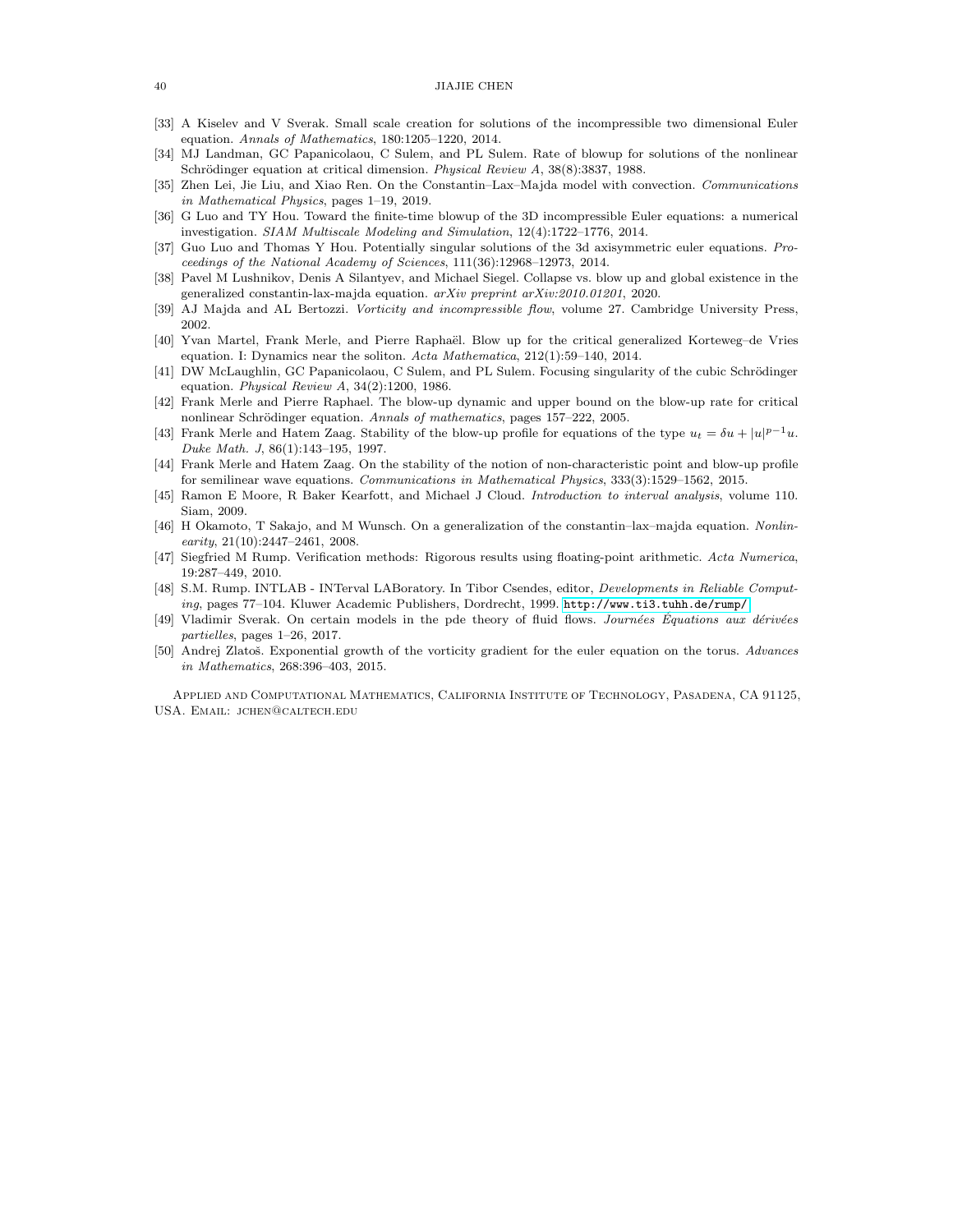[33] A Kiselev and V Sverak. Small scale creation for solutions of the incompressible two dimensional Euler equation. *Annals of Mathematics*, 180:1205–1220, 2014.

[34] MJ Landman, GC Papanicolaou, C Sulem, and PL Sulem. Rate of blowup for solutions of the nonlinear Schrödinger equation at critical dimension. *Physical Review A*, 38(8):3837, 1988.

[35] Zhen Lei, Jie Liu, and Xiao Ren. On the Constantin–Lax–Majda model with convection. *Communications in Mathematical Physics*, pages 1–19, 2019.

[36] G Luo and TY Hou. Toward the finite-time blowup of the 3D incompressible Euler equations: a numerical investigation. *SIAM Multiscale Modeling and Simulation*, 12(4):1722–1776, 2014.

[37] Guo Luo and Thomas Y Hou. Potentially singular solutions of the 3d axisymmetric euler equations. *Proceedings of the National Academy of Sciences*, 111(36):12968–12973, 2014.

[38] Pavel M Lushnikov, Denis A Silantyev, and Michael Siegel. Collapse vs. blow up and global existence in the generalized constantin-lax-majda equation. *arXiv preprint arXiv:2010.01201*, 2020.

[39] AJ Majda and AL Bertozzi. *Vorticity and incompressible flow*, volume 27. Cambridge University Press, 2002.

[40] Yvan Martel, Frank Merle, and Pierre Raphaël. Blow up for the critical generalized Korteweg–de Vries equation. I: Dynamics near the soliton. *Acta Mathematica*, 212(1):59–140, 2014.

[41] DW McLaughlin, GC Papanicolaou, C Sulem, and PL Sulem. Focusing singularity of the cubic Schrödinger equation. *Physical Review A*, 34(2):1200, 1986.

[42] Frank Merle and Pierre Raphael. The blow-up dynamic and upper bound on the blow-up rate for critical nonlinear Schrödinger equation. *Annals of mathematics*, pages 157–222, 2005.

[43] Frank Merle and Hatem Zaag. Stability of the blow-up profile for equations of the type $u_t = \delta u + |u|^{p-1}u$. *Duke Math. J*, 86(1):143–195, 1997.

[44] Frank Merle and Hatem Zaag. On the stability of the notion of non-characteristic point and blow-up profile for semilinear wave equations. *Communications in Mathematical Physics*, 333(3):1529–1562, 2015.

[45] Ramon E Moore, R Baker Kearfott, and Michael J Cloud. *Introduction to interval analysis*, volume 110. Siam, 2009.

[46] H Okamoto, T Sakajo, and M Wunsch. On a generalization of the constantin–lax–majda equation. *Nonlinearity*, 21(10):2447–2461, 2008.

[47] Siegfried M Rump. Verification methods: Rigorous results using floating-point arithmetic. *Acta Numerica*, 19:287–449, 2010.

[48] S.M. Rump. INTLAB - INTerval LABoratory. In Tibor Csendes, editor, *Developments in Reliable Computing*, pages 77–104. Kluwer Academic Publishers, Dordrecht, 1999. http://www.ti3.tuhh.de/rump/.

[49] Vladimir Sverak. On certain models in the pde theory of fluid flows. *Journées Équations aux dérivées partielles*, pages 1–26, 2017.

[50] Andrej Zlatoš. Exponential growth of the vorticity gradient for the euler equation on the torus. *Advances in Mathematics*, 268:396–403, 2015.

Applied and Computational Mathematics, California Institute of Technology, Pasadena, CA 91125, USA. Email: jchen@caltech.edu